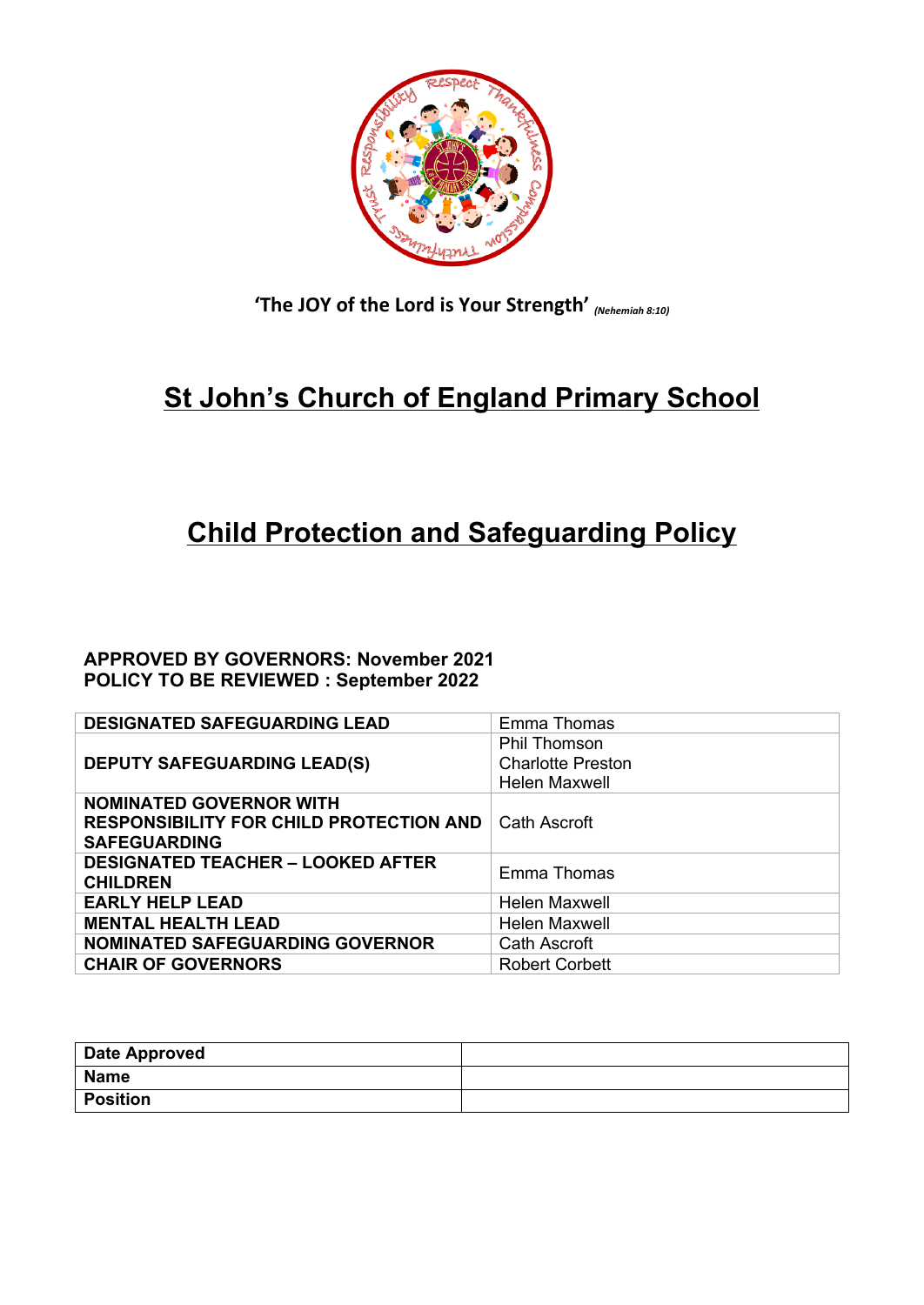'The JOY of the Lord is Your Strength' *(Nehemiah 8:10)*

# St John's Church of England Primary School

# Child Protection and Safeguarding Policy

**APPROVED BY GOVERNORS: November 2021**
**POLICY TO BE REVIEWED : September 2022**

| | |
|---|---|
| **DESIGNATED SAFEGUARDING LEAD** | Emma Thomas |
| **DEPUTY SAFEGUARDING LEAD(S)** | Phil Thomson<br>Charlotte Preston<br>Helen Maxwell |
| **NOMINATED GOVERNOR WITH RESPONSIBILITY FOR CHILD PROTECTION AND SAFEGUARDING** | Cath Ascroft |
| **DESIGNATED TEACHER – LOOKED AFTER CHILDREN** | Emma Thomas |
| **EARLY HELP LEAD** | Helen Maxwell |
| **MENTAL HEALTH LEAD** | Helen Maxwell |
| **NOMINATED SAFEGUARDING GOVERNOR** | Cath Ascroft |
| **CHAIR OF GOVERNORS** | Robert Corbett |

| | |
|---|---|
| **Date Approved** | |
| **Name** | |
| **Position** | |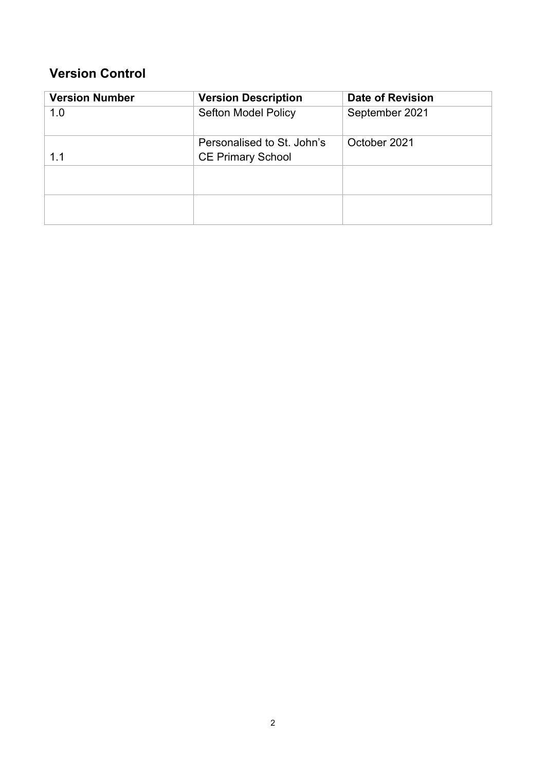## Version Control

| Version Number | Version Description | Date of Revision |
|---|---|---|
| 1.0 | Sefton Model Policy | September 2021 |
| 1.1 | Personalised to St. John's CE Primary School | October 2021 |
| | | |
| | | |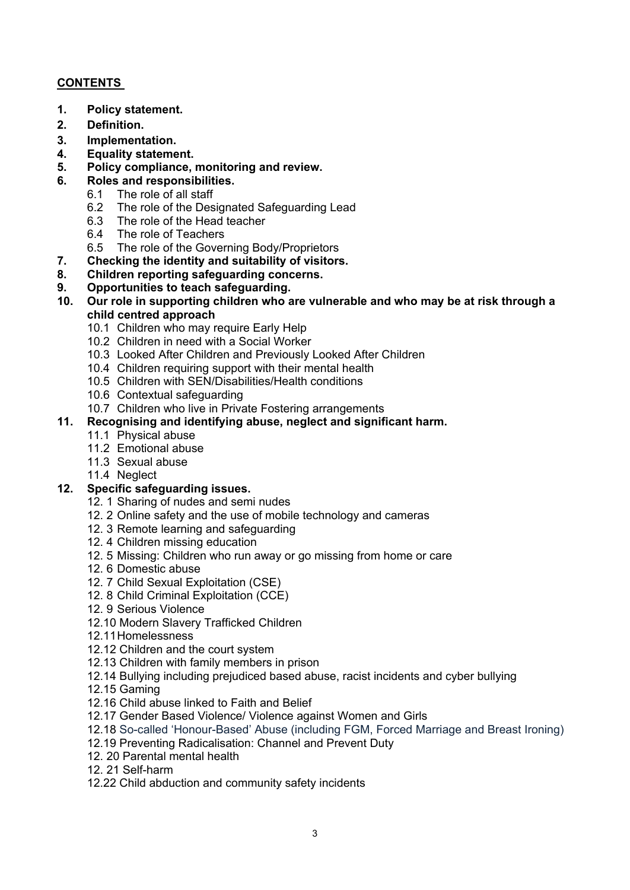**CONTENTS**

1. **Policy statement.**
2. **Definition.**
3. **Implementation.**
4. **Equality statement.**
5. **Policy compliance, monitoring and review.**
6. **Roles and responsibilities.**
   - 6.1 The role of all staff
   - 6.2 The role of the Designated Safeguarding Lead
   - 6.3 The role of the Head teacher
   - 6.4 The role of Teachers
   - 6.5 The role of the Governing Body/Proprietors
7. **Checking the identity and suitability of visitors.**
8. **Children reporting safeguarding concerns.**
9. **Opportunities to teach safeguarding.**
10. **Our role in supporting children who are vulnerable and who may be at risk through a child centred approach**
    - 10.1 Children who may require Early Help
    - 10.2 Children in need with a Social Worker
    - 10.3 Looked After Children and Previously Looked After Children
    - 10.4 Children requiring support with their mental health
    - 10.5 Children with SEN/Disabilities/Health conditions
    - 10.6 Contextual safeguarding
    - 10.7 Children who live in Private Fostering arrangements
11. **Recognising and identifying abuse, neglect and significant harm.**
    - 11.1 Physical abuse
    - 11.2 Emotional abuse
    - 11.3 Sexual abuse
    - 11.4 Neglect
12. **Specific safeguarding issues.**
    - 12. 1 Sharing of nudes and semi nudes
    - 12. 2 Online safety and the use of mobile technology and cameras
    - 12. 3 Remote learning and safeguarding
    - 12. 4 Children missing education
    - 12. 5 Missing: Children who run away or go missing from home or care
    - 12. 6 Domestic abuse
    - 12. 7 Child Sexual Exploitation (CSE)
    - 12. 8 Child Criminal Exploitation (CCE)
    - 12. 9 Serious Violence
    - 12.10 Modern Slavery Trafficked Children
    - 12.11 Homelessness
    - 12.12 Children and the court system
    - 12.13 Children with family members in prison
    - 12.14 Bullying including prejudiced based abuse, racist incidents and cyber bullying
    - 12.15 Gaming
    - 12.16 Child abuse linked to Faith and Belief
    - 12.17 Gender Based Violence/ Violence against Women and Girls
    - 12.18 So-called 'Honour-Based' Abuse (including FGM, Forced Marriage and Breast Ironing)
    - 12.19 Preventing Radicalisation: Channel and Prevent Duty
    - 12. 20 Parental mental health
    - 12. 21 Self-harm
    - 12.22 Child abduction and community safety incidents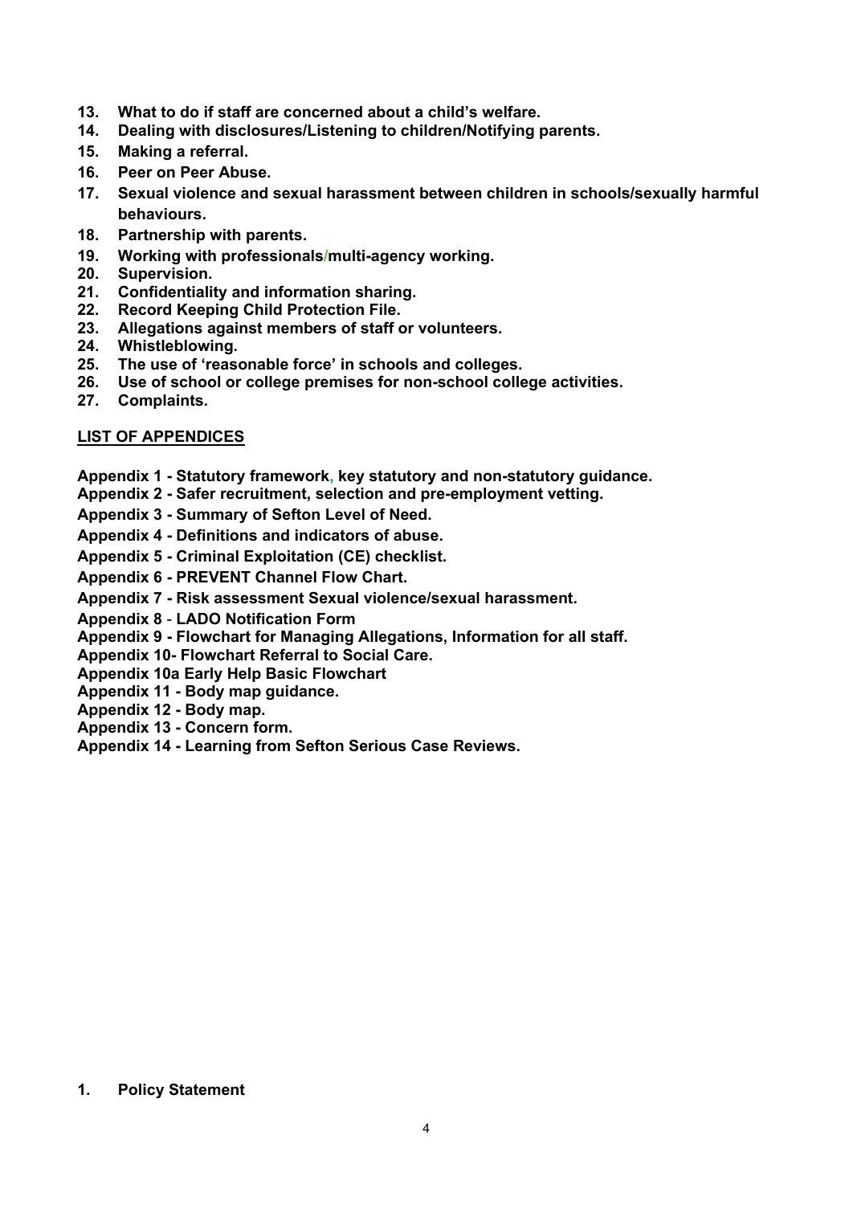13. **What to do if staff are concerned about a child's welfare.**
14. **Dealing with disclosures/Listening to children/Notifying parents.**
15. **Making a referral.**
16. **Peer on Peer Abuse.**
17. **Sexual violence and sexual harassment between children in schools/sexually harmful behaviours.**
18. **Partnership with parents.**
19. **Working with professionals/multi-agency working.**
20. **Supervision.**
21. **Confidentiality and information sharing.**
22. **Record Keeping Child Protection File.**
23. **Allegations against members of staff or volunteers.**
24. **Whistleblowing.**
25. **The use of 'reasonable force' in schools and colleges.**
26. **Use of school or college premises for non-school college activities.**
27. **Complaints.**

**LIST OF APPENDICES**

**Appendix 1 - Statutory framework, key statutory and non-statutory guidance.**
**Appendix 2 - Safer recruitment, selection and pre-employment vetting.**
**Appendix 3 - Summary of Sefton Level of Need.**
**Appendix 4 - Definitions and indicators of abuse.**
**Appendix 5 - Criminal Exploitation (CE) checklist.**
**Appendix 6 - PREVENT Channel Flow Chart.**
**Appendix 7 - Risk assessment Sexual violence/sexual harassment.**
**Appendix 8 - LADO Notification Form**
**Appendix 9 - Flowchart for Managing Allegations, Information for all staff.**
**Appendix 10- Flowchart Referral to Social Care.**
**Appendix 10a Early Help Basic Flowchart**
**Appendix 11 - Body map guidance.**
**Appendix 12 - Body map.**
**Appendix 13 - Concern form.**
**Appendix 14 - Learning from Sefton Serious Case Reviews.**

## 1. Policy Statement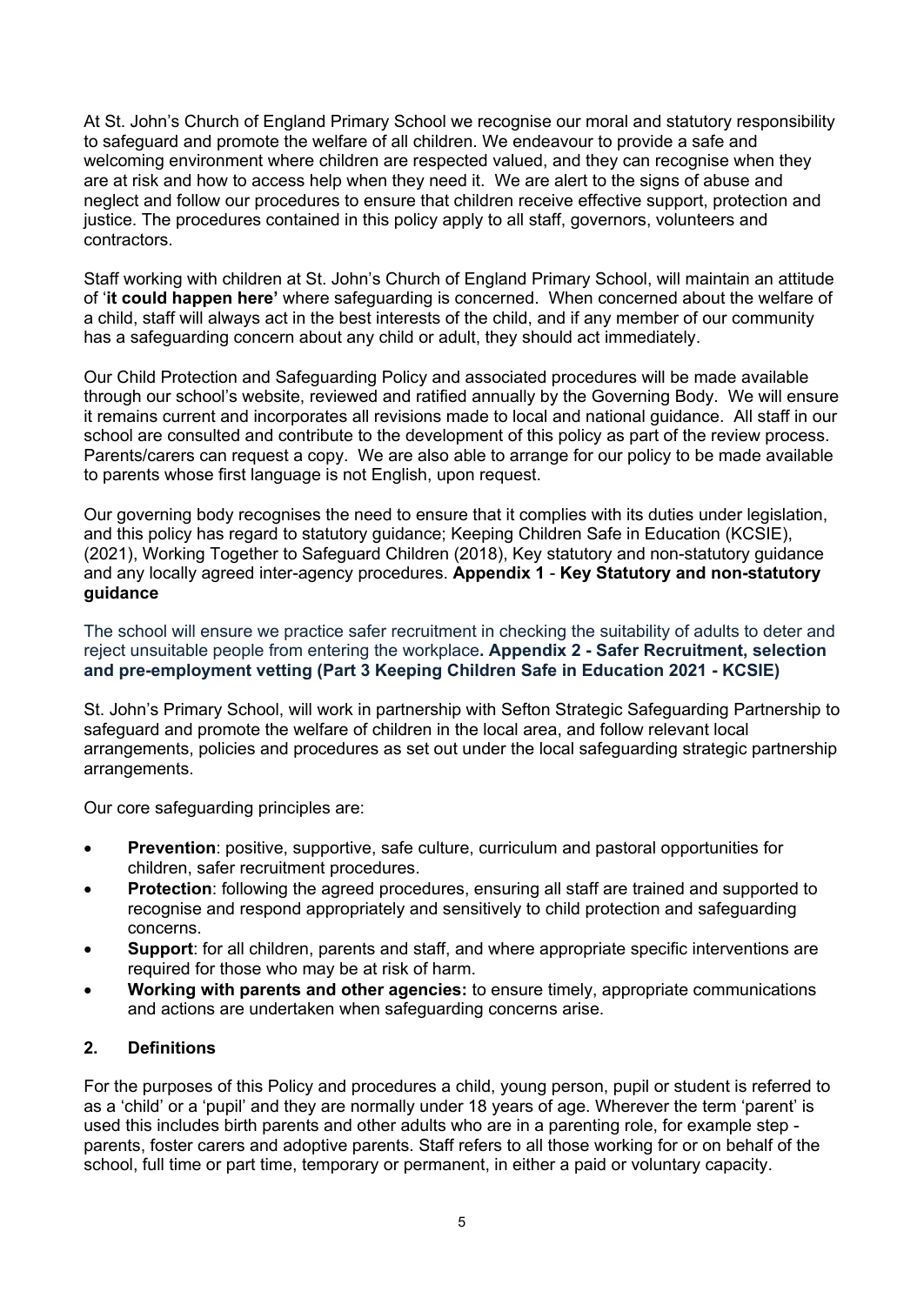At St. John's Church of England Primary School we recognise our moral and statutory responsibility to safeguard and promote the welfare of all children. We endeavour to provide a safe and welcoming environment where children are respected valued, and they can recognise when they are at risk and how to access help when they need it. We are alert to the signs of abuse and neglect and follow our procedures to ensure that children receive effective support, protection and justice. The procedures contained in this policy apply to all staff, governors, volunteers and contractors.

Staff working with children at St. John's Church of England Primary School, will maintain an attitude of '**it could happen here'** where safeguarding is concerned. When concerned about the welfare of a child, staff will always act in the best interests of the child, and if any member of our community has a safeguarding concern about any child or adult, they should act immediately.

Our Child Protection and Safeguarding Policy and associated procedures will be made available through our school's website, reviewed and ratified annually by the Governing Body. We will ensure it remains current and incorporates all revisions made to local and national guidance. All staff in our school are consulted and contribute to the development of this policy as part of the review process. Parents/carers can request a copy. We are also able to arrange for our policy to be made available to parents whose first language is not English, upon request.

Our governing body recognises the need to ensure that it complies with its duties under legislation, and this policy has regard to statutory guidance; Keeping Children Safe in Education (KCSIE), (2021), Working Together to Safeguard Children (2018), Key statutory and non-statutory guidance and any locally agreed inter-agency procedures. **Appendix 1** - **Key Statutory and non-statutory guidance**

The school will ensure we practice safer recruitment in checking the suitability of adults to deter and reject unsuitable people from entering the workplace**. Appendix 2 - Safer Recruitment, selection and pre-employment vetting (Part 3 Keeping Children Safe in Education 2021 - KCSIE)**

St. John's Primary School, will work in partnership with Sefton Strategic Safeguarding Partnership to safeguard and promote the welfare of children in the local area, and follow relevant local arrangements, policies and procedures as set out under the local safeguarding strategic partnership arrangements.

Our core safeguarding principles are:

- **Prevention**: positive, supportive, safe culture, curriculum and pastoral opportunities for children, safer recruitment procedures.
- **Protection**: following the agreed procedures, ensuring all staff are trained and supported to recognise and respond appropriately and sensitively to child protection and safeguarding concerns.
- **Support**: for all children, parents and staff, and where appropriate specific interventions are required for those who may be at risk of harm.
- **Working with parents and other agencies:** to ensure timely, appropriate communications and actions are undertaken when safeguarding concerns arise.

## 2. Definitions

For the purposes of this Policy and procedures a child, young person, pupil or student is referred to as a 'child' or a 'pupil' and they are normally under 18 years of age. Wherever the term 'parent' is used this includes birth parents and other adults who are in a parenting role, for example step - parents, foster carers and adoptive parents. Staff refers to all those working for or on behalf of the school, full time or part time, temporary or permanent, in either a paid or voluntary capacity.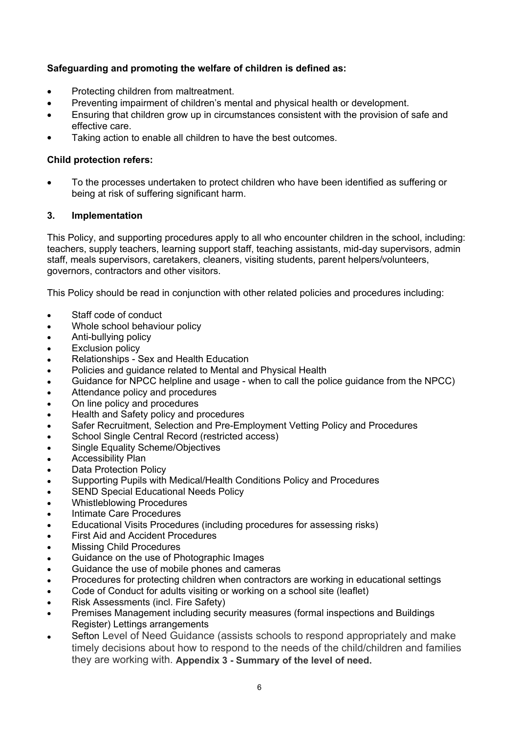**Safeguarding and promoting the welfare of children is defined as:**

- Protecting children from maltreatment.
- Preventing impairment of children's mental and physical health or development.
- Ensuring that children grow up in circumstances consistent with the provision of safe and effective care.
- Taking action to enable all children to have the best outcomes.

**Child protection refers:**

- To the processes undertaken to protect children who have been identified as suffering or being at risk of suffering significant harm.

## 3. Implementation

This Policy, and supporting procedures apply to all who encounter children in the school, including: teachers, supply teachers, learning support staff, teaching assistants, mid-day supervisors, admin staff, meals supervisors, caretakers, cleaners, visiting students, parent helpers/volunteers, governors, contractors and other visitors.

This Policy should be read in conjunction with other related policies and procedures including:

- Staff code of conduct
- Whole school behaviour policy
- Anti-bullying policy
- Exclusion policy
- Relationships - Sex and Health Education
- Policies and guidance related to Mental and Physical Health
- Guidance for NPCC helpline and usage - when to call the police guidance from the NPCC)
- Attendance policy and procedures
- On line policy and procedures
- Health and Safety policy and procedures
- Safer Recruitment, Selection and Pre-Employment Vetting Policy and Procedures
- School Single Central Record (restricted access)
- Single Equality Scheme/Objectives
- Accessibility Plan
- Data Protection Policy
- Supporting Pupils with Medical/Health Conditions Policy and Procedures
- SEND Special Educational Needs Policy
- Whistleblowing Procedures
- Intimate Care Procedures
- Educational Visits Procedures (including procedures for assessing risks)
- First Aid and Accident Procedures
- Missing Child Procedures
- Guidance on the use of Photographic Images
- Guidance the use of mobile phones and cameras
- Procedures for protecting children when contractors are working in educational settings
- Code of Conduct for adults visiting or working on a school site (leaflet)
- Risk Assessments (incl. Fire Safety)
- Premises Management including security measures (formal inspections and Buildings Register) Lettings arrangements
- Sefton Level of Need Guidance (assists schools to respond appropriately and make timely decisions about how to respond to the needs of the child/children and families they are working with. **Appendix 3 - Summary of the level of need.**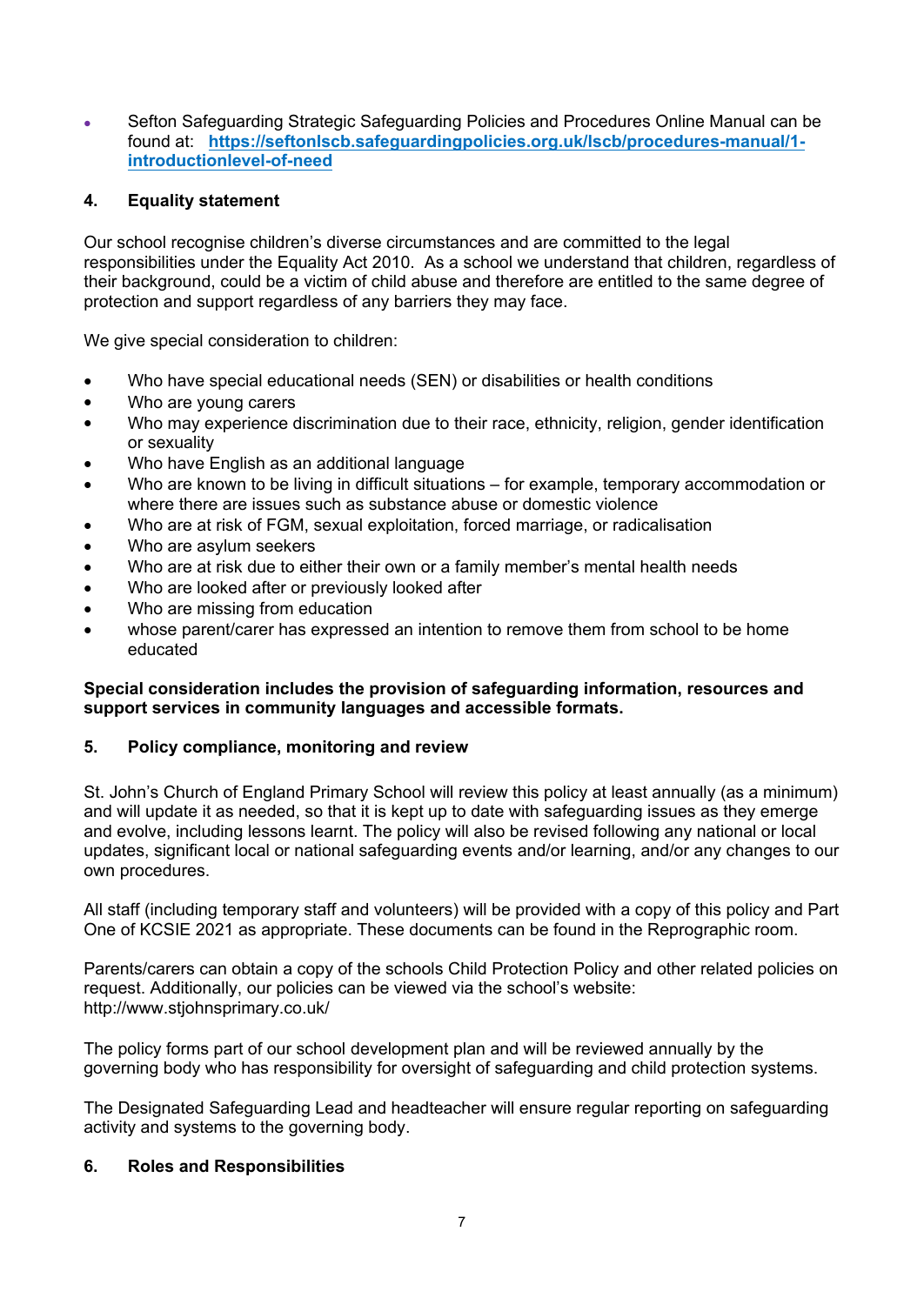- Sefton Safeguarding Strategic Safeguarding Policies and Procedures Online Manual can be found at: [https://seftonlscb.safeguardingpolicies.org.uk/lscb/procedures-manual/1-introductionlevel-of-need](https://seftonlscb.safeguardingpolicies.org.uk/lscb/procedures-manual/1-introductionlevel-of-need)

## 4. Equality statement

Our school recognise children's diverse circumstances and are committed to the legal responsibilities under the Equality Act 2010. As a school we understand that children, regardless of their background, could be a victim of child abuse and therefore are entitled to the same degree of protection and support regardless of any barriers they may face.

We give special consideration to children:

- Who have special educational needs (SEN) or disabilities or health conditions
- Who are young carers
- Who may experience discrimination due to their race, ethnicity, religion, gender identification or sexuality
- Who have English as an additional language
- Who are known to be living in difficult situations – for example, temporary accommodation or where there are issues such as substance abuse or domestic violence
- Who are at risk of FGM, sexual exploitation, forced marriage, or radicalisation
- Who are asylum seekers
- Who are at risk due to either their own or a family member's mental health needs
- Who are looked after or previously looked after
- Who are missing from education
- whose parent/carer has expressed an intention to remove them from school to be home educated

**Special consideration includes the provision of safeguarding information, resources and support services in community languages and accessible formats.**

## 5. Policy compliance, monitoring and review

St. John's Church of England Primary School will review this policy at least annually (as a minimum) and will update it as needed, so that it is kept up to date with safeguarding issues as they emerge and evolve, including lessons learnt. The policy will also be revised following any national or local updates, significant local or national safeguarding events and/or learning, and/or any changes to our own procedures.

All staff (including temporary staff and volunteers) will be provided with a copy of this policy and Part One of KCSIE 2021 as appropriate. These documents can be found in the Reprographic room.

Parents/carers can obtain a copy of the schools Child Protection Policy and other related policies on request. Additionally, our policies can be viewed via the school's website: http://www.stjohnsprimary.co.uk/

The policy forms part of our school development plan and will be reviewed annually by the governing body who has responsibility for oversight of safeguarding and child protection systems.

The Designated Safeguarding Lead and headteacher will ensure regular reporting on safeguarding activity and systems to the governing body.

## 6. Roles and Responsibilities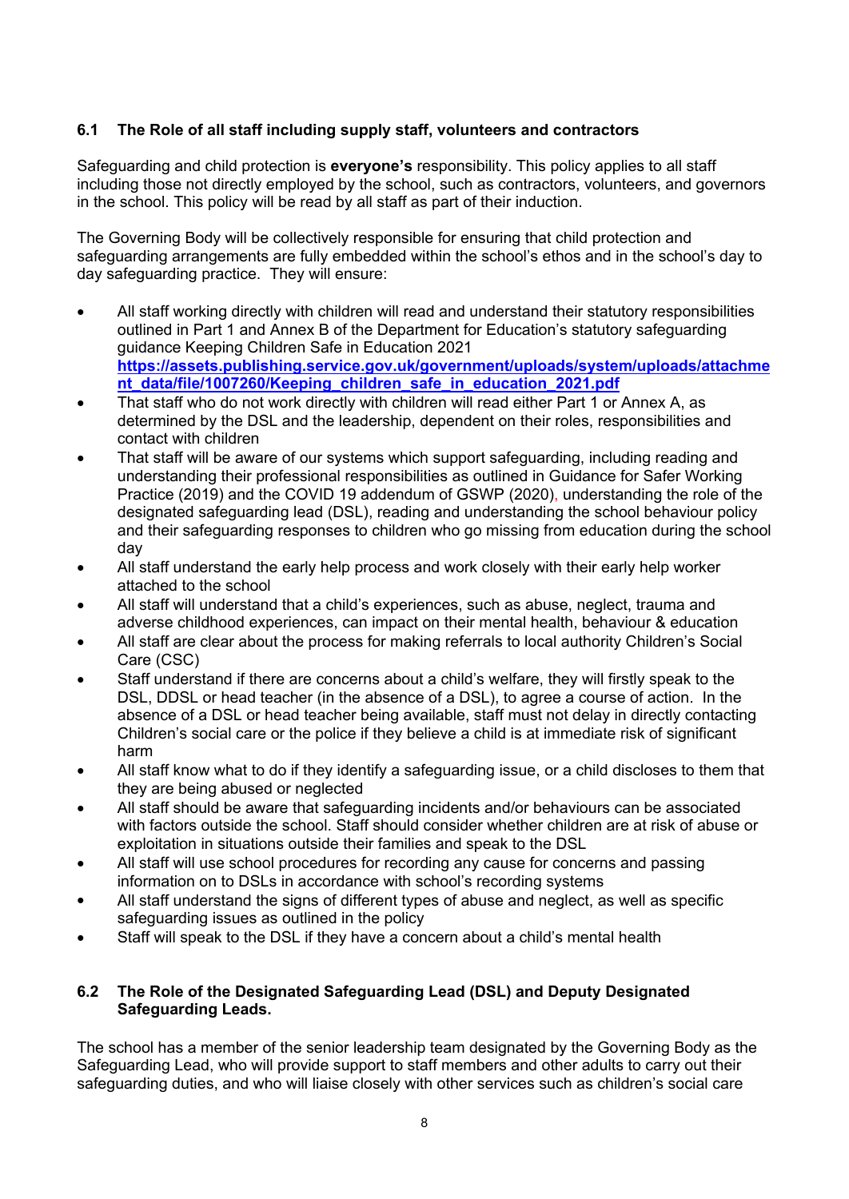### 6.1 The Role of all staff including supply staff, volunteers and contractors

Safeguarding and child protection is **everyone's** responsibility. This policy applies to all staff including those not directly employed by the school, such as contractors, volunteers, and governors in the school. This policy will be read by all staff as part of their induction.

The Governing Body will be collectively responsible for ensuring that child protection and safeguarding arrangements are fully embedded within the school's ethos and in the school's day to day safeguarding practice. They will ensure:

- All staff working directly with children will read and understand their statutory responsibilities outlined in Part 1 and Annex B of the Department for Education's statutory safeguarding guidance Keeping Children Safe in Education 2021 **https://assets.publishing.service.gov.uk/government/uploads/system/uploads/attachment_data/file/1007260/Keeping_children_safe_in_education_2021.pdf**
- That staff who do not work directly with children will read either Part 1 or Annex A, as determined by the DSL and the leadership, dependent on their roles, responsibilities and contact with children
- That staff will be aware of our systems which support safeguarding, including reading and understanding their professional responsibilities as outlined in Guidance for Safer Working Practice (2019) and the COVID 19 addendum of GSWP (2020), understanding the role of the designated safeguarding lead (DSL), reading and understanding the school behaviour policy and their safeguarding responses to children who go missing from education during the school day
- All staff understand the early help process and work closely with their early help worker attached to the school
- All staff will understand that a child's experiences, such as abuse, neglect, trauma and adverse childhood experiences, can impact on their mental health, behaviour & education
- All staff are clear about the process for making referrals to local authority Children's Social Care (CSC)
- Staff understand if there are concerns about a child's welfare, they will firstly speak to the DSL, DDSL or head teacher (in the absence of a DSL), to agree a course of action. In the absence of a DSL or head teacher being available, staff must not delay in directly contacting Children's social care or the police if they believe a child is at immediate risk of significant harm
- All staff know what to do if they identify a safeguarding issue, or a child discloses to them that they are being abused or neglected
- All staff should be aware that safeguarding incidents and/or behaviours can be associated with factors outside the school. Staff should consider whether children are at risk of abuse or exploitation in situations outside their families and speak to the DSL
- All staff will use school procedures for recording any cause for concerns and passing information on to DSLs in accordance with school's recording systems
- All staff understand the signs of different types of abuse and neglect, as well as specific safeguarding issues as outlined in the policy
- Staff will speak to the DSL if they have a concern about a child's mental health

### 6.2 The Role of the Designated Safeguarding Lead (DSL) and Deputy Designated Safeguarding Leads.

The school has a member of the senior leadership team designated by the Governing Body as the Safeguarding Lead, who will provide support to staff members and other adults to carry out their safeguarding duties, and who will liaise closely with other services such as children's social care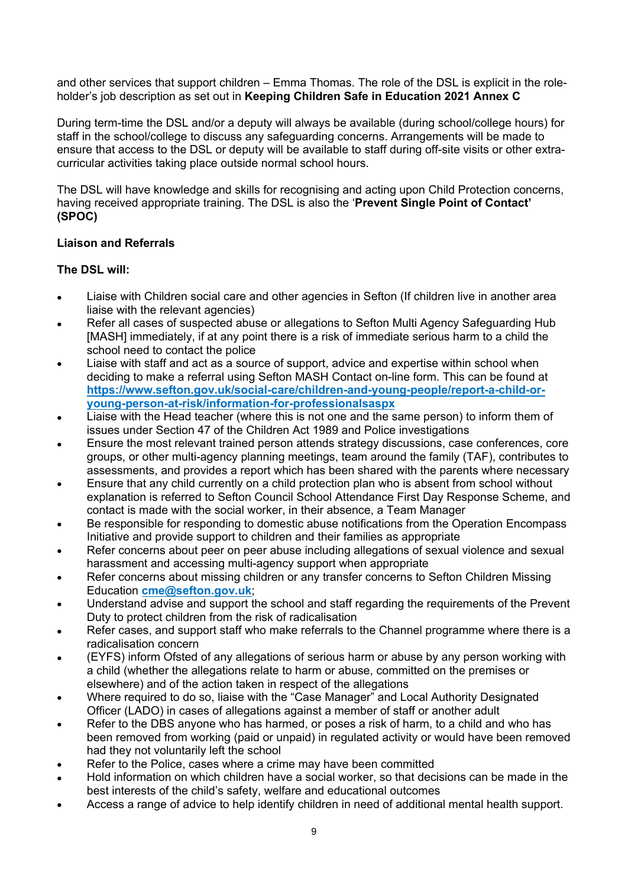and other services that support children – Emma Thomas. The role of the DSL is explicit in the role-holder's job description as set out in **Keeping Children Safe in Education 2021 Annex C**

During term-time the DSL and/or a deputy will always be available (during school/college hours) for staff in the school/college to discuss any safeguarding concerns. Arrangements will be made to ensure that access to the DSL or deputy will be available to staff during off-site visits or other extra-curricular activities taking place outside normal school hours.

The DSL will have knowledge and skills for recognising and acting upon Child Protection concerns, having received appropriate training. The DSL is also the '**Prevent Single Point of Contact' (SPOC)**

**Liaison and Referrals**

**The DSL will:**

- Liaise with Children social care and other agencies in Sefton (If children live in another area liaise with the relevant agencies)
- Refer all cases of suspected abuse or allegations to Sefton Multi Agency Safeguarding Hub [MASH] immediately, if at any point there is a risk of immediate serious harm to a child the school need to contact the police
- Liaise with staff and act as a source of support, advice and expertise within school when deciding to make a referral using Sefton MASH Contact on-line form. This can be found at **https://www.sefton.gov.uk/social-care/children-and-young-people/report-a-child-or-young-person-at-risk/information-for-professionalsaspx**
- Liaise with the Head teacher (where this is not one and the same person) to inform them of issues under Section 47 of the Children Act 1989 and Police investigations
- Ensure the most relevant trained person attends strategy discussions, case conferences, core groups, or other multi-agency planning meetings, team around the family (TAF), contributes to assessments, and provides a report which has been shared with the parents where necessary
- Ensure that any child currently on a child protection plan who is absent from school without explanation is referred to Sefton Council School Attendance First Day Response Scheme, and contact is made with the social worker, in their absence, a Team Manager
- Be responsible for responding to domestic abuse notifications from the Operation Encompass Initiative and provide support to children and their families as appropriate
- Refer concerns about peer on peer abuse including allegations of sexual violence and sexual harassment and accessing multi-agency support when appropriate
- Refer concerns about missing children or any transfer concerns to Sefton Children Missing Education **cme@sefton.gov.uk**;
- Understand advise and support the school and staff regarding the requirements of the Prevent Duty to protect children from the risk of radicalisation
- Refer cases, and support staff who make referrals to the Channel programme where there is a radicalisation concern
- (EYFS) inform Ofsted of any allegations of serious harm or abuse by any person working with a child (whether the allegations relate to harm or abuse, committed on the premises or elsewhere) and of the action taken in respect of the allegations
- Where required to do so, liaise with the "Case Manager" and Local Authority Designated Officer (LADO) in cases of allegations against a member of staff or another adult
- Refer to the DBS anyone who has harmed, or poses a risk of harm, to a child and who has been removed from working (paid or unpaid) in regulated activity or would have been removed had they not voluntarily left the school
- Refer to the Police, cases where a crime may have been committed
- Hold information on which children have a social worker, so that decisions can be made in the best interests of the child's safety, welfare and educational outcomes
- Access a range of advice to help identify children in need of additional mental health support.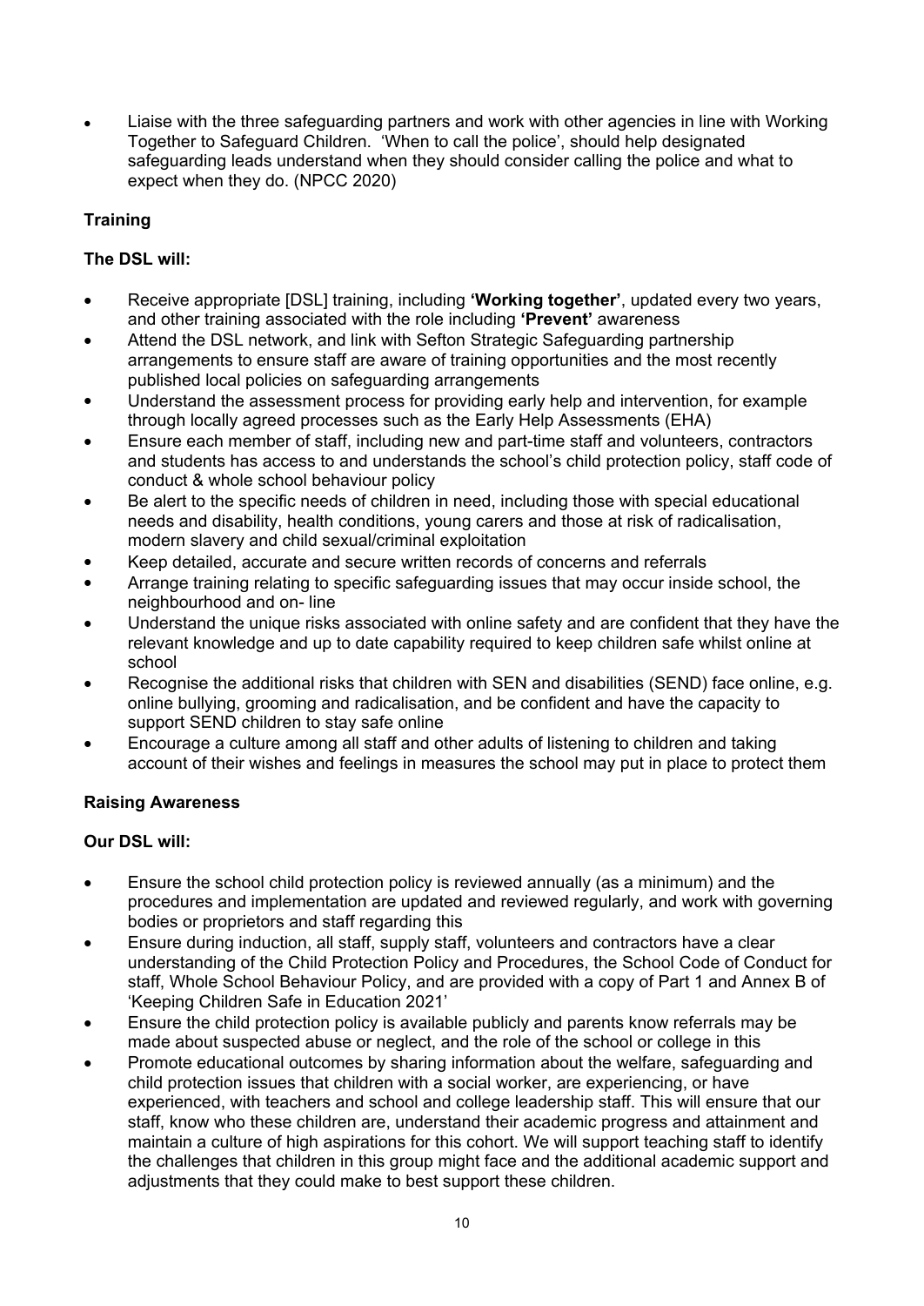- Liaise with the three safeguarding partners and work with other agencies in line with Working Together to Safeguard Children. 'When to call the police', should help designated safeguarding leads understand when they should consider calling the police and what to expect when they do. (NPCC 2020)

**Training**

**The DSL will:**

- Receive appropriate [DSL] training, including **'Working together'**, updated every two years, and other training associated with the role including **'Prevent'** awareness
- Attend the DSL network, and link with Sefton Strategic Safeguarding partnership arrangements to ensure staff are aware of training opportunities and the most recently published local policies on safeguarding arrangements
- Understand the assessment process for providing early help and intervention, for example through locally agreed processes such as the Early Help Assessments (EHA)
- Ensure each member of staff, including new and part-time staff and volunteers, contractors and students has access to and understands the school's child protection policy, staff code of conduct & whole school behaviour policy
- Be alert to the specific needs of children in need, including those with special educational needs and disability, health conditions, young carers and those at risk of radicalisation, modern slavery and child sexual/criminal exploitation
- Keep detailed, accurate and secure written records of concerns and referrals
- Arrange training relating to specific safeguarding issues that may occur inside school, the neighbourhood and on- line
- Understand the unique risks associated with online safety and are confident that they have the relevant knowledge and up to date capability required to keep children safe whilst online at school
- Recognise the additional risks that children with SEN and disabilities (SEND) face online, e.g. online bullying, grooming and radicalisation, and be confident and have the capacity to support SEND children to stay safe online
- Encourage a culture among all staff and other adults of listening to children and taking account of their wishes and feelings in measures the school may put in place to protect them

**Raising Awareness**

**Our DSL will:**

- Ensure the school child protection policy is reviewed annually (as a minimum) and the procedures and implementation are updated and reviewed regularly, and work with governing bodies or proprietors and staff regarding this
- Ensure during induction, all staff, supply staff, volunteers and contractors have a clear understanding of the Child Protection Policy and Procedures, the School Code of Conduct for staff, Whole School Behaviour Policy, and are provided with a copy of Part 1 and Annex B of 'Keeping Children Safe in Education 2021'
- Ensure the child protection policy is available publicly and parents know referrals may be made about suspected abuse or neglect, and the role of the school or college in this
- Promote educational outcomes by sharing information about the welfare, safeguarding and child protection issues that children with a social worker, are experiencing, or have experienced, with teachers and school and college leadership staff. This will ensure that our staff, know who these children are, understand their academic progress and attainment and maintain a culture of high aspirations for this cohort. We will support teaching staff to identify the challenges that children in this group might face and the additional academic support and adjustments that they could make to best support these children.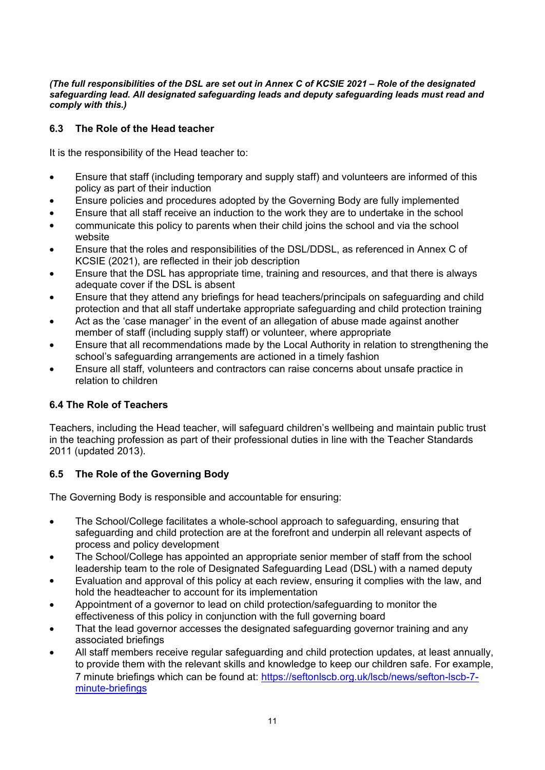***(The full responsibilities of the DSL are set out in Annex C of KCSIE 2021 – Role of the designated safeguarding lead. All designated safeguarding leads and deputy safeguarding leads must read and comply with this.)***

### 6.3 The Role of the Head teacher

It is the responsibility of the Head teacher to:

- Ensure that staff (including temporary and supply staff) and volunteers are informed of this policy as part of their induction
- Ensure policies and procedures adopted by the Governing Body are fully implemented
- Ensure that all staff receive an induction to the work they are to undertake in the school
- communicate this policy to parents when their child joins the school and via the school website
- Ensure that the roles and responsibilities of the DSL/DDSL, as referenced in Annex C of KCSIE (2021), are reflected in their job description
- Ensure that the DSL has appropriate time, training and resources, and that there is always adequate cover if the DSL is absent
- Ensure that they attend any briefings for head teachers/principals on safeguarding and child protection and that all staff undertake appropriate safeguarding and child protection training
- Act as the 'case manager' in the event of an allegation of abuse made against another member of staff (including supply staff) or volunteer, where appropriate
- Ensure that all recommendations made by the Local Authority in relation to strengthening the school's safeguarding arrangements are actioned in a timely fashion
- Ensure all staff, volunteers and contractors can raise concerns about unsafe practice in relation to children

### 6.4 The Role of Teachers

Teachers, including the Head teacher, will safeguard children's wellbeing and maintain public trust in the teaching profession as part of their professional duties in line with the Teacher Standards 2011 (updated 2013).

### 6.5 The Role of the Governing Body

The Governing Body is responsible and accountable for ensuring:

- The School/College facilitates a whole-school approach to safeguarding, ensuring that safeguarding and child protection are at the forefront and underpin all relevant aspects of process and policy development
- The School/College has appointed an appropriate senior member of staff from the school leadership team to the role of Designated Safeguarding Lead (DSL) with a named deputy
- Evaluation and approval of this policy at each review, ensuring it complies with the law, and hold the headteacher to account for its implementation
- Appointment of a governor to lead on child protection/safeguarding to monitor the effectiveness of this policy in conjunction with the full governing board
- That the lead governor accesses the designated safeguarding governor training and any associated briefings
- All staff members receive regular safeguarding and child protection updates, at least annually, to provide them with the relevant skills and knowledge to keep our children safe. For example, 7 minute briefings which can be found at: [https://seftonlscb.org.uk/lscb/news/sefton-lscb-7-minute-briefings](https://seftonlscb.org.uk/lscb/news/sefton-lscb-7-minute-briefings)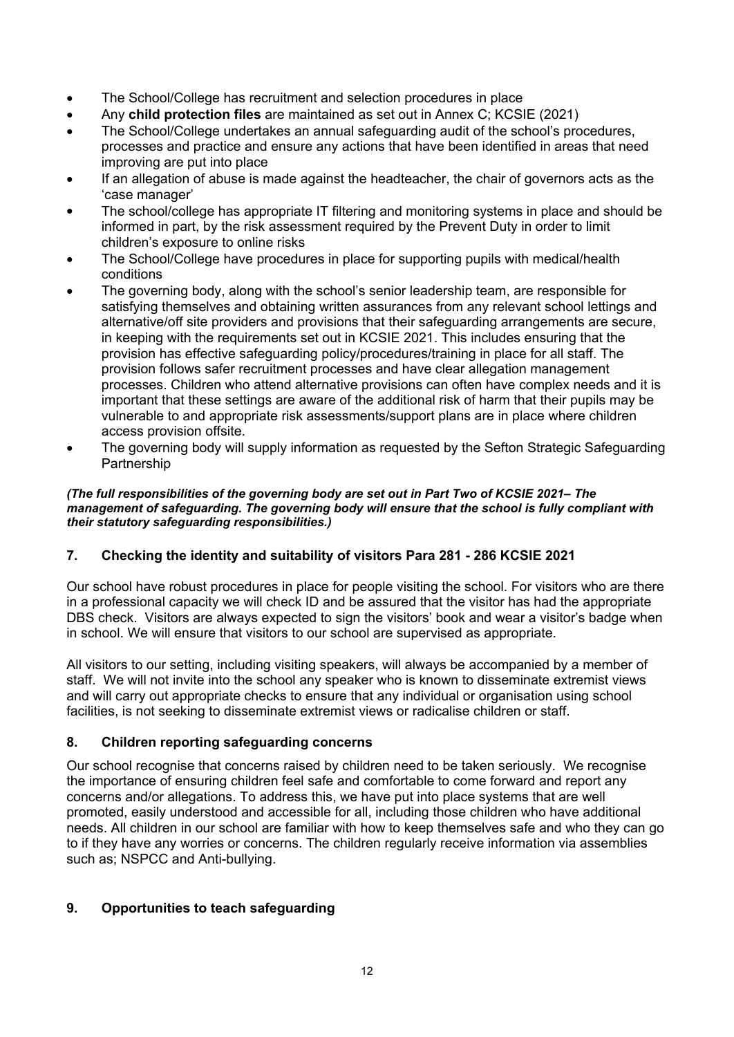- The School/College has recruitment and selection procedures in place
- Any **child protection files** are maintained as set out in Annex C; KCSIE (2021)
- The School/College undertakes an annual safeguarding audit of the school's procedures, processes and practice and ensure any actions that have been identified in areas that need improving are put into place
- If an allegation of abuse is made against the headteacher, the chair of governors acts as the 'case manager'
- The school/college has appropriate IT filtering and monitoring systems in place and should be informed in part, by the risk assessment required by the Prevent Duty in order to limit children's exposure to online risks
- The School/College have procedures in place for supporting pupils with medical/health conditions
- The governing body, along with the school's senior leadership team, are responsible for satisfying themselves and obtaining written assurances from any relevant school lettings and alternative/off site providers and provisions that their safeguarding arrangements are secure, in keeping with the requirements set out in KCSIE 2021. This includes ensuring that the provision has effective safeguarding policy/procedures/training in place for all staff. The provision follows safer recruitment processes and have clear allegation management processes. Children who attend alternative provisions can often have complex needs and it is important that these settings are aware of the additional risk of harm that their pupils may be vulnerable to and appropriate risk assessments/support plans are in place where children access provision offsite.
- The governing body will supply information as requested by the Sefton Strategic Safeguarding Partnership

***(The full responsibilities of the governing body are set out in Part Two of KCSIE 2021– The management of safeguarding. The governing body will ensure that the school is fully compliant with their statutory safeguarding responsibilities.)***

## 7. Checking the identity and suitability of visitors Para 281 - 286 KCSIE 2021

Our school have robust procedures in place for people visiting the school. For visitors who are there in a professional capacity we will check ID and be assured that the visitor has had the appropriate DBS check. Visitors are always expected to sign the visitors' book and wear a visitor's badge when in school. We will ensure that visitors to our school are supervised as appropriate.

All visitors to our setting, including visiting speakers, will always be accompanied by a member of staff. We will not invite into the school any speaker who is known to disseminate extremist views and will carry out appropriate checks to ensure that any individual or organisation using school facilities, is not seeking to disseminate extremist views or radicalise children or staff.

## 8. Children reporting safeguarding concerns

Our school recognise that concerns raised by children need to be taken seriously. We recognise the importance of ensuring children feel safe and comfortable to come forward and report any concerns and/or allegations. To address this, we have put into place systems that are well promoted, easily understood and accessible for all, including those children who have additional needs. All children in our school are familiar with how to keep themselves safe and who they can go to if they have any worries or concerns. The children regularly receive information via assemblies such as; NSPCC and Anti-bullying.

## 9. Opportunities to teach safeguarding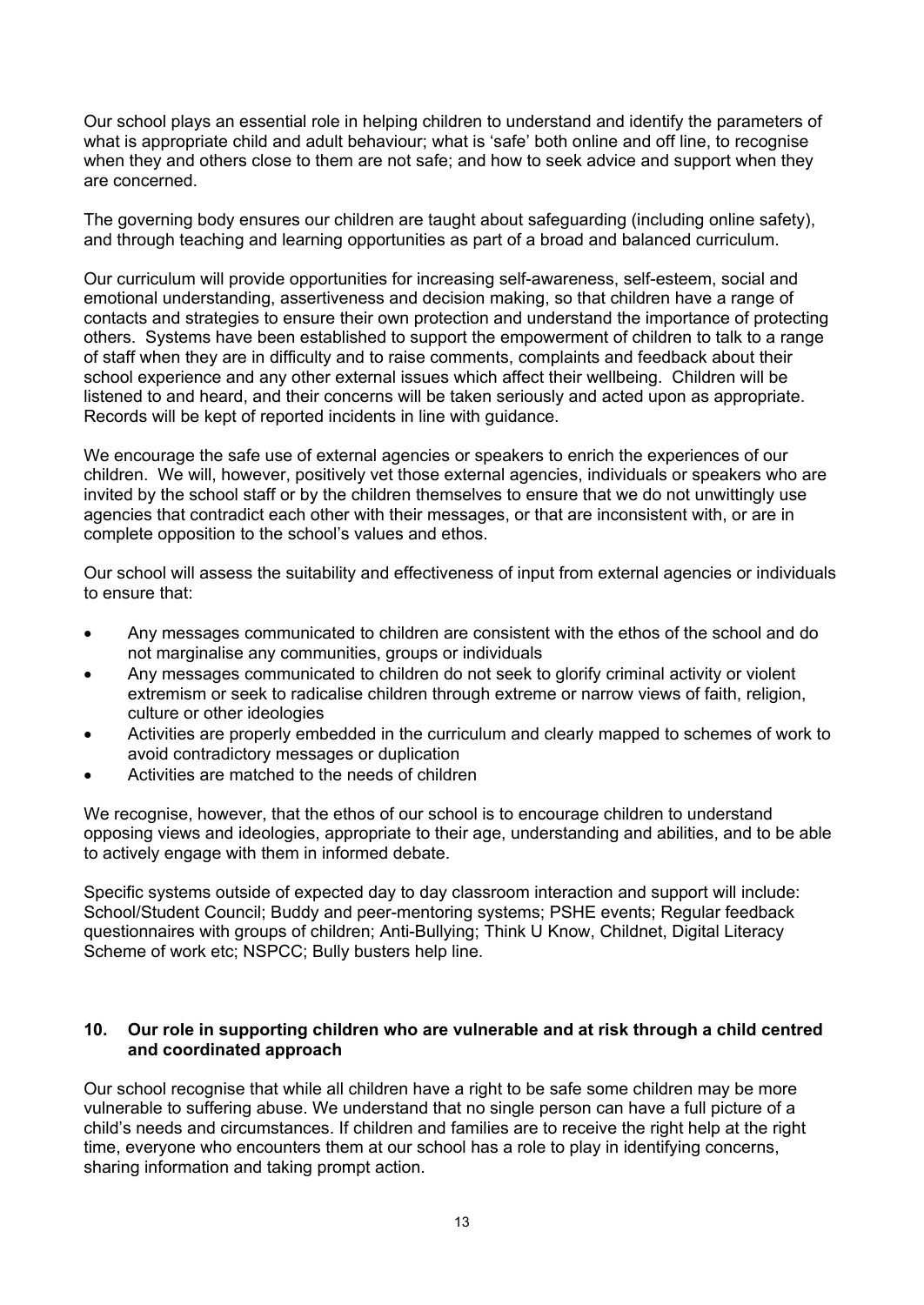Our school plays an essential role in helping children to understand and identify the parameters of what is appropriate child and adult behaviour; what is 'safe' both online and off line, to recognise when they and others close to them are not safe; and how to seek advice and support when they are concerned.

The governing body ensures our children are taught about safeguarding (including online safety), and through teaching and learning opportunities as part of a broad and balanced curriculum.

Our curriculum will provide opportunities for increasing self-awareness, self-esteem, social and emotional understanding, assertiveness and decision making, so that children have a range of contacts and strategies to ensure their own protection and understand the importance of protecting others. Systems have been established to support the empowerment of children to talk to a range of staff when they are in difficulty and to raise comments, complaints and feedback about their school experience and any other external issues which affect their wellbeing. Children will be listened to and heard, and their concerns will be taken seriously and acted upon as appropriate. Records will be kept of reported incidents in line with guidance.

We encourage the safe use of external agencies or speakers to enrich the experiences of our children. We will, however, positively vet those external agencies, individuals or speakers who are invited by the school staff or by the children themselves to ensure that we do not unwittingly use agencies that contradict each other with their messages, or that are inconsistent with, or are in complete opposition to the school's values and ethos.

Our school will assess the suitability and effectiveness of input from external agencies or individuals to ensure that:

- Any messages communicated to children are consistent with the ethos of the school and do not marginalise any communities, groups or individuals
- Any messages communicated to children do not seek to glorify criminal activity or violent extremism or seek to radicalise children through extreme or narrow views of faith, religion, culture or other ideologies
- Activities are properly embedded in the curriculum and clearly mapped to schemes of work to avoid contradictory messages or duplication
- Activities are matched to the needs of children

We recognise, however, that the ethos of our school is to encourage children to understand opposing views and ideologies, appropriate to their age, understanding and abilities, and to be able to actively engage with them in informed debate.

Specific systems outside of expected day to day classroom interaction and support will include: School/Student Council; Buddy and peer-mentoring systems; PSHE events; Regular feedback questionnaires with groups of children; Anti-Bullying; Think U Know, Childnet, Digital Literacy Scheme of work etc; NSPCC; Bully busters help line.

## 10. Our role in supporting children who are vulnerable and at risk through a child centred and coordinated approach

Our school recognise that while all children have a right to be safe some children may be more vulnerable to suffering abuse. We understand that no single person can have a full picture of a child's needs and circumstances. If children and families are to receive the right help at the right time, everyone who encounters them at our school has a role to play in identifying concerns, sharing information and taking prompt action.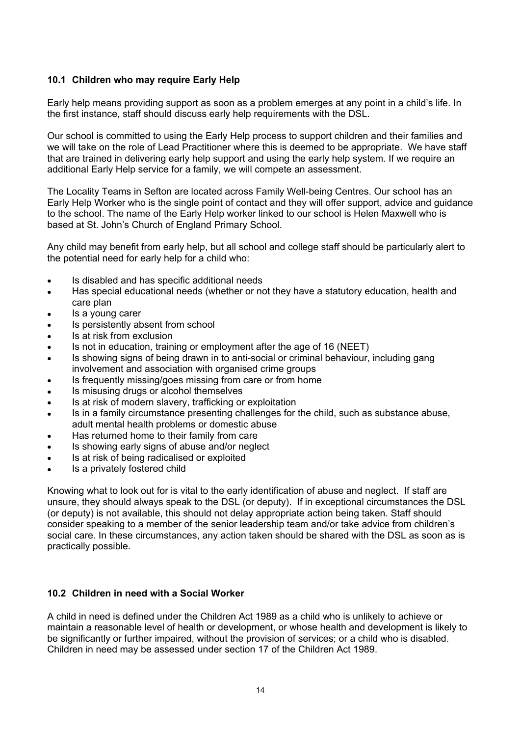### 10.1 Children who may require Early Help

Early help means providing support as soon as a problem emerges at any point in a child's life. In the first instance, staff should discuss early help requirements with the DSL.

Our school is committed to using the Early Help process to support children and their families and we will take on the role of Lead Practitioner where this is deemed to be appropriate. We have staff that are trained in delivering early help support and using the early help system. If we require an additional Early Help service for a family, we will compete an assessment.

The Locality Teams in Sefton are located across Family Well-being Centres. Our school has an Early Help Worker who is the single point of contact and they will offer support, advice and guidance to the school. The name of the Early Help worker linked to our school is Helen Maxwell who is based at St. John's Church of England Primary School.

Any child may benefit from early help, but all school and college staff should be particularly alert to the potential need for early help for a child who:

- Is disabled and has specific additional needs
- Has special educational needs (whether or not they have a statutory education, health and care plan
- Is a young carer
- Is persistently absent from school
- Is at risk from exclusion
- Is not in education, training or employment after the age of 16 (NEET)
- Is showing signs of being drawn in to anti-social or criminal behaviour, including gang involvement and association with organised crime groups
- Is frequently missing/goes missing from care or from home
- Is misusing drugs or alcohol themselves
- Is at risk of modern slavery, trafficking or exploitation
- Is in a family circumstance presenting challenges for the child, such as substance abuse, adult mental health problems or domestic abuse
- Has returned home to their family from care
- Is showing early signs of abuse and/or neglect
- Is at risk of being radicalised or exploited
- Is a privately fostered child

Knowing what to look out for is vital to the early identification of abuse and neglect. If staff are unsure, they should always speak to the DSL (or deputy). If in exceptional circumstances the DSL (or deputy) is not available, this should not delay appropriate action being taken. Staff should consider speaking to a member of the senior leadership team and/or take advice from children's social care. In these circumstances, any action taken should be shared with the DSL as soon as is practically possible.

### 10.2 Children in need with a Social Worker

A child in need is defined under the Children Act 1989 as a child who is unlikely to achieve or maintain a reasonable level of health or development, or whose health and development is likely to be significantly or further impaired, without the provision of services; or a child who is disabled. Children in need may be assessed under section 17 of the Children Act 1989.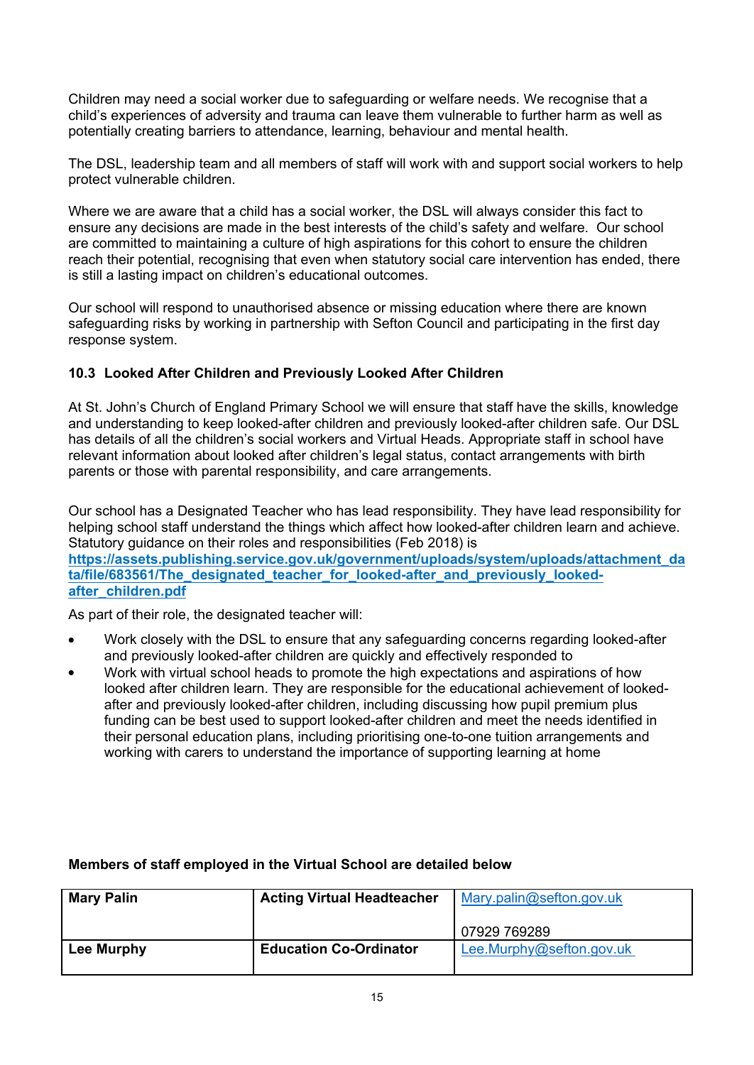Children may need a social worker due to safeguarding or welfare needs. We recognise that a child's experiences of adversity and trauma can leave them vulnerable to further harm as well as potentially creating barriers to attendance, learning, behaviour and mental health.

The DSL, leadership team and all members of staff will work with and support social workers to help protect vulnerable children.

Where we are aware that a child has a social worker, the DSL will always consider this fact to ensure any decisions are made in the best interests of the child's safety and welfare. Our school are committed to maintaining a culture of high aspirations for this cohort to ensure the children reach their potential, recognising that even when statutory social care intervention has ended, there is still a lasting impact on children's educational outcomes.

Our school will respond to unauthorised absence or missing education where there are known safeguarding risks by working in partnership with Sefton Council and participating in the first day response system.

### 10.3 Looked After Children and Previously Looked After Children

At St. John's Church of England Primary School we will ensure that staff have the skills, knowledge and understanding to keep looked-after children and previously looked-after children safe. Our DSL has details of all the children's social workers and Virtual Heads. Appropriate staff in school have relevant information about looked after children's legal status, contact arrangements with birth parents or those with parental responsibility, and care arrangements.

Our school has a Designated Teacher who has lead responsibility. They have lead responsibility for helping school staff understand the things which affect how looked-after children learn and achieve. Statutory guidance on their roles and responsibilities (Feb 2018) is **https://assets.publishing.service.gov.uk/government/uploads/system/uploads/attachment_data/file/683561/The_designated_teacher_for_looked-after_and_previously_looked-after_children.pdf**

As part of their role, the designated teacher will:

- Work closely with the DSL to ensure that any safeguarding concerns regarding looked-after and previously looked-after children are quickly and effectively responded to
- Work with virtual school heads to promote the high expectations and aspirations of how looked after children learn. They are responsible for the educational achievement of looked-after and previously looked-after children, including discussing how pupil premium plus funding can be best used to support looked-after children and meet the needs identified in their personal education plans, including prioritising one-to-one tuition arrangements and working with carers to understand the importance of supporting learning at home

**Members of staff employed in the Virtual School are detailed below**

| **Mary Palin** | **Acting Virtual Headteacher** | Mary.palin@sefton.gov.uk<br><br>07929 769289 |
|---|---|---|
| **Lee Murphy** | **Education Co-Ordinator** | Lee.Murphy@sefton.gov.uk |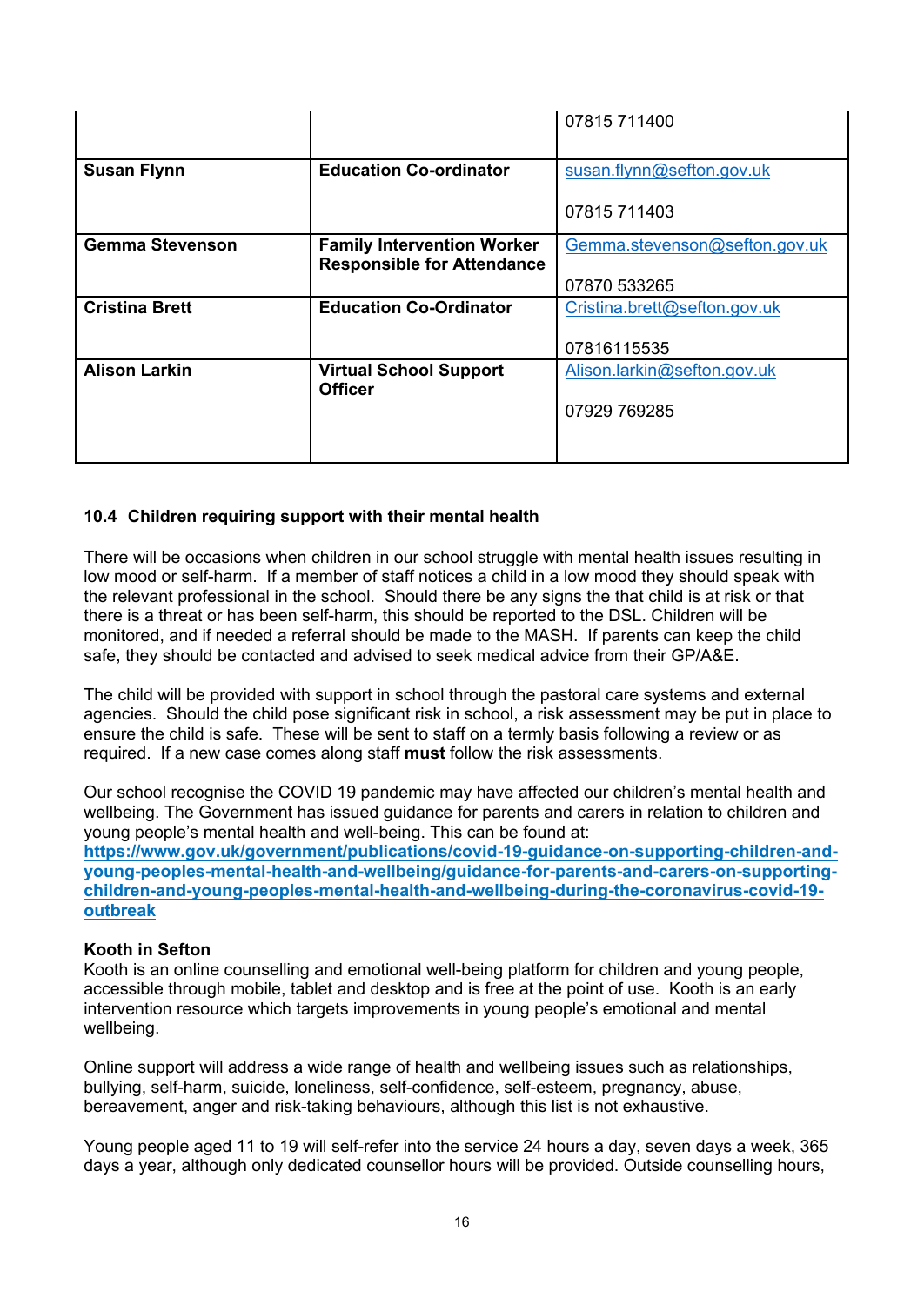|  |  | 07815 711400 |
|---|---|---|
| **Susan Flynn** | **Education Co-ordinator** | susan.flynn@sefton.gov.uk<br><br>07815 711403 |
| **Gemma Stevenson** | **Family Intervention Worker Responsible for Attendance** | Gemma.stevenson@sefton.gov.uk<br><br>07870 533265 |
| **Cristina Brett** | **Education Co-Ordinator** | Cristina.brett@sefton.gov.uk<br><br>07816115535 |
| **Alison Larkin** | **Virtual School Support Officer** | Alison.larkin@sefton.gov.uk<br><br>07929 769285 |

### 10.4 Children requiring support with their mental health

There will be occasions when children in our school struggle with mental health issues resulting in low mood or self-harm. If a member of staff notices a child in a low mood they should speak with the relevant professional in the school. Should there be any signs the that child is at risk or that there is a threat or has been self-harm, this should be reported to the DSL. Children will be monitored, and if needed a referral should be made to the MASH. If parents can keep the child safe, they should be contacted and advised to seek medical advice from their GP/A&E.

The child will be provided with support in school through the pastoral care systems and external agencies. Should the child pose significant risk in school, a risk assessment may be put in place to ensure the child is safe. These will be sent to staff on a termly basis following a review or as required. If a new case comes along staff **must** follow the risk assessments.

Our school recognise the COVID 19 pandemic may have affected our children's mental health and wellbeing. The Government has issued guidance for parents and carers in relation to children and young people's mental health and well-being. This can be found at: **https://www.gov.uk/government/publications/covid-19-guidance-on-supporting-children-and-young-peoples-mental-health-and-wellbeing/guidance-for-parents-and-carers-on-supporting-children-and-young-peoples-mental-health-and-wellbeing-during-the-coronavirus-covid-19-outbreak**

**Kooth in Sefton**
Kooth is an online counselling and emotional well-being platform for children and young people, accessible through mobile, tablet and desktop and is free at the point of use. Kooth is an early intervention resource which targets improvements in young people's emotional and mental wellbeing.

Online support will address a wide range of health and wellbeing issues such as relationships, bullying, self-harm, suicide, loneliness, self-confidence, self-esteem, pregnancy, abuse, bereavement, anger and risk-taking behaviours, although this list is not exhaustive.

Young people aged 11 to 19 will self-refer into the service 24 hours a day, seven days a week, 365 days a year, although only dedicated counsellor hours will be provided. Outside counselling hours,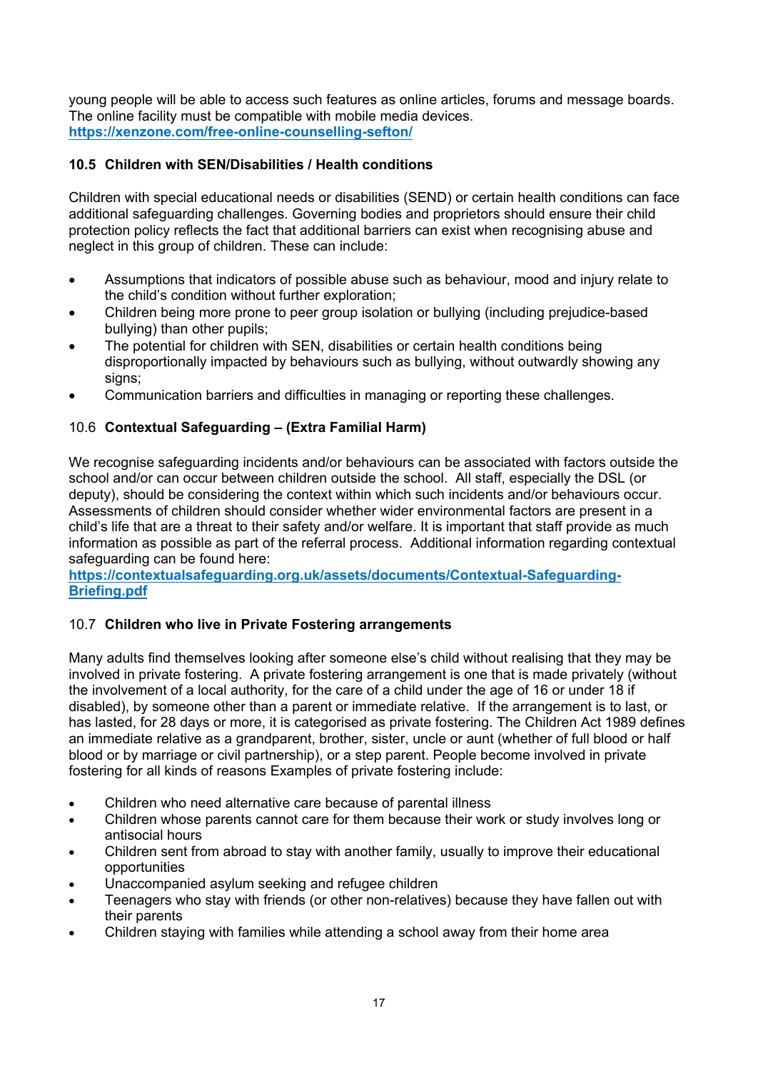young people will be able to access such features as online articles, forums and message boards. The online facility must be compatible with mobile media devices.
**https://xenzone.com/free-online-counselling-sefton/**

### 10.5 Children with SEN/Disabilities / Health conditions

Children with special educational needs or disabilities (SEND) or certain health conditions can face additional safeguarding challenges. Governing bodies and proprietors should ensure their child protection policy reflects the fact that additional barriers can exist when recognising abuse and neglect in this group of children. These can include:

- Assumptions that indicators of possible abuse such as behaviour, mood and injury relate to the child's condition without further exploration;
- Children being more prone to peer group isolation or bullying (including prejudice-based bullying) than other pupils;
- The potential for children with SEN, disabilities or certain health conditions being disproportionally impacted by behaviours such as bullying, without outwardly showing any signs;
- Communication barriers and difficulties in managing or reporting these challenges.

### 10.6 Contextual Safeguarding – (Extra Familial Harm)

We recognise safeguarding incidents and/or behaviours can be associated with factors outside the school and/or can occur between children outside the school. All staff, especially the DSL (or deputy), should be considering the context within which such incidents and/or behaviours occur. Assessments of children should consider whether wider environmental factors are present in a child's life that are a threat to their safety and/or welfare. It is important that staff provide as much information as possible as part of the referral process. Additional information regarding contextual safeguarding can be found here:
**https://contextualsafeguarding.org.uk/assets/documents/Contextual-Safeguarding-Briefing.pdf**

### 10.7 Children who live in Private Fostering arrangements

Many adults find themselves looking after someone else's child without realising that they may be involved in private fostering. A private fostering arrangement is one that is made privately (without the involvement of a local authority, for the care of a child under the age of 16 or under 18 if disabled), by someone other than a parent or immediate relative. If the arrangement is to last, or has lasted, for 28 days or more, it is categorised as private fostering. The Children Act 1989 defines an immediate relative as a grandparent, brother, sister, uncle or aunt (whether of full blood or half blood or by marriage or civil partnership), or a step parent. People become involved in private fostering for all kinds of reasons Examples of private fostering include:

- Children who need alternative care because of parental illness
- Children whose parents cannot care for them because their work or study involves long or antisocial hours
- Children sent from abroad to stay with another family, usually to improve their educational opportunities
- Unaccompanied asylum seeking and refugee children
- Teenagers who stay with friends (or other non-relatives) because they have fallen out with their parents
- Children staying with families while attending a school away from their home area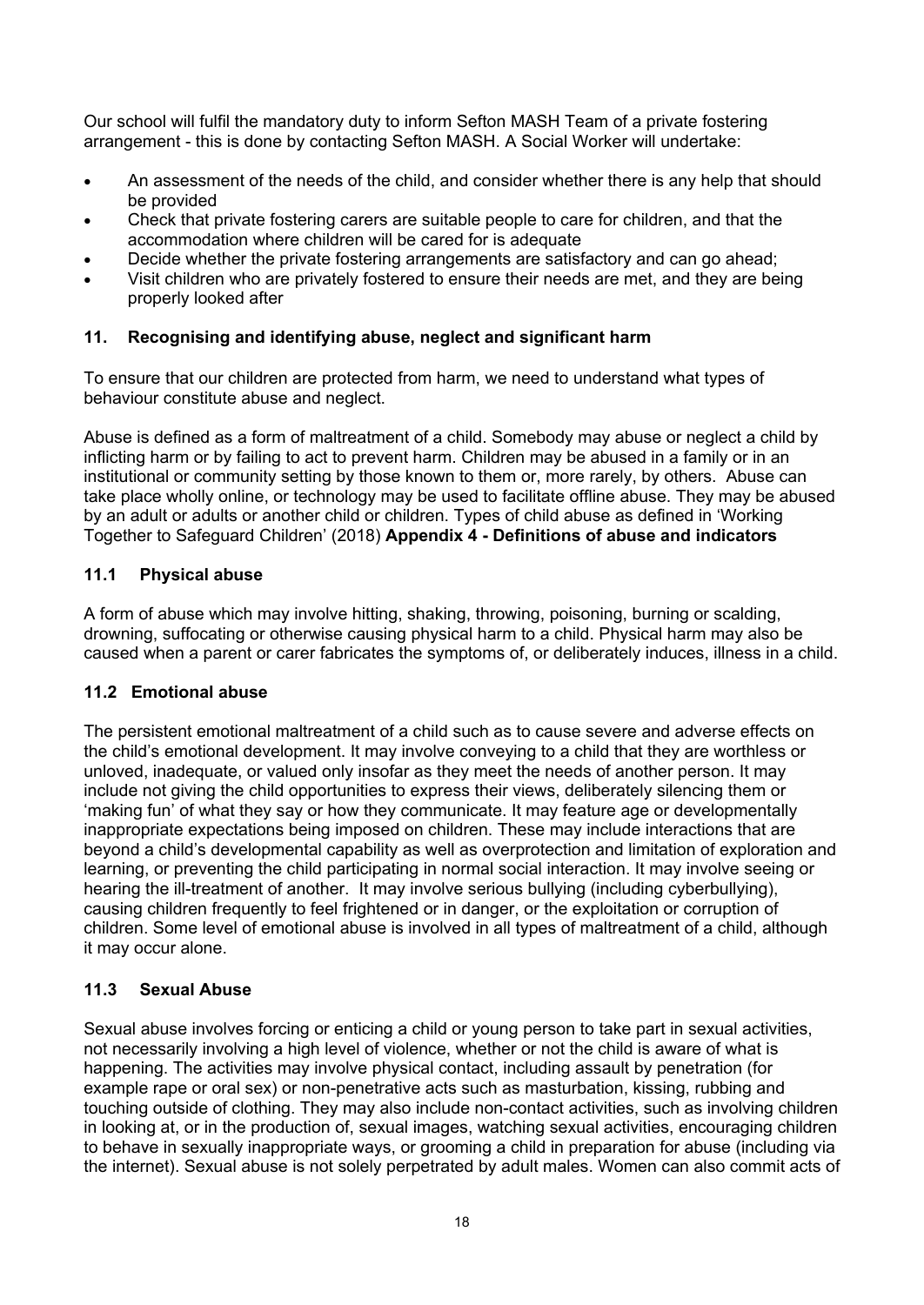Our school will fulfil the mandatory duty to inform Sefton MASH Team of a private fostering arrangement - this is done by contacting Sefton MASH. A Social Worker will undertake:

- An assessment of the needs of the child, and consider whether there is any help that should be provided
- Check that private fostering carers are suitable people to care for children, and that the accommodation where children will be cared for is adequate
- Decide whether the private fostering arrangements are satisfactory and can go ahead;
- Visit children who are privately fostered to ensure their needs are met, and they are being properly looked after

## 11. Recognising and identifying abuse, neglect and significant harm

To ensure that our children are protected from harm, we need to understand what types of behaviour constitute abuse and neglect.

Abuse is defined as a form of maltreatment of a child. Somebody may abuse or neglect a child by inflicting harm or by failing to act to prevent harm. Children may be abused in a family or in an institutional or community setting by those known to them or, more rarely, by others. Abuse can take place wholly online, or technology may be used to facilitate offline abuse. They may be abused by an adult or adults or another child or children. Types of child abuse as defined in 'Working Together to Safeguard Children' (2018) **Appendix 4 - Definitions of abuse and indicators**

### 11.1 Physical abuse

A form of abuse which may involve hitting, shaking, throwing, poisoning, burning or scalding, drowning, suffocating or otherwise causing physical harm to a child. Physical harm may also be caused when a parent or carer fabricates the symptoms of, or deliberately induces, illness in a child.

### 11.2 Emotional abuse

The persistent emotional maltreatment of a child such as to cause severe and adverse effects on the child's emotional development. It may involve conveying to a child that they are worthless or unloved, inadequate, or valued only insofar as they meet the needs of another person. It may include not giving the child opportunities to express their views, deliberately silencing them or 'making fun' of what they say or how they communicate. It may feature age or developmentally inappropriate expectations being imposed on children. These may include interactions that are beyond a child's developmental capability as well as overprotection and limitation of exploration and learning, or preventing the child participating in normal social interaction. It may involve seeing or hearing the ill-treatment of another. It may involve serious bullying (including cyberbullying), causing children frequently to feel frightened or in danger, or the exploitation or corruption of children. Some level of emotional abuse is involved in all types of maltreatment of a child, although it may occur alone.

### 11.3 Sexual Abuse

Sexual abuse involves forcing or enticing a child or young person to take part in sexual activities, not necessarily involving a high level of violence, whether or not the child is aware of what is happening. The activities may involve physical contact, including assault by penetration (for example rape or oral sex) or non-penetrative acts such as masturbation, kissing, rubbing and touching outside of clothing. They may also include non-contact activities, such as involving children in looking at, or in the production of, sexual images, watching sexual activities, encouraging children to behave in sexually inappropriate ways, or grooming a child in preparation for abuse (including via the internet). Sexual abuse is not solely perpetrated by adult males. Women can also commit acts of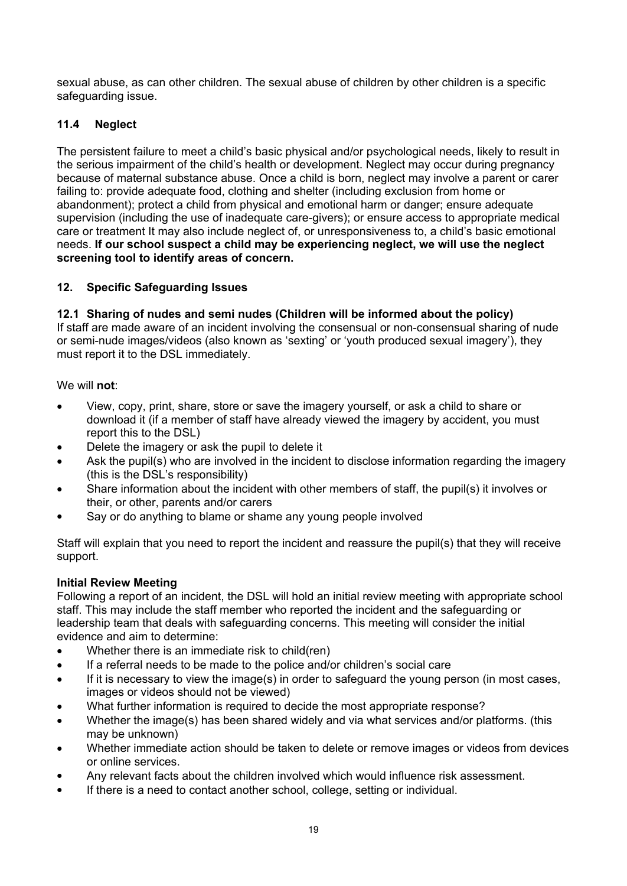sexual abuse, as can other children. The sexual abuse of children by other children is a specific safeguarding issue.

### 11.4 Neglect

The persistent failure to meet a child's basic physical and/or psychological needs, likely to result in the serious impairment of the child's health or development. Neglect may occur during pregnancy because of maternal substance abuse. Once a child is born, neglect may involve a parent or carer failing to: provide adequate food, clothing and shelter (including exclusion from home or abandonment); protect a child from physical and emotional harm or danger; ensure adequate supervision (including the use of inadequate care-givers); or ensure access to appropriate medical care or treatment It may also include neglect of, or unresponsiveness to, a child's basic emotional needs. **If our school suspect a child may be experiencing neglect, we will use the neglect screening tool to identify areas of concern.**

## 12. Specific Safeguarding Issues

### 12.1 Sharing of nudes and semi nudes (Children will be informed about the policy)

If staff are made aware of an incident involving the consensual or non-consensual sharing of nude or semi-nude images/videos (also known as 'sexting' or 'youth produced sexual imagery'), they must report it to the DSL immediately.

We will **not**:

- View, copy, print, share, store or save the imagery yourself, or ask a child to share or download it (if a member of staff have already viewed the imagery by accident, you must report this to the DSL)
- Delete the imagery or ask the pupil to delete it
- Ask the pupil(s) who are involved in the incident to disclose information regarding the imagery (this is the DSL's responsibility)
- Share information about the incident with other members of staff, the pupil(s) it involves or their, or other, parents and/or carers
- Say or do anything to blame or shame any young people involved

Staff will explain that you need to report the incident and reassure the pupil(s) that they will receive support.

**Initial Review Meeting**

Following a report of an incident, the DSL will hold an initial review meeting with appropriate school staff. This may include the staff member who reported the incident and the safeguarding or leadership team that deals with safeguarding concerns. This meeting will consider the initial evidence and aim to determine:

- Whether there is an immediate risk to child(ren)
- If a referral needs to be made to the police and/or children's social care
- If it is necessary to view the image(s) in order to safeguard the young person (in most cases, images or videos should not be viewed)
- What further information is required to decide the most appropriate response?
- Whether the image(s) has been shared widely and via what services and/or platforms. (this may be unknown)
- Whether immediate action should be taken to delete or remove images or videos from devices or online services.
- Any relevant facts about the children involved which would influence risk assessment.
- If there is a need to contact another school, college, setting or individual.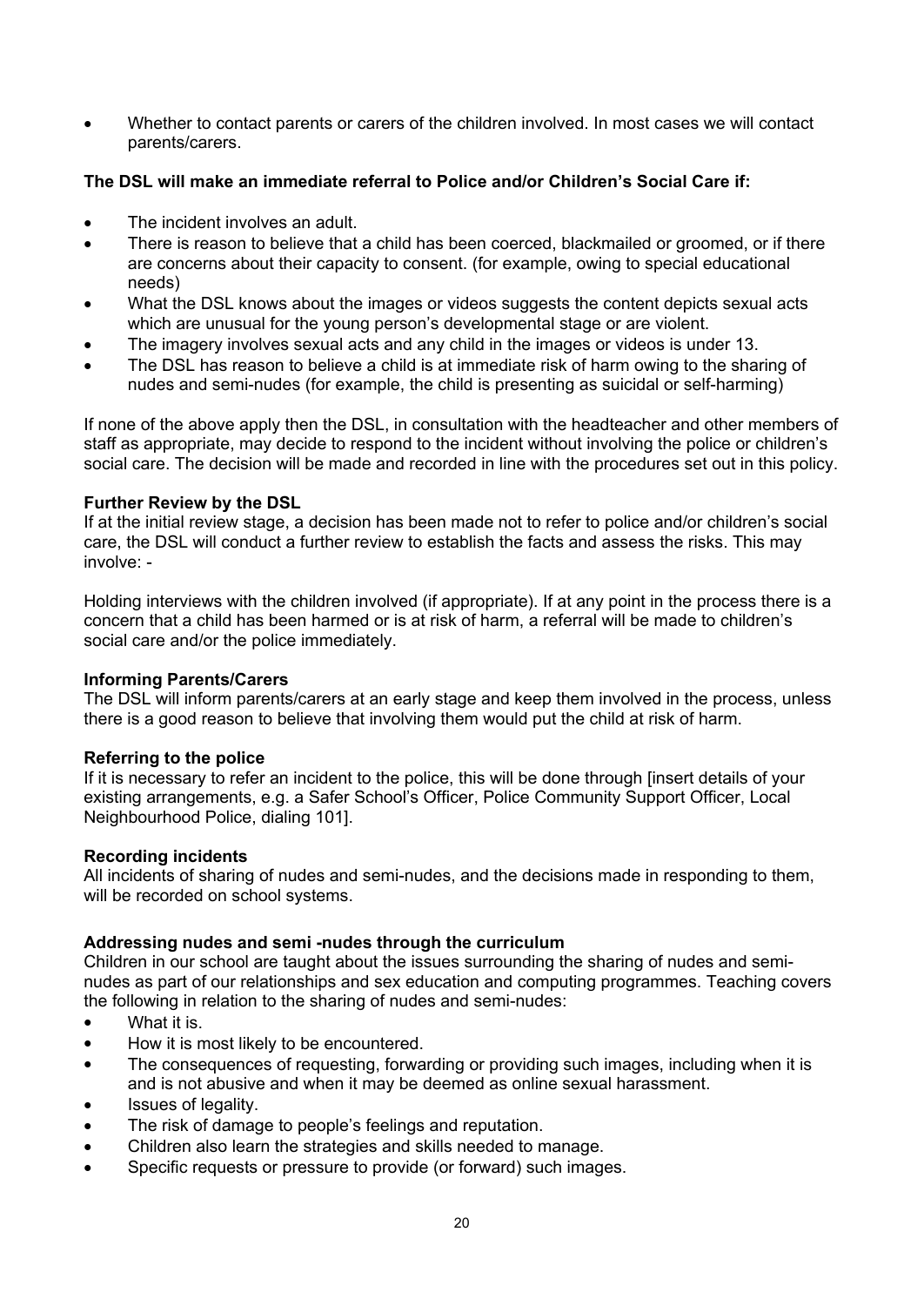- Whether to contact parents or carers of the children involved. In most cases we will contact parents/carers.

**The DSL will make an immediate referral to Police and/or Children's Social Care if:**

- The incident involves an adult.
- There is reason to believe that a child has been coerced, blackmailed or groomed, or if there are concerns about their capacity to consent. (for example, owing to special educational needs)
- What the DSL knows about the images or videos suggests the content depicts sexual acts which are unusual for the young person's developmental stage or are violent.
- The imagery involves sexual acts and any child in the images or videos is under 13.
- The DSL has reason to believe a child is at immediate risk of harm owing to the sharing of nudes and semi-nudes (for example, the child is presenting as suicidal or self-harming)

If none of the above apply then the DSL, in consultation with the headteacher and other members of staff as appropriate, may decide to respond to the incident without involving the police or children's social care. The decision will be made and recorded in line with the procedures set out in this policy.

**Further Review by the DSL**
If at the initial review stage, a decision has been made not to refer to police and/or children's social care, the DSL will conduct a further review to establish the facts and assess the risks. This may involve: -

Holding interviews with the children involved (if appropriate). If at any point in the process there is a concern that a child has been harmed or is at risk of harm, a referral will be made to children's social care and/or the police immediately.

**Informing Parents/Carers**
The DSL will inform parents/carers at an early stage and keep them involved in the process, unless there is a good reason to believe that involving them would put the child at risk of harm.

**Referring to the police**
If it is necessary to refer an incident to the police, this will be done through [insert details of your existing arrangements, e.g. a Safer School's Officer, Police Community Support Officer, Local Neighbourhood Police, dialing 101].

**Recording incidents**
All incidents of sharing of nudes and semi-nudes, and the decisions made in responding to them, will be recorded on school systems.

**Addressing nudes and semi -nudes through the curriculum**
Children in our school are taught about the issues surrounding the sharing of nudes and semi-nudes as part of our relationships and sex education and computing programmes. Teaching covers the following in relation to the sharing of nudes and semi-nudes:

- What it is.
- How it is most likely to be encountered.
- The consequences of requesting, forwarding or providing such images, including when it is and is not abusive and when it may be deemed as online sexual harassment.
- Issues of legality.
- The risk of damage to people's feelings and reputation.
- Children also learn the strategies and skills needed to manage.
- Specific requests or pressure to provide (or forward) such images.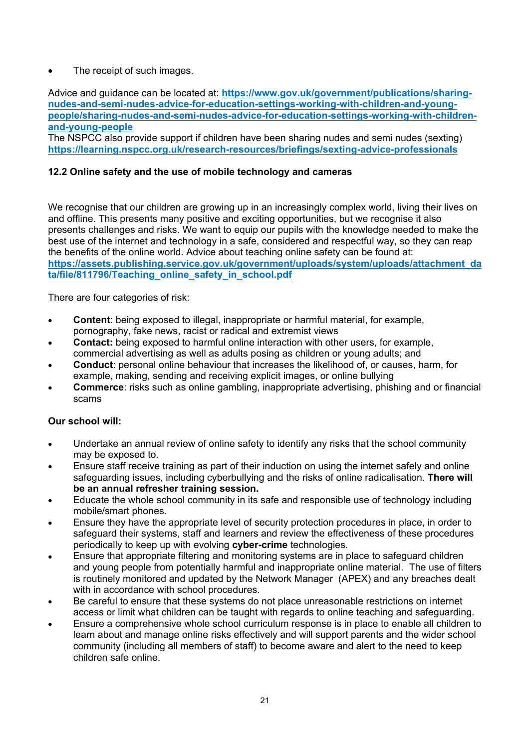- The receipt of such images.

Advice and guidance can be located at: **https://www.gov.uk/government/publications/sharing-nudes-and-semi-nudes-advice-for-education-settings-working-with-children-and-young-people/sharing-nudes-and-semi-nudes-advice-for-education-settings-working-with-children-and-young-people**
The NSPCC also provide support if children have been sharing nudes and semi nudes (sexting) **https://learning.nspcc.org.uk/research-resources/briefings/sexting-advice-professionals**

### 12.2 Online safety and the use of mobile technology and cameras

We recognise that our children are growing up in an increasingly complex world, living their lives on and offline. This presents many positive and exciting opportunities, but we recognise it also presents challenges and risks. We want to equip our pupils with the knowledge needed to make the best use of the internet and technology in a safe, considered and respectful way, so they can reap the benefits of the online world. Advice about teaching online safety can be found at: **https://assets.publishing.service.gov.uk/government/uploads/system/uploads/attachment_data/file/811796/Teaching_online_safety_in_school.pdf**

There are four categories of risk:

- **Content**: being exposed to illegal, inappropriate or harmful material, for example, pornography, fake news, racist or radical and extremist views
- **Contact:** being exposed to harmful online interaction with other users, for example, commercial advertising as well as adults posing as children or young adults; and
- **Conduct**: personal online behaviour that increases the likelihood of, or causes, harm, for example, making, sending and receiving explicit images, or online bullying
- **Commerce**: risks such as online gambling, inappropriate advertising, phishing and or financial scams

**Our school will:**

- Undertake an annual review of online safety to identify any risks that the school community may be exposed to.
- Ensure staff receive training as part of their induction on using the internet safely and online safeguarding issues, including cyberbullying and the risks of online radicalisation. **There will be an annual refresher training session.**
- Educate the whole school community in its safe and responsible use of technology including mobile/smart phones.
- Ensure they have the appropriate level of security protection procedures in place, in order to safeguard their systems, staff and learners and review the effectiveness of these procedures periodically to keep up with evolving **cyber-crime** technologies.
- Ensure that appropriate filtering and monitoring systems are in place to safeguard children and young people from potentially harmful and inappropriate online material. The use of filters is routinely monitored and updated by the Network Manager (APEX) and any breaches dealt with in accordance with school procedures.
- Be careful to ensure that these systems do not place unreasonable restrictions on internet access or limit what children can be taught with regards to online teaching and safeguarding.
- Ensure a comprehensive whole school curriculum response is in place to enable all children to learn about and manage online risks effectively and will support parents and the wider school community (including all members of staff) to become aware and alert to the need to keep children safe online.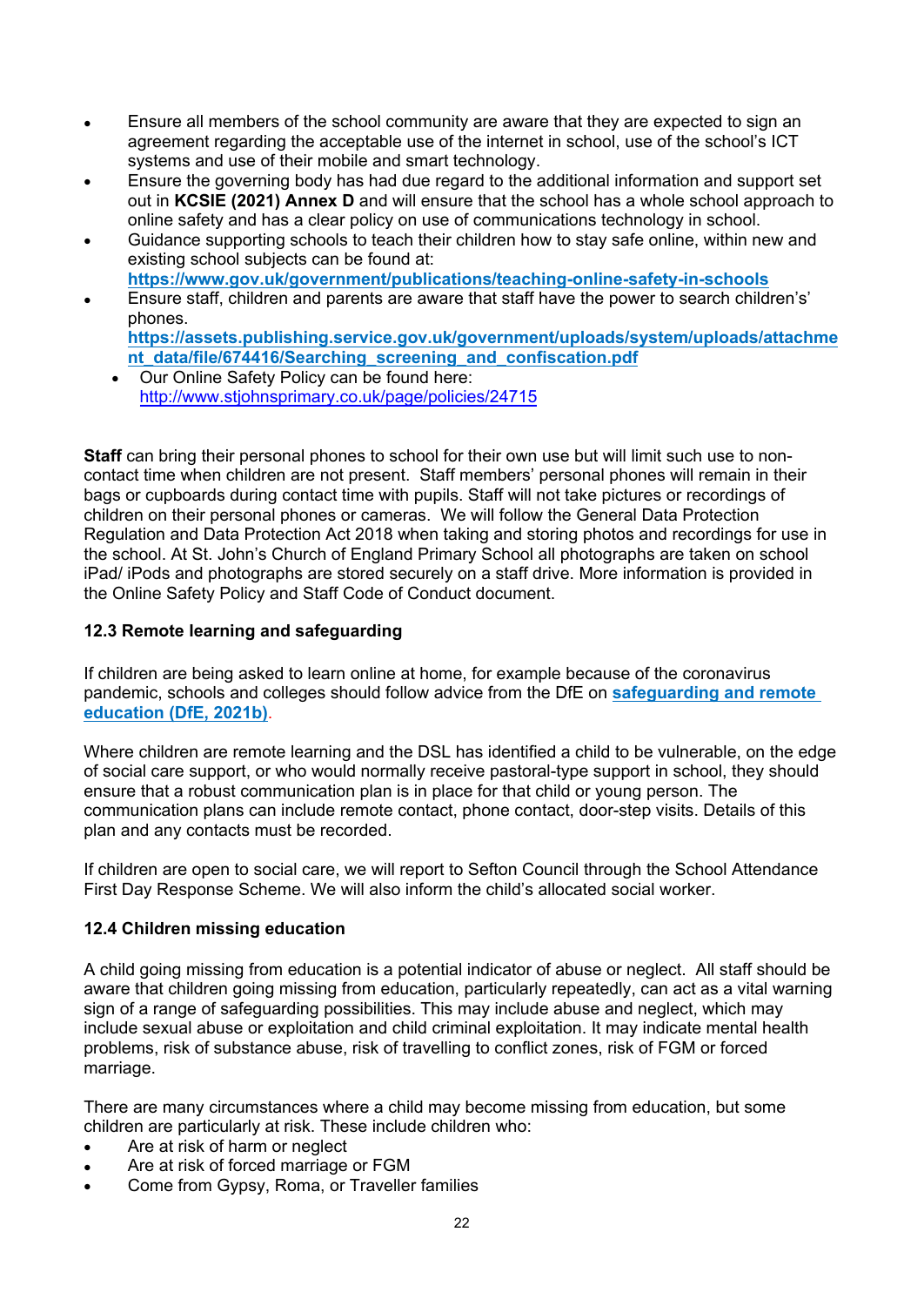- Ensure all members of the school community are aware that they are expected to sign an agreement regarding the acceptable use of the internet in school, use of the school's ICT systems and use of their mobile and smart technology.
- Ensure the governing body has had due regard to the additional information and support set out in **KCSIE (2021) Annex D** and will ensure that the school has a whole school approach to online safety and has a clear policy on use of communications technology in school.
- Guidance supporting schools to teach their children how to stay safe online, within new and existing school subjects can be found at: **https://www.gov.uk/government/publications/teaching-online-safety-in-schools**
- Ensure staff, children and parents are aware that staff have the power to search children's' phones. **https://assets.publishing.service.gov.uk/government/uploads/system/uploads/attachment_data/file/674416/Searching_screening_and_confiscation.pdf**
    - Our Online Safety Policy can be found here: http://www.stjohnsprimary.co.uk/page/policies/24715

**Staff** can bring their personal phones to school for their own use but will limit such use to non-contact time when children are not present. Staff members' personal phones will remain in their bags or cupboards during contact time with pupils. Staff will not take pictures or recordings of children on their personal phones or cameras. We will follow the General Data Protection Regulation and Data Protection Act 2018 when taking and storing photos and recordings for use in the school. At St. John's Church of England Primary School all photographs are taken on school iPad/ iPods and photographs are stored securely on a staff drive. More information is provided in the Online Safety Policy and Staff Code of Conduct document.

### 12.3 Remote learning and safeguarding

If children are being asked to learn online at home, for example because of the coronavirus pandemic, schools and colleges should follow advice from the DfE on **safeguarding and remote education (DfE, 2021b)**.

Where children are remote learning and the DSL has identified a child to be vulnerable, on the edge of social care support, or who would normally receive pastoral-type support in school, they should ensure that a robust communication plan is in place for that child or young person. The communication plans can include remote contact, phone contact, door-step visits. Details of this plan and any contacts must be recorded.

If children are open to social care, we will report to Sefton Council through the School Attendance First Day Response Scheme. We will also inform the child's allocated social worker.

### 12.4 Children missing education

A child going missing from education is a potential indicator of abuse or neglect. All staff should be aware that children going missing from education, particularly repeatedly, can act as a vital warning sign of a range of safeguarding possibilities. This may include abuse and neglect, which may include sexual abuse or exploitation and child criminal exploitation. It may indicate mental health problems, risk of substance abuse, risk of travelling to conflict zones, risk of FGM or forced marriage.

There are many circumstances where a child may become missing from education, but some children are particularly at risk. These include children who:

- Are at risk of harm or neglect
- Are at risk of forced marriage or FGM
- Come from Gypsy, Roma, or Traveller families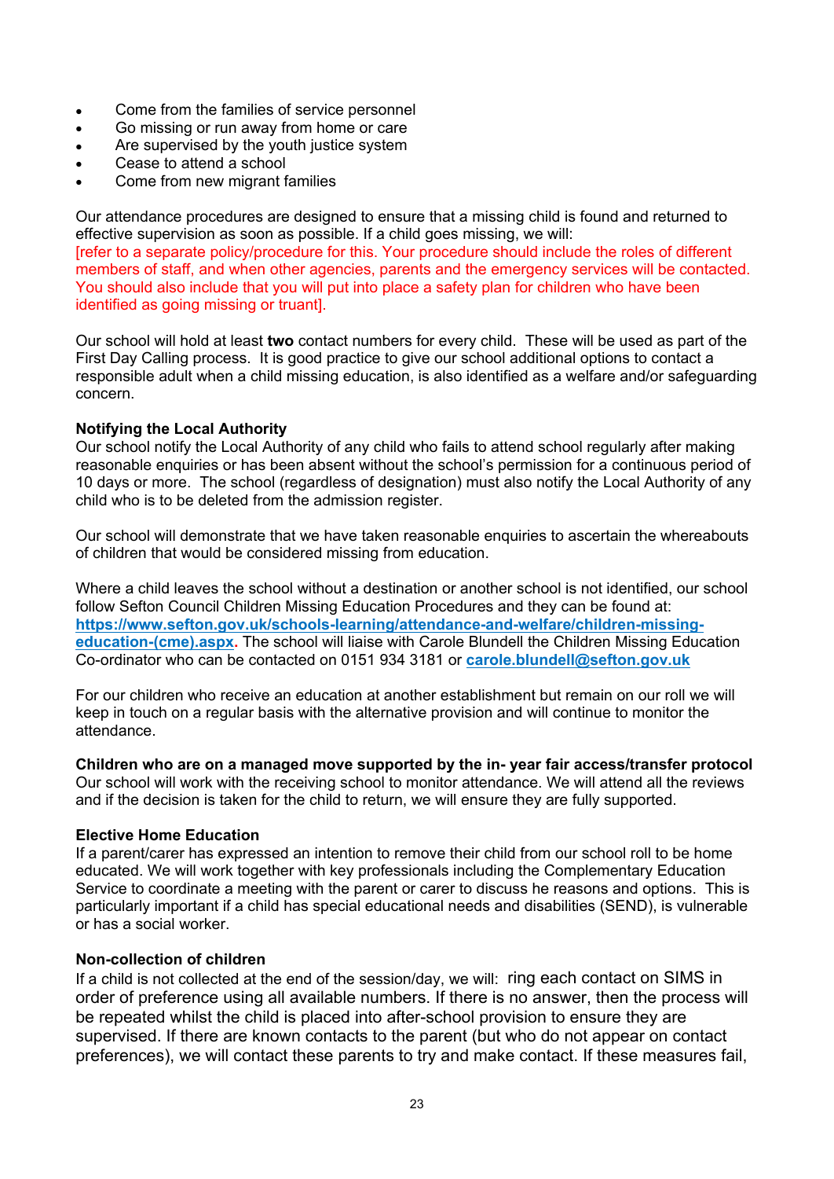- Come from the families of service personnel
- Go missing or run away from home or care
- Are supervised by the youth justice system
- Cease to attend a school
- Come from new migrant families

Our attendance procedures are designed to ensure that a missing child is found and returned to effective supervision as soon as possible. If a child goes missing, we will:
[refer to a separate policy/procedure for this. Your procedure should include the roles of different members of staff, and when other agencies, parents and the emergency services will be contacted. You should also include that you will put into place a safety plan for children who have been identified as going missing or truant].

Our school will hold at least **two** contact numbers for every child. These will be used as part of the First Day Calling process. It is good practice to give our school additional options to contact a responsible adult when a child missing education, is also identified as a welfare and/or safeguarding concern.

**Notifying the Local Authority**
Our school notify the Local Authority of any child who fails to attend school regularly after making reasonable enquiries or has been absent without the school's permission for a continuous period of 10 days or more. The school (regardless of designation) must also notify the Local Authority of any child who is to be deleted from the admission register.

Our school will demonstrate that we have taken reasonable enquiries to ascertain the whereabouts of children that would be considered missing from education.

Where a child leaves the school without a destination or another school is not identified, our school follow Sefton Council Children Missing Education Procedures and they can be found at: **https://www.sefton.gov.uk/schools-learning/attendance-and-welfare/children-missing-education-(cme).aspx**. The school will liaise with Carole Blundell the Children Missing Education Co-ordinator who can be contacted on 0151 934 3181 or **carole.blundell@sefton.gov.uk**

For our children who receive an education at another establishment but remain on our roll we will keep in touch on a regular basis with the alternative provision and will continue to monitor the attendance.

**Children who are on a managed move supported by the in- year fair access/transfer protocol**
Our school will work with the receiving school to monitor attendance. We will attend all the reviews and if the decision is taken for the child to return, we will ensure they are fully supported.

**Elective Home Education**
If a parent/carer has expressed an intention to remove their child from our school roll to be home educated. We will work together with key professionals including the Complementary Education Service to coordinate a meeting with the parent or carer to discuss he reasons and options. This is particularly important if a child has special educational needs and disabilities (SEND), is vulnerable or has a social worker.

**Non-collection of children**
If a child is not collected at the end of the session/day, we will: ring each contact on SIMS in order of preference using all available numbers. If there is no answer, then the process will be repeated whilst the child is placed into after-school provision to ensure they are supervised. If there are known contacts to the parent (but who do not appear on contact preferences), we will contact these parents to try and make contact. If these measures fail,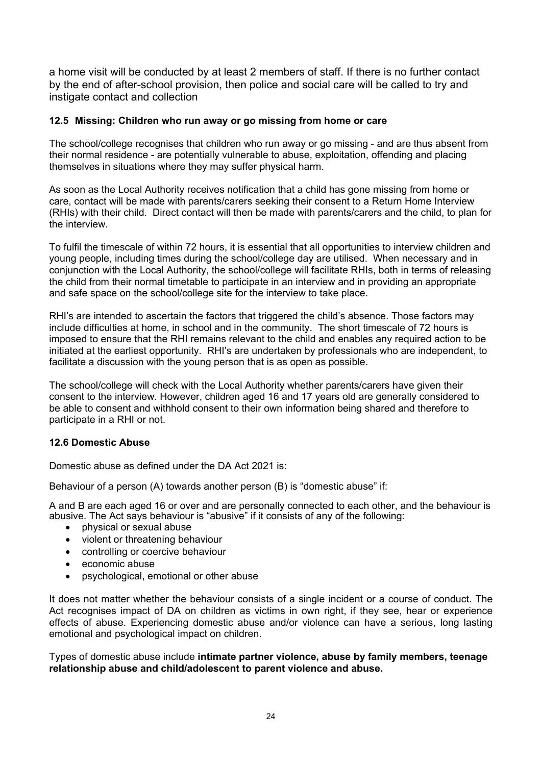a home visit will be conducted by at least 2 members of staff. If there is no further contact by the end of after-school provision, then police and social care will be called to try and instigate contact and collection

### 12.5 Missing: Children who run away or go missing from home or care

The school/college recognises that children who run away or go missing - and are thus absent from their normal residence - are potentially vulnerable to abuse, exploitation, offending and placing themselves in situations where they may suffer physical harm.

As soon as the Local Authority receives notification that a child has gone missing from home or care, contact will be made with parents/carers seeking their consent to a Return Home Interview (RHIs) with their child. Direct contact will then be made with parents/carers and the child, to plan for the interview.

To fulfil the timescale of within 72 hours, it is essential that all opportunities to interview children and young people, including times during the school/college day are utilised. When necessary and in conjunction with the Local Authority, the school/college will facilitate RHIs, both in terms of releasing the child from their normal timetable to participate in an interview and in providing an appropriate and safe space on the school/college site for the interview to take place.

RHI's are intended to ascertain the factors that triggered the child's absence. Those factors may include difficulties at home, in school and in the community. The short timescale of 72 hours is imposed to ensure that the RHI remains relevant to the child and enables any required action to be initiated at the earliest opportunity. RHI's are undertaken by professionals who are independent, to facilitate a discussion with the young person that is as open as possible.

The school/college will check with the Local Authority whether parents/carers have given their consent to the interview. However, children aged 16 and 17 years old are generally considered to be able to consent and withhold consent to their own information being shared and therefore to participate in a RHI or not.

### 12.6 Domestic Abuse

Domestic abuse as defined under the DA Act 2021 is:

Behaviour of a person (A) towards another person (B) is "domestic abuse" if:

A and B are each aged 16 or over and are personally connected to each other, and the behaviour is abusive. The Act says behaviour is "abusive" if it consists of any of the following:

- physical or sexual abuse
- violent or threatening behaviour
- controlling or coercive behaviour
- economic abuse
- psychological, emotional or other abuse

It does not matter whether the behaviour consists of a single incident or a course of conduct. The Act recognises impact of DA on children as victims in own right, if they see, hear or experience effects of abuse. Experiencing domestic abuse and/or violence can have a serious, long lasting emotional and psychological impact on children.

Types of domestic abuse include **intimate partner violence, abuse by family members, teenage relationship abuse and child/adolescent to parent violence and abuse.**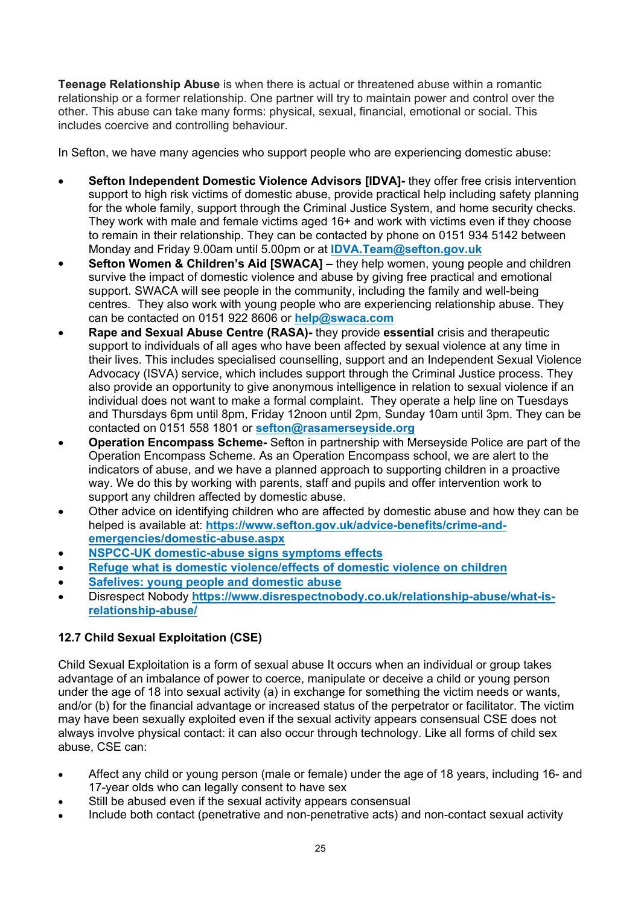**Teenage Relationship Abuse** is when there is actual or threatened abuse within a romantic relationship or a former relationship. One partner will try to maintain power and control over the other. This abuse can take many forms: physical, sexual, financial, emotional or social. This includes coercive and controlling behaviour.

In Sefton, we have many agencies who support people who are experiencing domestic abuse:

- **Sefton Independent Domestic Violence Advisors [IDVA]-** they offer free crisis intervention support to high risk victims of domestic abuse, provide practical help including safety planning for the whole family, support through the Criminal Justice System, and home security checks. They work with male and female victims aged 16+ and work with victims even if they choose to remain in their relationship. They can be contacted by phone on 0151 934 5142 between Monday and Friday 9.00am until 5.00pm or at **IDVA.Team@sefton.gov.uk**
- **Sefton Women & Children's Aid [SWACA] –** they help women, young people and children survive the impact of domestic violence and abuse by giving free practical and emotional support. SWACA will see people in the community, including the family and well-being centres. They also work with young people who are experiencing relationship abuse. They can be contacted on 0151 922 8606 or **help@swaca.com**
- **Rape and Sexual Abuse Centre (RASA)-** they provide **essential** crisis and therapeutic support to individuals of all ages who have been affected by sexual violence at any time in their lives. This includes specialised counselling, support and an Independent Sexual Violence Advocacy (ISVA) service, which includes support through the Criminal Justice process. They also provide an opportunity to give anonymous intelligence in relation to sexual violence if an individual does not want to make a formal complaint. They operate a help line on Tuesdays and Thursdays 6pm until 8pm, Friday 12noon until 2pm, Sunday 10am until 3pm. They can be contacted on 0151 558 1801 or **sefton@rasamerseyside.org**
- **Operation Encompass Scheme-** Sefton in partnership with Merseyside Police are part of the Operation Encompass Scheme. As an Operation Encompass school, we are alert to the indicators of abuse, and we have a planned approach to supporting children in a proactive way. We do this by working with parents, staff and pupils and offer intervention work to support any children affected by domestic abuse.
- Other advice on identifying children who are affected by domestic abuse and how they can be helped is available at: **https://www.sefton.gov.uk/advice-benefits/crime-and-emergencies/domestic-abuse.aspx**
- **NSPCC-UK domestic-abuse signs symptoms effects**
- **Refuge what is domestic violence/effects of domestic violence on children**
- **Safelives: young people and domestic abuse**
- Disrespect Nobody **https://www.disrespectnobody.co.uk/relationship-abuse/what-is-relationship-abuse/**

### 12.7 Child Sexual Exploitation (CSE)

Child Sexual Exploitation is a form of sexual abuse It occurs when an individual or group takes advantage of an imbalance of power to coerce, manipulate or deceive a child or young person under the age of 18 into sexual activity (a) in exchange for something the victim needs or wants, and/or (b) for the financial advantage or increased status of the perpetrator or facilitator. The victim may have been sexually exploited even if the sexual activity appears consensual CSE does not always involve physical contact: it can also occur through technology. Like all forms of child sex abuse, CSE can:

- Affect any child or young person (male or female) under the age of 18 years, including 16- and 17-year olds who can legally consent to have sex
- Still be abused even if the sexual activity appears consensual
- Include both contact (penetrative and non-penetrative acts) and non-contact sexual activity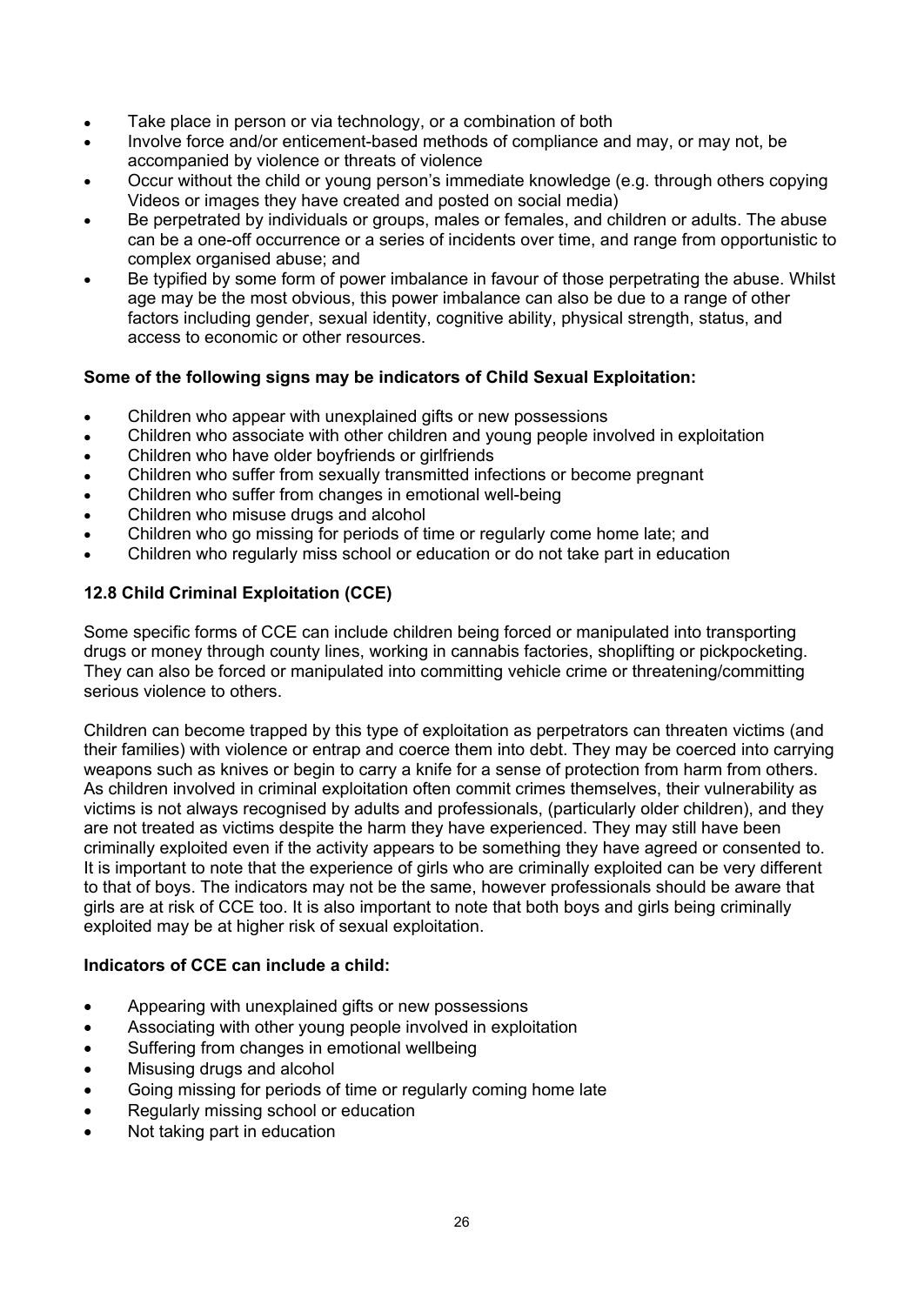- Take place in person or via technology, or a combination of both
- Involve force and/or enticement-based methods of compliance and may, or may not, be accompanied by violence or threats of violence
- Occur without the child or young person's immediate knowledge (e.g. through others copying Videos or images they have created and posted on social media)
- Be perpetrated by individuals or groups, males or females, and children or adults. The abuse can be a one-off occurrence or a series of incidents over time, and range from opportunistic to complex organised abuse; and
- Be typified by some form of power imbalance in favour of those perpetrating the abuse. Whilst age may be the most obvious, this power imbalance can also be due to a range of other factors including gender, sexual identity, cognitive ability, physical strength, status, and access to economic or other resources.

**Some of the following signs may be indicators of Child Sexual Exploitation:**

- Children who appear with unexplained gifts or new possessions
- Children who associate with other children and young people involved in exploitation
- Children who have older boyfriends or girlfriends
- Children who suffer from sexually transmitted infections or become pregnant
- Children who suffer from changes in emotional well-being
- Children who misuse drugs and alcohol
- Children who go missing for periods of time or regularly come home late; and
- Children who regularly miss school or education or do not take part in education

### 12.8 Child Criminal Exploitation (CCE)

Some specific forms of CCE can include children being forced or manipulated into transporting drugs or money through county lines, working in cannabis factories, shoplifting or pickpocketing. They can also be forced or manipulated into committing vehicle crime or threatening/committing serious violence to others.

Children can become trapped by this type of exploitation as perpetrators can threaten victims (and their families) with violence or entrap and coerce them into debt. They may be coerced into carrying weapons such as knives or begin to carry a knife for a sense of protection from harm from others. As children involved in criminal exploitation often commit crimes themselves, their vulnerability as victims is not always recognised by adults and professionals, (particularly older children), and they are not treated as victims despite the harm they have experienced. They may still have been criminally exploited even if the activity appears to be something they have agreed or consented to. It is important to note that the experience of girls who are criminally exploited can be very different to that of boys. The indicators may not be the same, however professionals should be aware that girls are at risk of CCE too. It is also important to note that both boys and girls being criminally exploited may be at higher risk of sexual exploitation.

**Indicators of CCE can include a child:**

- Appearing with unexplained gifts or new possessions
- Associating with other young people involved in exploitation
- Suffering from changes in emotional wellbeing
- Misusing drugs and alcohol
- Going missing for periods of time or regularly coming home late
- Regularly missing school or education
- Not taking part in education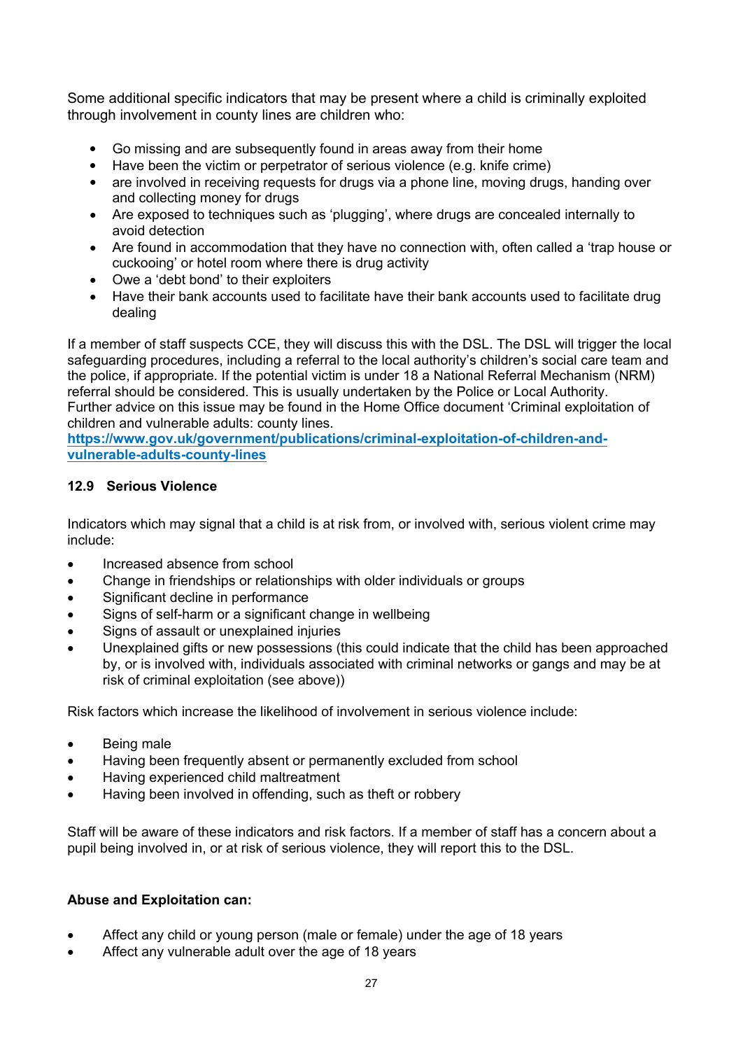Some additional specific indicators that may be present where a child is criminally exploited through involvement in county lines are children who:

- Go missing and are subsequently found in areas away from their home
- Have been the victim or perpetrator of serious violence (e.g. knife crime)
- are involved in receiving requests for drugs via a phone line, moving drugs, handing over and collecting money for drugs
- Are exposed to techniques such as 'plugging', where drugs are concealed internally to avoid detection
- Are found in accommodation that they have no connection with, often called a 'trap house or cuckooing' or hotel room where there is drug activity
- Owe a 'debt bond' to their exploiters
- Have their bank accounts used to facilitate have their bank accounts used to facilitate drug dealing

If a member of staff suspects CCE, they will discuss this with the DSL. The DSL will trigger the local safeguarding procedures, including a referral to the local authority's children's social care team and the police, if appropriate. If the potential victim is under 18 a National Referral Mechanism (NRM) referral should be considered. This is usually undertaken by the Police or Local Authority.
Further advice on this issue may be found in the Home Office document 'Criminal exploitation of children and vulnerable adults: county lines.
[https://www.gov.uk/government/publications/criminal-exploitation-of-children-and-vulnerable-adults-county-lines](https://www.gov.uk/government/publications/criminal-exploitation-of-children-and-vulnerable-adults-county-lines)

### 12.9 Serious Violence

Indicators which may signal that a child is at risk from, or involved with, serious violent crime may include:

- Increased absence from school
- Change in friendships or relationships with older individuals or groups
- Significant decline in performance
- Signs of self-harm or a significant change in wellbeing
- Signs of assault or unexplained injuries
- Unexplained gifts or new possessions (this could indicate that the child has been approached by, or is involved with, individuals associated with criminal networks or gangs and may be at risk of criminal exploitation (see above))

Risk factors which increase the likelihood of involvement in serious violence include:

- Being male
- Having been frequently absent or permanently excluded from school
- Having experienced child maltreatment
- Having been involved in offending, such as theft or robbery

Staff will be aware of these indicators and risk factors. If a member of staff has a concern about a pupil being involved in, or at risk of serious violence, they will report this to the DSL.

**Abuse and Exploitation can:**

- Affect any child or young person (male or female) under the age of 18 years
- Affect any vulnerable adult over the age of 18 years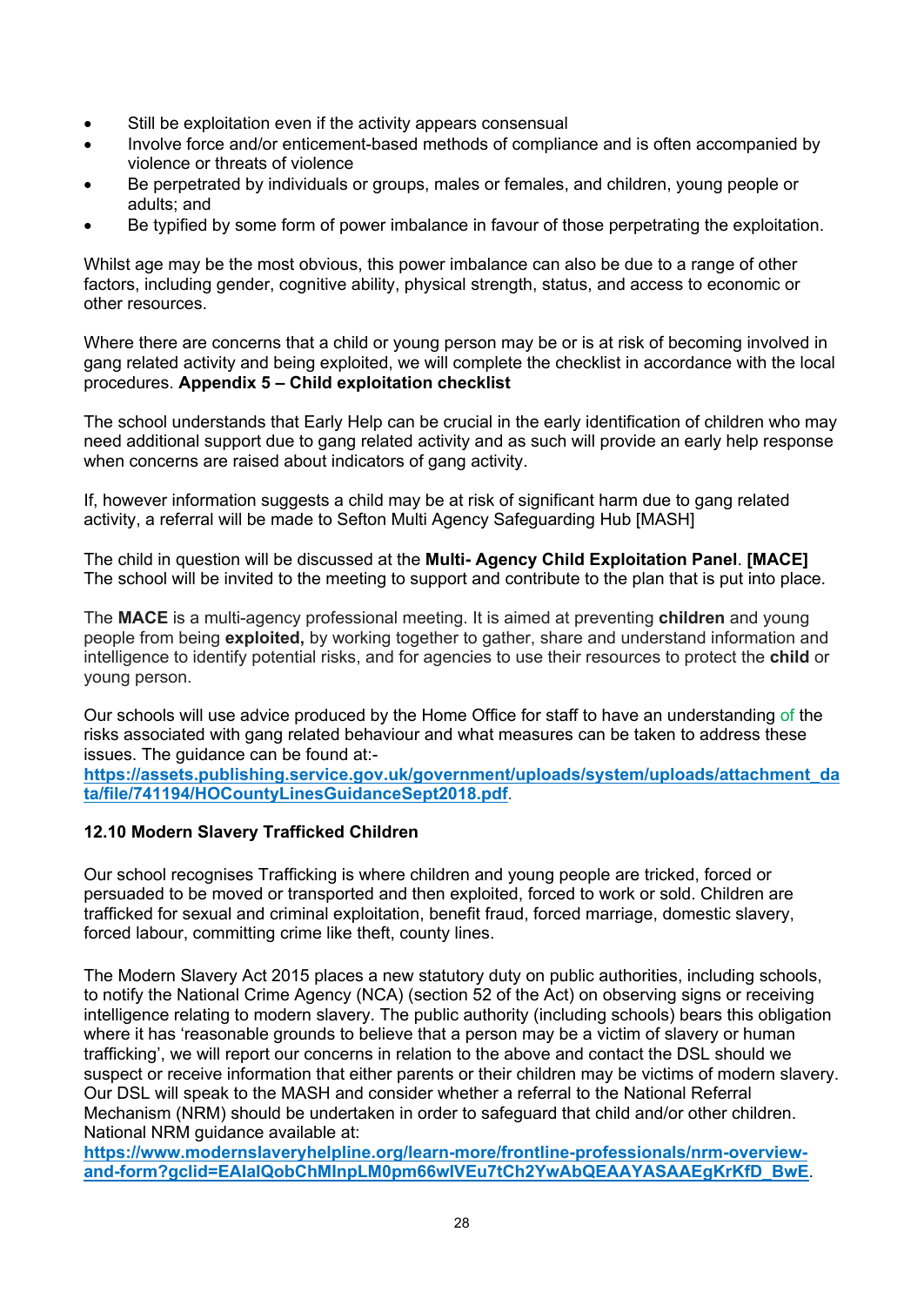- Still be exploitation even if the activity appears consensual
- Involve force and/or enticement-based methods of compliance and is often accompanied by violence or threats of violence
- Be perpetrated by individuals or groups, males or females, and children, young people or adults; and
- Be typified by some form of power imbalance in favour of those perpetrating the exploitation.

Whilst age may be the most obvious, this power imbalance can also be due to a range of other factors, including gender, cognitive ability, physical strength, status, and access to economic or other resources.

Where there are concerns that a child or young person may be or is at risk of becoming involved in gang related activity and being exploited, we will complete the checklist in accordance with the local procedures. **Appendix 5 – Child exploitation checklist**

The school understands that Early Help can be crucial in the early identification of children who may need additional support due to gang related activity and as such will provide an early help response when concerns are raised about indicators of gang activity.

If, however information suggests a child may be at risk of significant harm due to gang related activity, a referral will be made to Sefton Multi Agency Safeguarding Hub [MASH]

The child in question will be discussed at the **Multi- Agency Child Exploitation Panel**. **[MACE]** The school will be invited to the meeting to support and contribute to the plan that is put into place.

The **MACE** is a multi-agency professional meeting. It is aimed at preventing **children** and young people from being **exploited,** by working together to gather, share and understand information and intelligence to identify potential risks, and for agencies to use their resources to protect the **child** or young person.

Our schools will use advice produced by the Home Office for staff to have an understanding of the risks associated with gang related behaviour and what measures can be taken to address these issues. The guidance can be found at:-
**https://assets.publishing.service.gov.uk/government/uploads/system/uploads/attachment_data/file/741194/HOCountyLinesGuidanceSept2018.pdf**.

### 12.10 Modern Slavery Trafficked Children

Our school recognises Trafficking is where children and young people are tricked, forced or persuaded to be moved or transported and then exploited, forced to work or sold. Children are trafficked for sexual and criminal exploitation, benefit fraud, forced marriage, domestic slavery, forced labour, committing crime like theft, county lines.

The Modern Slavery Act 2015 places a new statutory duty on public authorities, including schools, to notify the National Crime Agency (NCA) (section 52 of the Act) on observing signs or receiving intelligence relating to modern slavery. The public authority (including schools) bears this obligation where it has 'reasonable grounds to believe that a person may be a victim of slavery or human trafficking', we will report our concerns in relation to the above and contact the DSL should we suspect or receive information that either parents or their children may be victims of modern slavery. Our DSL will speak to the MASH and consider whether a referral to the National Referral Mechanism (NRM) should be undertaken in order to safeguard that child and/or other children. National NRM guidance available at:
**https://www.modernslaveryhelpline.org/learn-more/frontline-professionals/nrm-overview-and-form?gclid=EAIaIQobChMInpLM0pm66wIVEu7tCh2YwAbQEAAYASAAEgKrKfD_BwE**.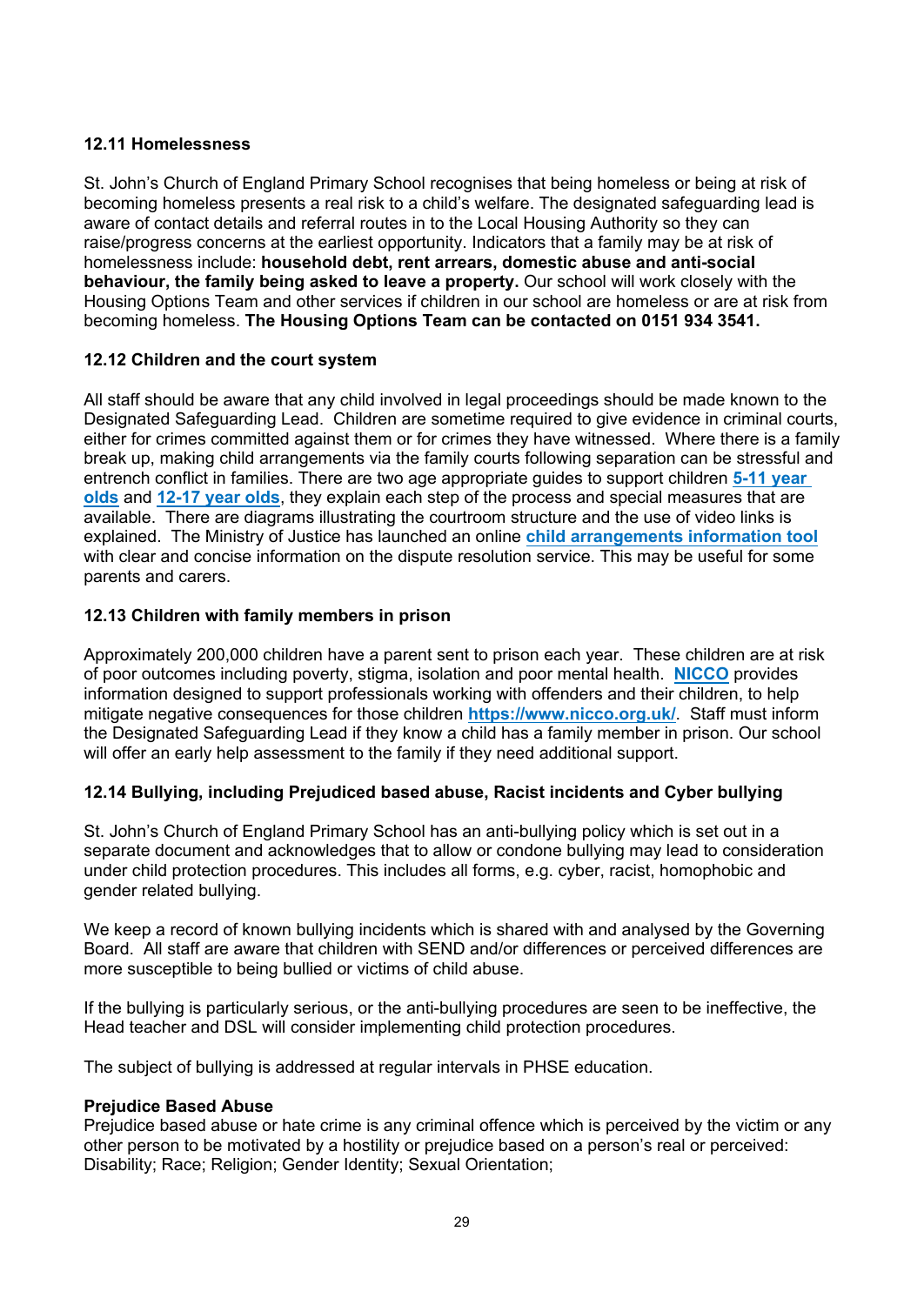### 12.11 Homelessness

St. John's Church of England Primary School recognises that being homeless or being at risk of becoming homeless presents a real risk to a child's welfare. The designated safeguarding lead is aware of contact details and referral routes in to the Local Housing Authority so they can raise/progress concerns at the earliest opportunity. Indicators that a family may be at risk of homelessness include: **household debt, rent arrears, domestic abuse and anti-social behaviour, the family being asked to leave a property.** Our school will work closely with the Housing Options Team and other services if children in our school are homeless or are at risk from becoming homeless. **The Housing Options Team can be contacted on 0151 934 3541.**

### 12.12 Children and the court system

All staff should be aware that any child involved in legal proceedings should be made known to the Designated Safeguarding Lead. Children are sometime required to give evidence in criminal courts, either for crimes committed against them or for crimes they have witnessed. Where there is a family break up, making child arrangements via the family courts following separation can be stressful and entrench conflict in families. There are two age appropriate guides to support children **5-11 year olds** and **12-17 year olds**, they explain each step of the process and special measures that are available. There are diagrams illustrating the courtroom structure and the use of video links is explained. The Ministry of Justice has launched an online **child arrangements information tool** with clear and concise information on the dispute resolution service. This may be useful for some parents and carers.

### 12.13 Children with family members in prison

Approximately 200,000 children have a parent sent to prison each year. These children are at risk of poor outcomes including poverty, stigma, isolation and poor mental health. **NICCO** provides information designed to support professionals working with offenders and their children, to help mitigate negative consequences for those children **https://www.nicco.org.uk/**. Staff must inform the Designated Safeguarding Lead if they know a child has a family member in prison. Our school will offer an early help assessment to the family if they need additional support.

### 12.14 Bullying, including Prejudiced based abuse, Racist incidents and Cyber bullying

St. John's Church of England Primary School has an anti-bullying policy which is set out in a separate document and acknowledges that to allow or condone bullying may lead to consideration under child protection procedures. This includes all forms, e.g. cyber, racist, homophobic and gender related bullying.

We keep a record of known bullying incidents which is shared with and analysed by the Governing Board. All staff are aware that children with SEND and/or differences or perceived differences are more susceptible to being bullied or victims of child abuse.

If the bullying is particularly serious, or the anti-bullying procedures are seen to be ineffective, the Head teacher and DSL will consider implementing child protection procedures.

The subject of bullying is addressed at regular intervals in PHSE education.

**Prejudice Based Abuse**

Prejudice based abuse or hate crime is any criminal offence which is perceived by the victim or any other person to be motivated by a hostility or prejudice based on a person's real or perceived: Disability; Race; Religion; Gender Identity; Sexual Orientation;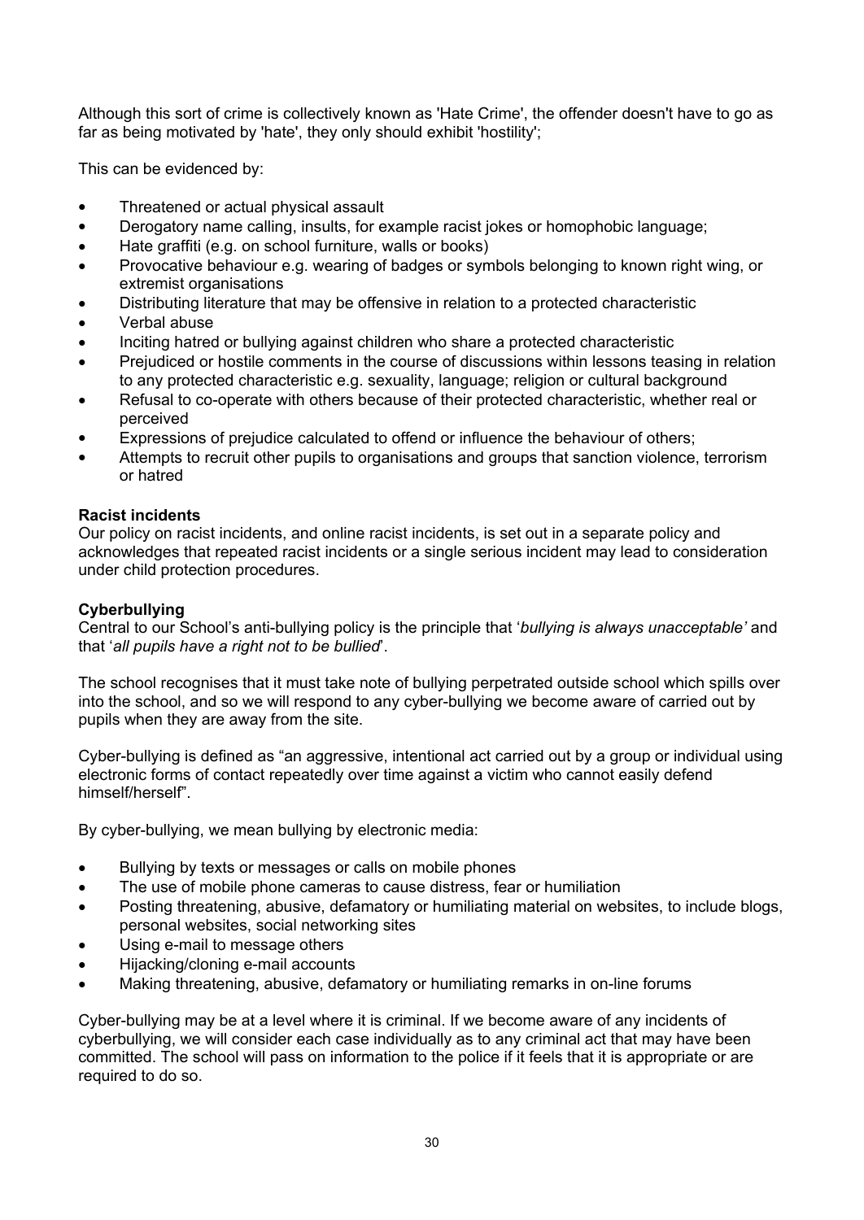Although this sort of crime is collectively known as 'Hate Crime', the offender doesn't have to go as far as being motivated by 'hate', they only should exhibit 'hostility';

This can be evidenced by:

- Threatened or actual physical assault
- Derogatory name calling, insults, for example racist jokes or homophobic language;
- Hate graffiti (e.g. on school furniture, walls or books)
- Provocative behaviour e.g. wearing of badges or symbols belonging to known right wing, or extremist organisations
- Distributing literature that may be offensive in relation to a protected characteristic
- Verbal abuse
- Inciting hatred or bullying against children who share a protected characteristic
- Prejudiced or hostile comments in the course of discussions within lessons teasing in relation to any protected characteristic e.g. sexuality, language; religion or cultural background
- Refusal to co-operate with others because of their protected characteristic, whether real or perceived
- Expressions of prejudice calculated to offend or influence the behaviour of others;
- Attempts to recruit other pupils to organisations and groups that sanction violence, terrorism or hatred

**Racist incidents**

Our policy on racist incidents, and online racist incidents, is set out in a separate policy and acknowledges that repeated racist incidents or a single serious incident may lead to consideration under child protection procedures.

**Cyberbullying**

Central to our School's anti-bullying policy is the principle that '*bullying is always unacceptable'* and that '*all pupils have a right not to be bullied*'.

The school recognises that it must take note of bullying perpetrated outside school which spills over into the school, and so we will respond to any cyber-bullying we become aware of carried out by pupils when they are away from the site.

Cyber-bullying is defined as "an aggressive, intentional act carried out by a group or individual using electronic forms of contact repeatedly over time against a victim who cannot easily defend himself/herself".

By cyber-bullying, we mean bullying by electronic media:

- Bullying by texts or messages or calls on mobile phones
- The use of mobile phone cameras to cause distress, fear or humiliation
- Posting threatening, abusive, defamatory or humiliating material on websites, to include blogs, personal websites, social networking sites
- Using e-mail to message others
- Hijacking/cloning e-mail accounts
- Making threatening, abusive, defamatory or humiliating remarks in on-line forums

Cyber-bullying may be at a level where it is criminal. If we become aware of any incidents of cyberbullying, we will consider each case individually as to any criminal act that may have been committed. The school will pass on information to the police if it feels that it is appropriate or are required to do so.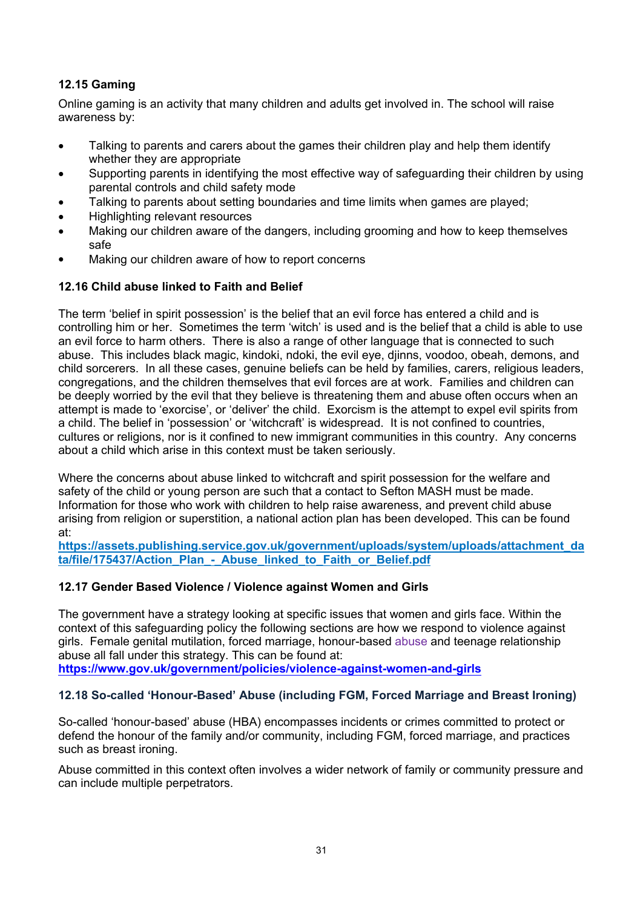### 12.15 Gaming

Online gaming is an activity that many children and adults get involved in. The school will raise awareness by:

- Talking to parents and carers about the games their children play and help them identify whether they are appropriate
- Supporting parents in identifying the most effective way of safeguarding their children by using parental controls and child safety mode
- Talking to parents about setting boundaries and time limits when games are played;
- Highlighting relevant resources
- Making our children aware of the dangers, including grooming and how to keep themselves safe
- Making our children aware of how to report concerns

### 12.16 Child abuse linked to Faith and Belief

The term 'belief in spirit possession' is the belief that an evil force has entered a child and is controlling him or her. Sometimes the term 'witch' is used and is the belief that a child is able to use an evil force to harm others. There is also a range of other language that is connected to such abuse. This includes black magic, kindoki, ndoki, the evil eye, djinns, voodoo, obeah, demons, and child sorcerers. In all these cases, genuine beliefs can be held by families, carers, religious leaders, congregations, and the children themselves that evil forces are at work. Families and children can be deeply worried by the evil that they believe is threatening them and abuse often occurs when an attempt is made to 'exorcise', or 'deliver' the child. Exorcism is the attempt to expel evil spirits from a child. The belief in 'possession' or 'witchcraft' is widespread. It is not confined to countries, cultures or religions, nor is it confined to new immigrant communities in this country. Any concerns about a child which arise in this context must be taken seriously.

Where the concerns about abuse linked to witchcraft and spirit possession for the welfare and safety of the child or young person are such that a contact to Sefton MASH must be made. Information for those who work with children to help raise awareness, and prevent child abuse arising from religion or superstition, a national action plan has been developed. This can be found at:
**https://assets.publishing.service.gov.uk/government/uploads/system/uploads/attachment_data/file/175437/Action_Plan_-_Abuse_linked_to_Faith_or_Belief.pdf**

### 12.17 Gender Based Violence / Violence against Women and Girls

The government have a strategy looking at specific issues that women and girls face. Within the context of this safeguarding policy the following sections are how we respond to violence against girls. Female genital mutilation, forced marriage, honour-based abuse and teenage relationship abuse all fall under this strategy. This can be found at:
**https://www.gov.uk/government/policies/violence-against-women-and-girls**

### 12.18 So-called 'Honour-Based' Abuse (including FGM, Forced Marriage and Breast Ironing)

So-called 'honour-based' abuse (HBA) encompasses incidents or crimes committed to protect or defend the honour of the family and/or community, including FGM, forced marriage, and practices such as breast ironing.

Abuse committed in this context often involves a wider network of family or community pressure and can include multiple perpetrators.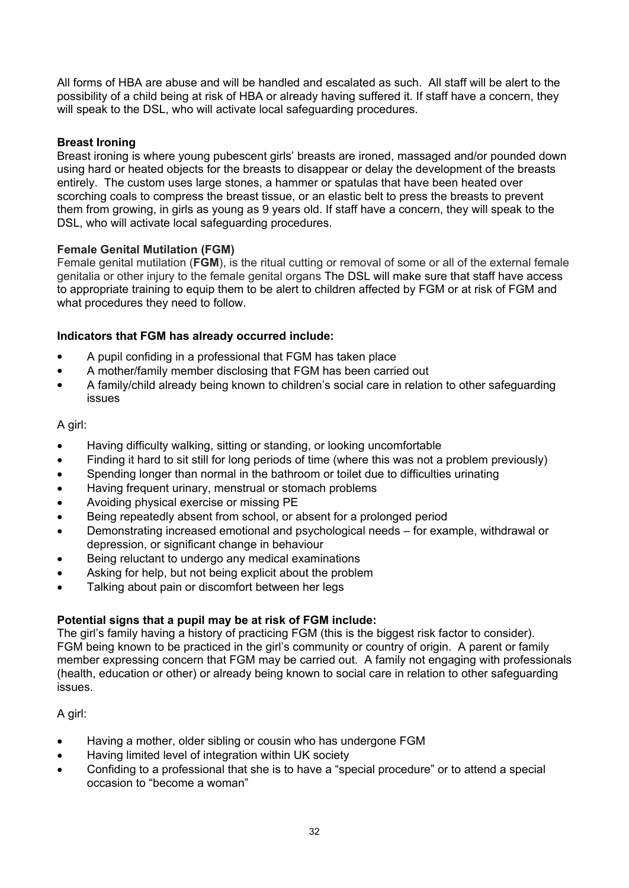All forms of HBA are abuse and will be handled and escalated as such. All staff will be alert to the possibility of a child being at risk of HBA or already having suffered it. If staff have a concern, they will speak to the DSL, who will activate local safeguarding procedures.

**Breast Ironing**

Breast ironing is where young pubescent girls' breasts are ironed, massaged and/or pounded down using hard or heated objects for the breasts to disappear or delay the development of the breasts entirely. The custom uses large stones, a hammer or spatulas that have been heated over scorching coals to compress the breast tissue, or an elastic belt to press the breasts to prevent them from growing, in girls as young as 9 years old. If staff have a concern, they will speak to the DSL, who will activate local safeguarding procedures.

**Female Genital Mutilation (FGM)**

Female genital mutilation (**FGM**), is the ritual cutting or removal of some or all of the external female genitalia or other injury to the female genital organs The DSL will make sure that staff have access to appropriate training to equip them to be alert to children affected by FGM or at risk of FGM and what procedures they need to follow.

**Indicators that FGM has already occurred include:**

- A pupil confiding in a professional that FGM has taken place
- A mother/family member disclosing that FGM has been carried out
- A family/child already being known to children's social care in relation to other safeguarding issues

A girl:

- Having difficulty walking, sitting or standing, or looking uncomfortable
- Finding it hard to sit still for long periods of time (where this was not a problem previously)
- Spending longer than normal in the bathroom or toilet due to difficulties urinating
- Having frequent urinary, menstrual or stomach problems
- Avoiding physical exercise or missing PE
- Being repeatedly absent from school, or absent for a prolonged period
- Demonstrating increased emotional and psychological needs – for example, withdrawal or depression, or significant change in behaviour
- Being reluctant to undergo any medical examinations
- Asking for help, but not being explicit about the problem
- Talking about pain or discomfort between her legs

**Potential signs that a pupil may be at risk of FGM include:**

The girl's family having a history of practicing FGM (this is the biggest risk factor to consider). FGM being known to be practiced in the girl's community or country of origin. A parent or family member expressing concern that FGM may be carried out. A family not engaging with professionals (health, education or other) or already being known to social care in relation to other safeguarding issues.

A girl:

- Having a mother, older sibling or cousin who has undergone FGM
- Having limited level of integration within UK society
- Confiding to a professional that she is to have a "special procedure" or to attend a special occasion to "become a woman"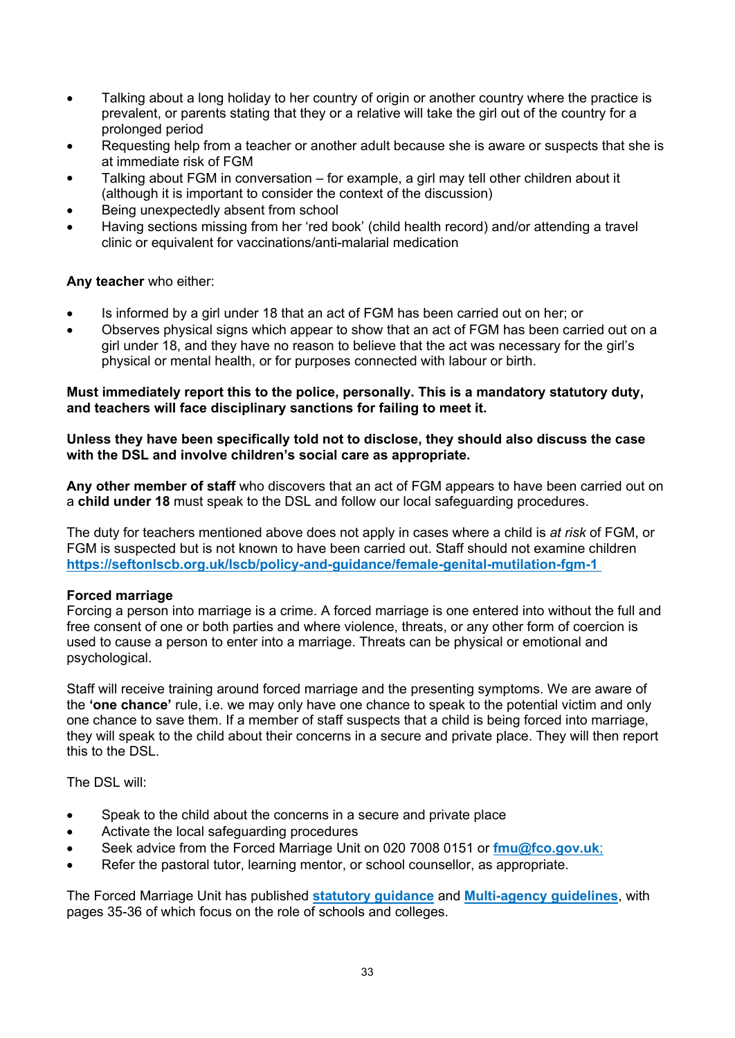- Talking about a long holiday to her country of origin or another country where the practice is prevalent, or parents stating that they or a relative will take the girl out of the country for a prolonged period
- Requesting help from a teacher or another adult because she is aware or suspects that she is at immediate risk of FGM
- Talking about FGM in conversation – for example, a girl may tell other children about it (although it is important to consider the context of the discussion)
- Being unexpectedly absent from school
- Having sections missing from her 'red book' (child health record) and/or attending a travel clinic or equivalent for vaccinations/anti-malarial medication

**Any teacher** who either:

- Is informed by a girl under 18 that an act of FGM has been carried out on her; or
- Observes physical signs which appear to show that an act of FGM has been carried out on a girl under 18, and they have no reason to believe that the act was necessary for the girl's physical or mental health, or for purposes connected with labour or birth.

**Must immediately report this to the police, personally. This is a mandatory statutory duty, and teachers will face disciplinary sanctions for failing to meet it.**

**Unless they have been specifically told not to disclose, they should also discuss the case with the DSL and involve children's social care as appropriate.**

**Any other member of staff** who discovers that an act of FGM appears to have been carried out on a **child under 18** must speak to the DSL and follow our local safeguarding procedures.

The duty for teachers mentioned above does not apply in cases where a child is *at risk* of FGM, or FGM is suspected but is not known to have been carried out. Staff should not examine children **https://seftonlscb.org.uk/lscb/policy-and-guidance/female-genital-mutilation-fgm-1**

**Forced marriage**

Forcing a person into marriage is a crime. A forced marriage is one entered into without the full and free consent of one or both parties and where violence, threats, or any other form of coercion is used to cause a person to enter into a marriage. Threats can be physical or emotional and psychological.

Staff will receive training around forced marriage and the presenting symptoms. We are aware of the **'one chance'** rule, i.e. we may only have one chance to speak to the potential victim and only one chance to save them. If a member of staff suspects that a child is being forced into marriage, they will speak to the child about their concerns in a secure and private place. They will then report this to the DSL.

The DSL will:

- Speak to the child about the concerns in a secure and private place
- Activate the local safeguarding procedures
- Seek advice from the Forced Marriage Unit on 020 7008 0151 or **fmu@fco.gov.uk**;
- Refer the pastoral tutor, learning mentor, or school counsellor, as appropriate.

The Forced Marriage Unit has published **statutory guidance** and **Multi-agency guidelines**, with pages 35-36 of which focus on the role of schools and colleges.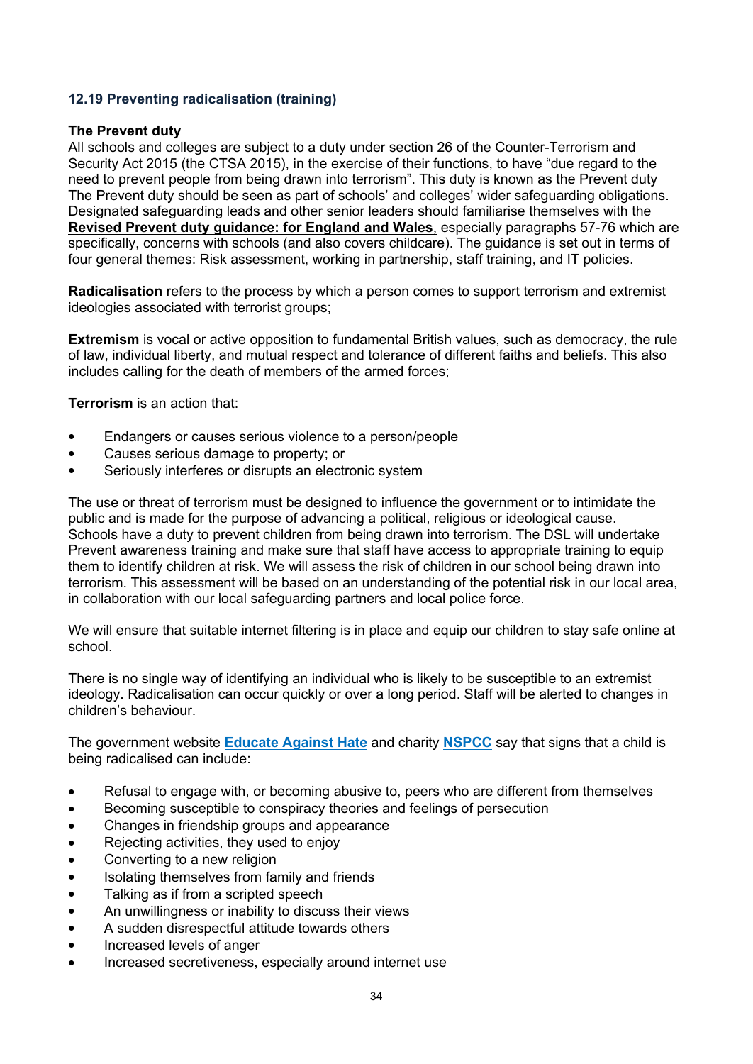### 12.19 Preventing radicalisation (training)

**The Prevent duty**

All schools and colleges are subject to a duty under section 26 of the Counter-Terrorism and Security Act 2015 (the CTSA 2015), in the exercise of their functions, to have "due regard to the need to prevent people from being drawn into terrorism". This duty is known as the Prevent duty The Prevent duty should be seen as part of schools' and colleges' wider safeguarding obligations. Designated safeguarding leads and other senior leaders should familiarise themselves with the **Revised Prevent duty guidance: for England and Wales**, especially paragraphs 57-76 which are specifically, concerns with schools (and also covers childcare). The guidance is set out in terms of four general themes: Risk assessment, working in partnership, staff training, and IT policies.

**Radicalisation** refers to the process by which a person comes to support terrorism and extremist ideologies associated with terrorist groups;

**Extremism** is vocal or active opposition to fundamental British values, such as democracy, the rule of law, individual liberty, and mutual respect and tolerance of different faiths and beliefs. This also includes calling for the death of members of the armed forces;

**Terrorism** is an action that:

- Endangers or causes serious violence to a person/people
- Causes serious damage to property; or
- Seriously interferes or disrupts an electronic system

The use or threat of terrorism must be designed to influence the government or to intimidate the public and is made for the purpose of advancing a political, religious or ideological cause. Schools have a duty to prevent children from being drawn into terrorism. The DSL will undertake Prevent awareness training and make sure that staff have access to appropriate training to equip them to identify children at risk. We will assess the risk of children in our school being drawn into terrorism. This assessment will be based on an understanding of the potential risk in our local area, in collaboration with our local safeguarding partners and local police force.

We will ensure that suitable internet filtering is in place and equip our children to stay safe online at school.

There is no single way of identifying an individual who is likely to be susceptible to an extremist ideology. Radicalisation can occur quickly or over a long period. Staff will be alerted to changes in children's behaviour.

The government website **Educate Against Hate** and charity **NSPCC** say that signs that a child is being radicalised can include:

- Refusal to engage with, or becoming abusive to, peers who are different from themselves
- Becoming susceptible to conspiracy theories and feelings of persecution
- Changes in friendship groups and appearance
- Rejecting activities, they used to enjoy
- Converting to a new religion
- Isolating themselves from family and friends
- Talking as if from a scripted speech
- An unwillingness or inability to discuss their views
- A sudden disrespectful attitude towards others
- Increased levels of anger
- Increased secretiveness, especially around internet use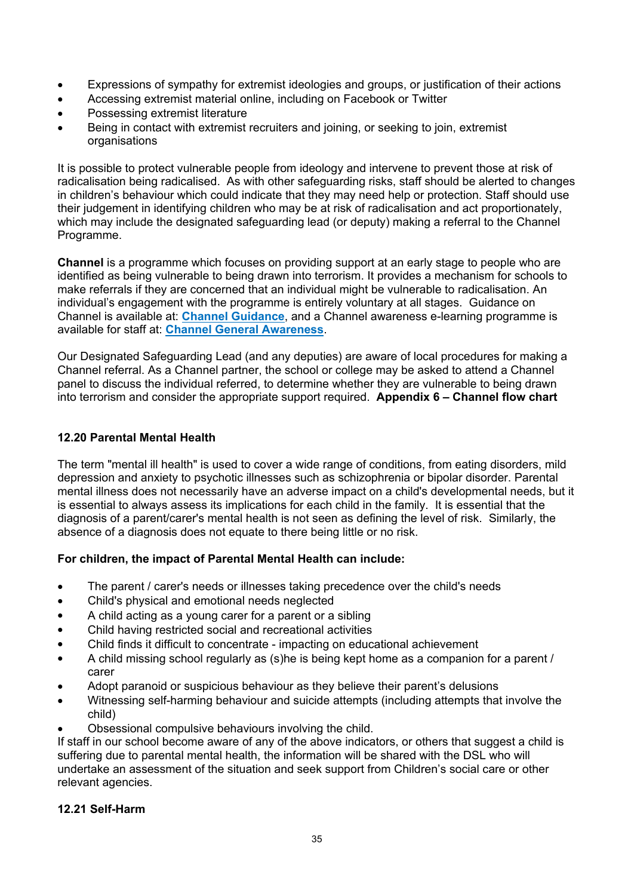- Expressions of sympathy for extremist ideologies and groups, or justification of their actions
- Accessing extremist material online, including on Facebook or Twitter
- Possessing extremist literature
- Being in contact with extremist recruiters and joining, or seeking to join, extremist organisations

It is possible to protect vulnerable people from ideology and intervene to prevent those at risk of radicalisation being radicalised. As with other safeguarding risks, staff should be alerted to changes in children's behaviour which could indicate that they may need help or protection. Staff should use their judgement in identifying children who may be at risk of radicalisation and act proportionately, which may include the designated safeguarding lead (or deputy) making a referral to the Channel Programme.

**Channel** is a programme which focuses on providing support at an early stage to people who are identified as being vulnerable to being drawn into terrorism. It provides a mechanism for schools to make referrals if they are concerned that an individual might be vulnerable to radicalisation. An individual's engagement with the programme is entirely voluntary at all stages. Guidance on Channel is available at: **Channel Guidance**, and a Channel awareness e-learning programme is available for staff at: **Channel General Awareness**.

Our Designated Safeguarding Lead (and any deputies) are aware of local procedures for making a Channel referral. As a Channel partner, the school or college may be asked to attend a Channel panel to discuss the individual referred, to determine whether they are vulnerable to being drawn into terrorism and consider the appropriate support required. **Appendix 6 – Channel flow chart**

### 12.20 Parental Mental Health

The term "mental ill health" is used to cover a wide range of conditions, from eating disorders, mild depression and anxiety to psychotic illnesses such as schizophrenia or bipolar disorder. Parental mental illness does not necessarily have an adverse impact on a child's developmental needs, but it is essential to always assess its implications for each child in the family. It is essential that the diagnosis of a parent/carer's mental health is not seen as defining the level of risk. Similarly, the absence of a diagnosis does not equate to there being little or no risk.

**For children, the impact of Parental Mental Health can include:**

- The parent / carer's needs or illnesses taking precedence over the child's needs
- Child's physical and emotional needs neglected
- A child acting as a young carer for a parent or a sibling
- Child having restricted social and recreational activities
- Child finds it difficult to concentrate - impacting on educational achievement
- A child missing school regularly as (s)he is being kept home as a companion for a parent / carer
- Adopt paranoid or suspicious behaviour as they believe their parent's delusions
- Witnessing self-harming behaviour and suicide attempts (including attempts that involve the child)
- Obsessional compulsive behaviours involving the child.

If staff in our school become aware of any of the above indicators, or others that suggest a child is suffering due to parental mental health, the information will be shared with the DSL who will undertake an assessment of the situation and seek support from Children's social care or other relevant agencies.

### 12.21 Self-Harm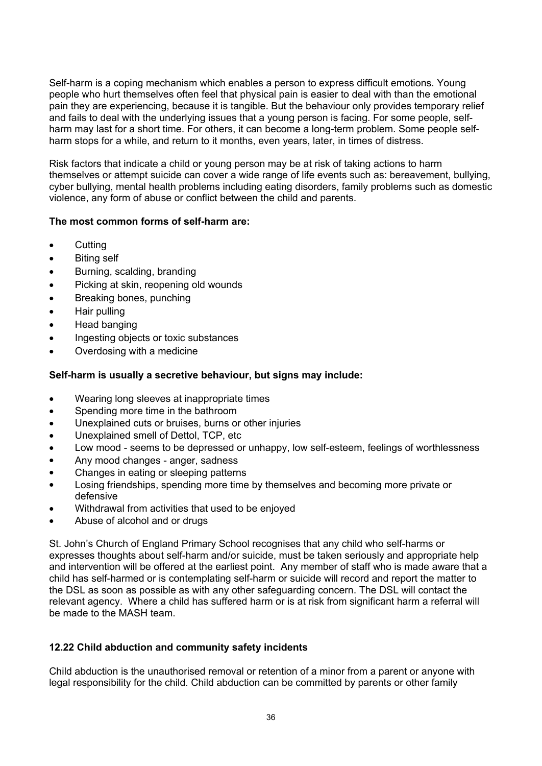Self-harm is a coping mechanism which enables a person to express difficult emotions. Young people who hurt themselves often feel that physical pain is easier to deal with than the emotional pain they are experiencing, because it is tangible. But the behaviour only provides temporary relief and fails to deal with the underlying issues that a young person is facing. For some people, self-harm may last for a short time. For others, it can become a long-term problem. Some people self-harm stops for a while, and return to it months, even years, later, in times of distress.

Risk factors that indicate a child or young person may be at risk of taking actions to harm themselves or attempt suicide can cover a wide range of life events such as: bereavement, bullying, cyber bullying, mental health problems including eating disorders, family problems such as domestic violence, any form of abuse or conflict between the child and parents.

**The most common forms of self-harm are:**

- Cutting
- Biting self
- Burning, scalding, branding
- Picking at skin, reopening old wounds
- Breaking bones, punching
- Hair pulling
- Head banging
- Ingesting objects or toxic substances
- Overdosing with a medicine

**Self-harm is usually a secretive behaviour, but signs may include:**

- Wearing long sleeves at inappropriate times
- Spending more time in the bathroom
- Unexplained cuts or bruises, burns or other injuries
- Unexplained smell of Dettol, TCP, etc
- Low mood - seems to be depressed or unhappy, low self-esteem, feelings of worthlessness
- Any mood changes - anger, sadness
- Changes in eating or sleeping patterns
- Losing friendships, spending more time by themselves and becoming more private or defensive
- Withdrawal from activities that used to be enjoyed
- Abuse of alcohol and or drugs

St. John's Church of England Primary School recognises that any child who self-harms or expresses thoughts about self-harm and/or suicide, must be taken seriously and appropriate help and intervention will be offered at the earliest point. Any member of staff who is made aware that a child has self-harmed or is contemplating self-harm or suicide will record and report the matter to the DSL as soon as possible as with any other safeguarding concern. The DSL will contact the relevant agency. Where a child has suffered harm or is at risk from significant harm a referral will be made to the MASH team.

### 12.22 Child abduction and community safety incidents

Child abduction is the unauthorised removal or retention of a minor from a parent or anyone with legal responsibility for the child. Child abduction can be committed by parents or other family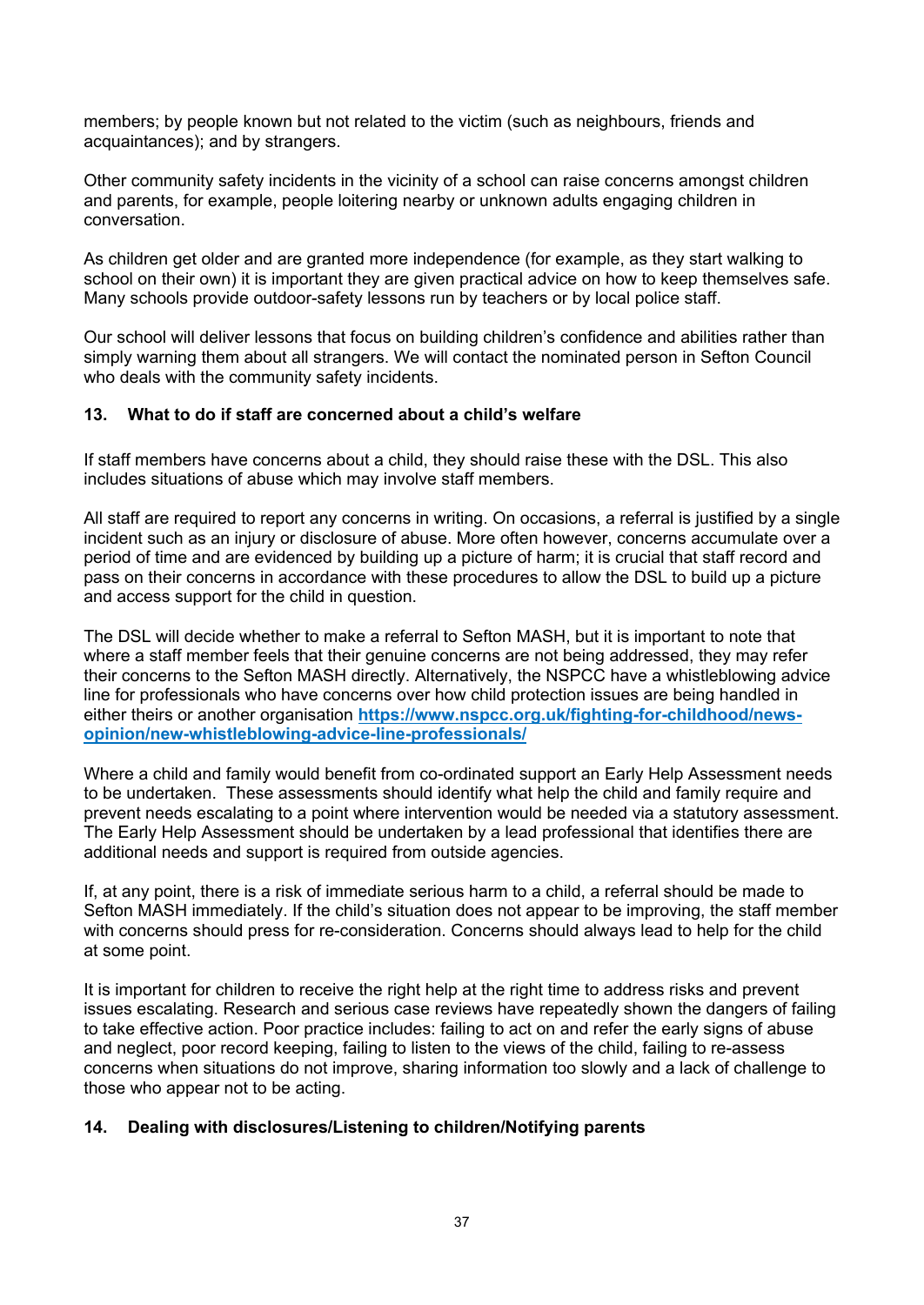members; by people known but not related to the victim (such as neighbours, friends and acquaintances); and by strangers.

Other community safety incidents in the vicinity of a school can raise concerns amongst children and parents, for example, people loitering nearby or unknown adults engaging children in conversation.

As children get older and are granted more independence (for example, as they start walking to school on their own) it is important they are given practical advice on how to keep themselves safe. Many schools provide outdoor-safety lessons run by teachers or by local police staff.

Our school will deliver lessons that focus on building children's confidence and abilities rather than simply warning them about all strangers. We will contact the nominated person in Sefton Council who deals with the community safety incidents.

## 13. What to do if staff are concerned about a child's welfare

If staff members have concerns about a child, they should raise these with the DSL. This also includes situations of abuse which may involve staff members.

All staff are required to report any concerns in writing. On occasions, a referral is justified by a single incident such as an injury or disclosure of abuse. More often however, concerns accumulate over a period of time and are evidenced by building up a picture of harm; it is crucial that staff record and pass on their concerns in accordance with these procedures to allow the DSL to build up a picture and access support for the child in question.

The DSL will decide whether to make a referral to Sefton MASH, but it is important to note that where a staff member feels that their genuine concerns are not being addressed, they may refer their concerns to the Sefton MASH directly. Alternatively, the NSPCC have a whistleblowing advice line for professionals who have concerns over how child protection issues are being handled in either theirs or another organisation **https://www.nspcc.org.uk/fighting-for-childhood/news-opinion/new-whistleblowing-advice-line-professionals/**

Where a child and family would benefit from co-ordinated support an Early Help Assessment needs to be undertaken. These assessments should identify what help the child and family require and prevent needs escalating to a point where intervention would be needed via a statutory assessment. The Early Help Assessment should be undertaken by a lead professional that identifies there are additional needs and support is required from outside agencies.

If, at any point, there is a risk of immediate serious harm to a child, a referral should be made to Sefton MASH immediately. If the child's situation does not appear to be improving, the staff member with concerns should press for re-consideration. Concerns should always lead to help for the child at some point.

It is important for children to receive the right help at the right time to address risks and prevent issues escalating. Research and serious case reviews have repeatedly shown the dangers of failing to take effective action. Poor practice includes: failing to act on and refer the early signs of abuse and neglect, poor record keeping, failing to listen to the views of the child, failing to re-assess concerns when situations do not improve, sharing information too slowly and a lack of challenge to those who appear not to be acting.

## 14. Dealing with disclosures/Listening to children/Notifying parents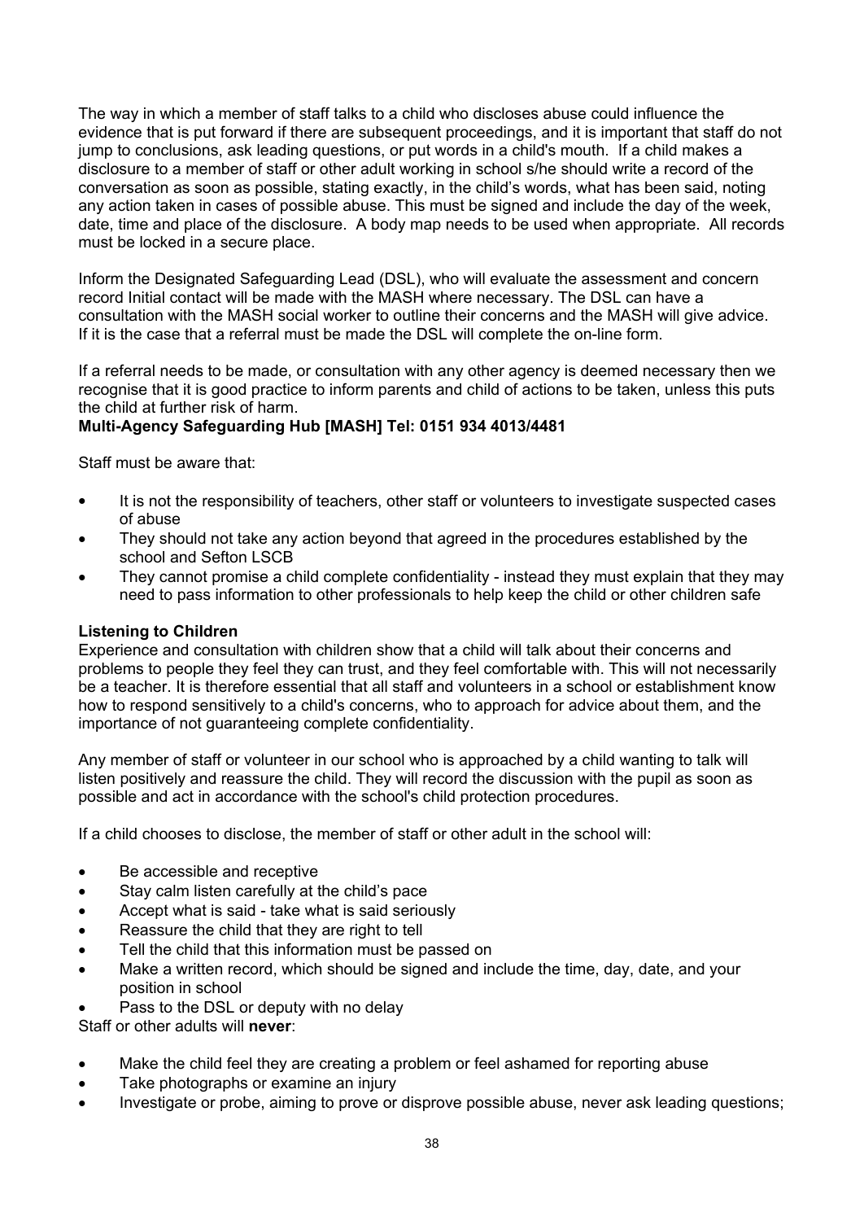The way in which a member of staff talks to a child who discloses abuse could influence the evidence that is put forward if there are subsequent proceedings, and it is important that staff do not jump to conclusions, ask leading questions, or put words in a child's mouth. If a child makes a disclosure to a member of staff or other adult working in school s/he should write a record of the conversation as soon as possible, stating exactly, in the child's words, what has been said, noting any action taken in cases of possible abuse. This must be signed and include the day of the week, date, time and place of the disclosure. A body map needs to be used when appropriate. All records must be locked in a secure place.

Inform the Designated Safeguarding Lead (DSL), who will evaluate the assessment and concern record Initial contact will be made with the MASH where necessary. The DSL can have a consultation with the MASH social worker to outline their concerns and the MASH will give advice. If it is the case that a referral must be made the DSL will complete the on-line form.

If a referral needs to be made, or consultation with any other agency is deemed necessary then we recognise that it is good practice to inform parents and child of actions to be taken, unless this puts the child at further risk of harm.

**Multi-Agency Safeguarding Hub [MASH] Tel: 0151 934 4013/4481**

Staff must be aware that:

- It is not the responsibility of teachers, other staff or volunteers to investigate suspected cases of abuse
- They should not take any action beyond that agreed in the procedures established by the school and Sefton LSCB
- They cannot promise a child complete confidentiality - instead they must explain that they may need to pass information to other professionals to help keep the child or other children safe

**Listening to Children**

Experience and consultation with children show that a child will talk about their concerns and problems to people they feel they can trust, and they feel comfortable with. This will not necessarily be a teacher. It is therefore essential that all staff and volunteers in a school or establishment know how to respond sensitively to a child's concerns, who to approach for advice about them, and the importance of not guaranteeing complete confidentiality.

Any member of staff or volunteer in our school who is approached by a child wanting to talk will listen positively and reassure the child. They will record the discussion with the pupil as soon as possible and act in accordance with the school's child protection procedures.

If a child chooses to disclose, the member of staff or other adult in the school will:

- Be accessible and receptive
- Stay calm listen carefully at the child's pace
- Accept what is said - take what is said seriously
- Reassure the child that they are right to tell
- Tell the child that this information must be passed on
- Make a written record, which should be signed and include the time, day, date, and your position in school
- Pass to the DSL or deputy with no delay

Staff or other adults will **never**:

- Make the child feel they are creating a problem or feel ashamed for reporting abuse
- Take photographs or examine an injury
- Investigate or probe, aiming to prove or disprove possible abuse, never ask leading questions;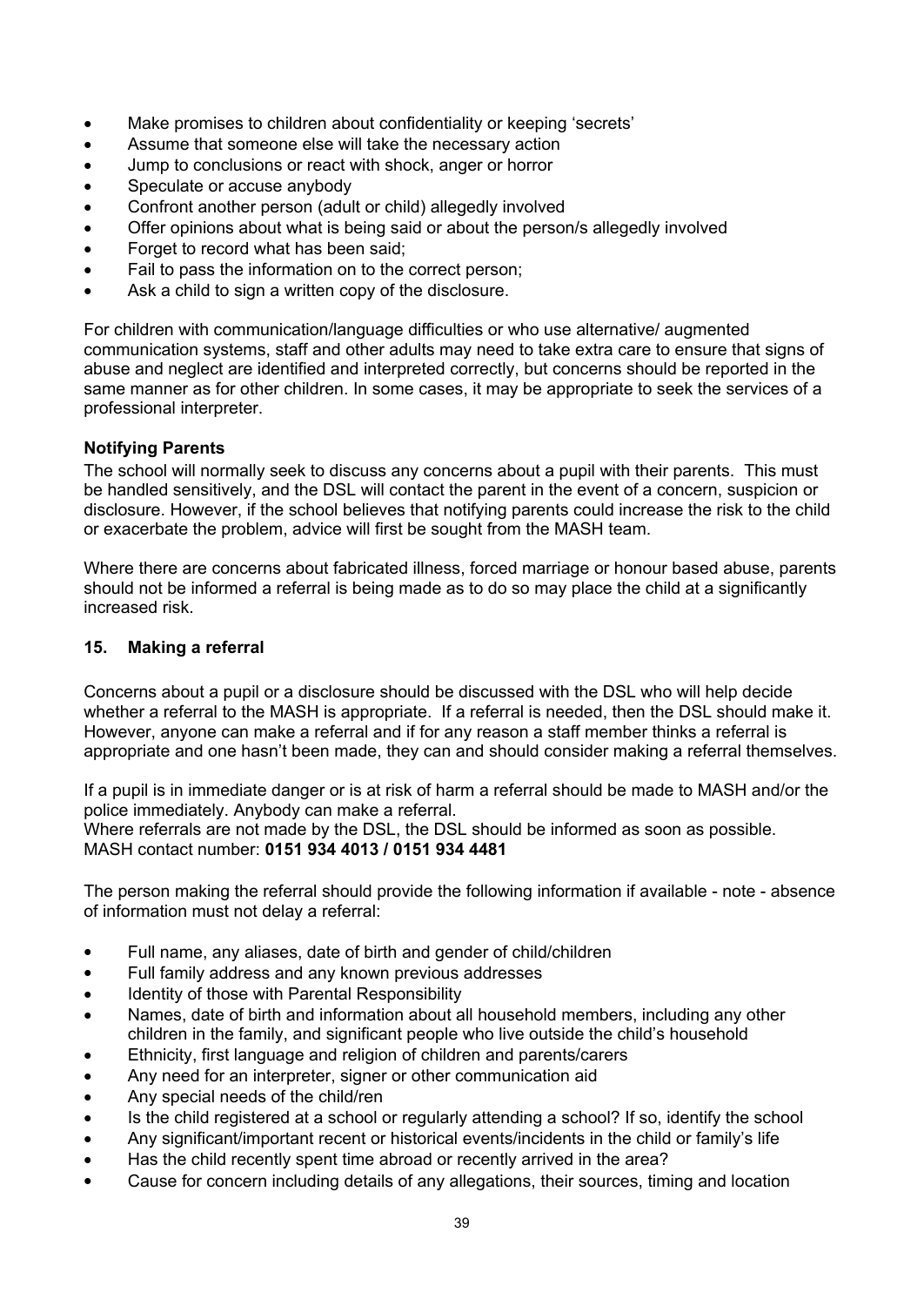- Make promises to children about confidentiality or keeping 'secrets'
- Assume that someone else will take the necessary action
- Jump to conclusions or react with shock, anger or horror
- Speculate or accuse anybody
- Confront another person (adult or child) allegedly involved
- Offer opinions about what is being said or about the person/s allegedly involved
- Forget to record what has been said;
- Fail to pass the information on to the correct person;
- Ask a child to sign a written copy of the disclosure.

For children with communication/language difficulties or who use alternative/ augmented communication systems, staff and other adults may need to take extra care to ensure that signs of abuse and neglect are identified and interpreted correctly, but concerns should be reported in the same manner as for other children. In some cases, it may be appropriate to seek the services of a professional interpreter.

**Notifying Parents**

The school will normally seek to discuss any concerns about a pupil with their parents. This must be handled sensitively, and the DSL will contact the parent in the event of a concern, suspicion or disclosure. However, if the school believes that notifying parents could increase the risk to the child or exacerbate the problem, advice will first be sought from the MASH team.

Where there are concerns about fabricated illness, forced marriage or honour based abuse, parents should not be informed a referral is being made as to do so may place the child at a significantly increased risk.

## 15. Making a referral

Concerns about a pupil or a disclosure should be discussed with the DSL who will help decide whether a referral to the MASH is appropriate. If a referral is needed, then the DSL should make it. However, anyone can make a referral and if for any reason a staff member thinks a referral is appropriate and one hasn't been made, they can and should consider making a referral themselves.

If a pupil is in immediate danger or is at risk of harm a referral should be made to MASH and/or the police immediately. Anybody can make a referral.
Where referrals are not made by the DSL, the DSL should be informed as soon as possible.
MASH contact number: **0151 934 4013 / 0151 934 4481**

The person making the referral should provide the following information if available - note - absence of information must not delay a referral:

- Full name, any aliases, date of birth and gender of child/children
- Full family address and any known previous addresses
- Identity of those with Parental Responsibility
- Names, date of birth and information about all household members, including any other children in the family, and significant people who live outside the child's household
- Ethnicity, first language and religion of children and parents/carers
- Any need for an interpreter, signer or other communication aid
- Any special needs of the child/ren
- Is the child registered at a school or regularly attending a school? If so, identify the school
- Any significant/important recent or historical events/incidents in the child or family's life
- Has the child recently spent time abroad or recently arrived in the area?
- Cause for concern including details of any allegations, their sources, timing and location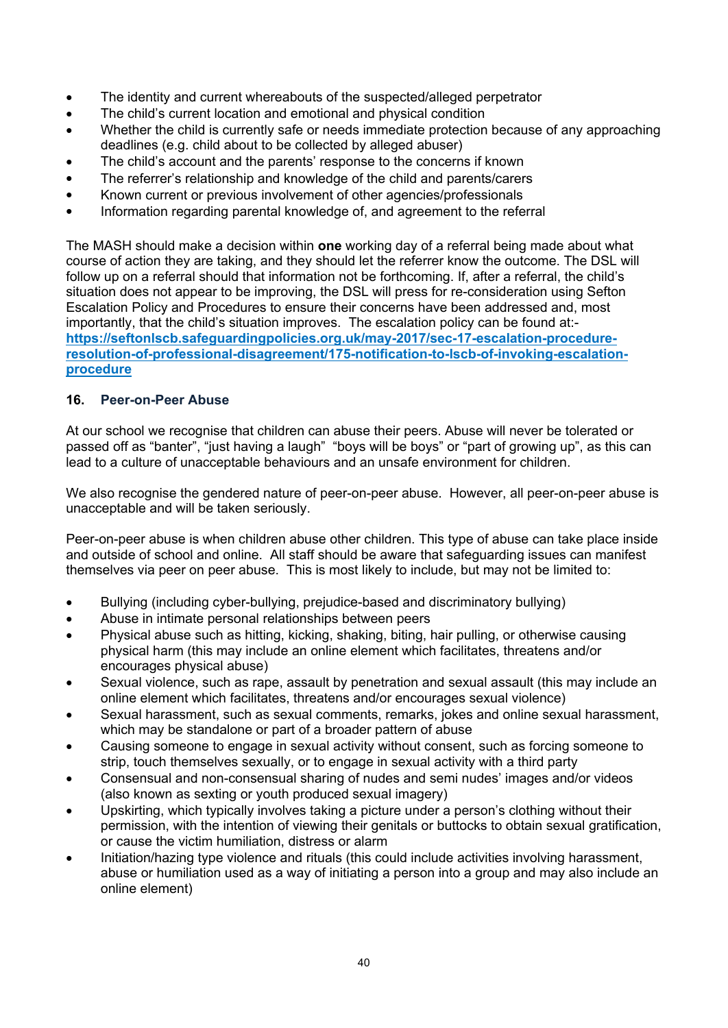- The identity and current whereabouts of the suspected/alleged perpetrator
- The child's current location and emotional and physical condition
- Whether the child is currently safe or needs immediate protection because of any approaching deadlines (e.g. child about to be collected by alleged abuser)
- The child's account and the parents' response to the concerns if known
- The referrer's relationship and knowledge of the child and parents/carers
- Known current or previous involvement of other agencies/professionals
- Information regarding parental knowledge of, and agreement to the referral

The MASH should make a decision within **one** working day of a referral being made about what course of action they are taking, and they should let the referrer know the outcome. The DSL will follow up on a referral should that information not be forthcoming. If, after a referral, the child's situation does not appear to be improving, the DSL will press for re-consideration using Sefton Escalation Policy and Procedures to ensure their concerns have been addressed and, most importantly, that the child's situation improves. The escalation policy can be found at:- **https://seftonlscb.safeguardingpolicies.org.uk/may-2017/sec-17-escalation-procedure-resolution-of-professional-disagreement/175-notification-to-lscb-of-invoking-escalation-procedure**

### 16. Peer-on-Peer Abuse

At our school we recognise that children can abuse their peers. Abuse will never be tolerated or passed off as "banter", "just having a laugh" "boys will be boys" or "part of growing up", as this can lead to a culture of unacceptable behaviours and an unsafe environment for children.

We also recognise the gendered nature of peer-on-peer abuse. However, all peer-on-peer abuse is unacceptable and will be taken seriously.

Peer-on-peer abuse is when children abuse other children. This type of abuse can take place inside and outside of school and online. All staff should be aware that safeguarding issues can manifest themselves via peer on peer abuse. This is most likely to include, but may not be limited to:

- Bullying (including cyber-bullying, prejudice-based and discriminatory bullying)
- Abuse in intimate personal relationships between peers
- Physical abuse such as hitting, kicking, shaking, biting, hair pulling, or otherwise causing physical harm (this may include an online element which facilitates, threatens and/or encourages physical abuse)
- Sexual violence, such as rape, assault by penetration and sexual assault (this may include an online element which facilitates, threatens and/or encourages sexual violence)
- Sexual harassment, such as sexual comments, remarks, jokes and online sexual harassment, which may be standalone or part of a broader pattern of abuse
- Causing someone to engage in sexual activity without consent, such as forcing someone to strip, touch themselves sexually, or to engage in sexual activity with a third party
- Consensual and non-consensual sharing of nudes and semi nudes' images and/or videos (also known as sexting or youth produced sexual imagery)
- Upskirting, which typically involves taking a picture under a person's clothing without their permission, with the intention of viewing their genitals or buttocks to obtain sexual gratification, or cause the victim humiliation, distress or alarm
- Initiation/hazing type violence and rituals (this could include activities involving harassment, abuse or humiliation used as a way of initiating a person into a group and may also include an online element)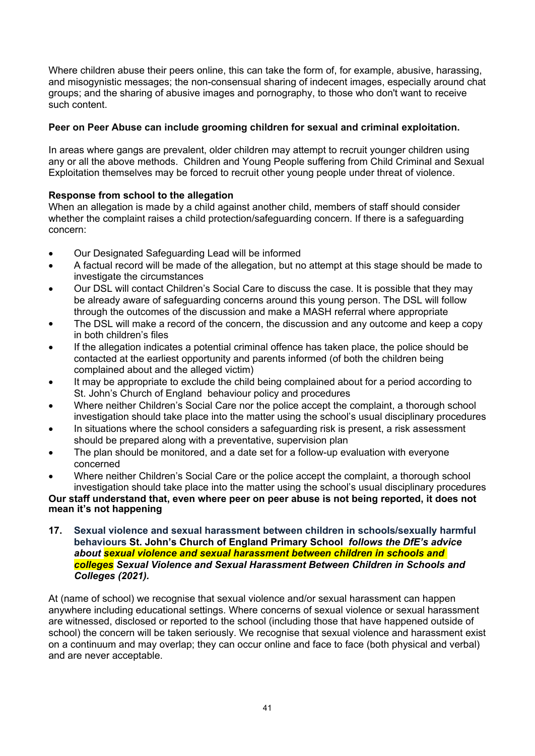Where children abuse their peers online, this can take the form of, for example, abusive, harassing, and misogynistic messages; the non-consensual sharing of indecent images, especially around chat groups; and the sharing of abusive images and pornography, to those who don't want to receive such content.

**Peer on Peer Abuse can include grooming children for sexual and criminal exploitation.**

In areas where gangs are prevalent, older children may attempt to recruit younger children using any or all the above methods. Children and Young People suffering from Child Criminal and Sexual Exploitation themselves may be forced to recruit other young people under threat of violence.

**Response from school to the allegation**

When an allegation is made by a child against another child, members of staff should consider whether the complaint raises a child protection/safeguarding concern. If there is a safeguarding concern:

- Our Designated Safeguarding Lead will be informed
- A factual record will be made of the allegation, but no attempt at this stage should be made to investigate the circumstances
- Our DSL will contact Children's Social Care to discuss the case. It is possible that they may be already aware of safeguarding concerns around this young person. The DSL will follow through the outcomes of the discussion and make a MASH referral where appropriate
- The DSL will make a record of the concern, the discussion and any outcome and keep a copy in both children's files
- If the allegation indicates a potential criminal offence has taken place, the police should be contacted at the earliest opportunity and parents informed (of both the children being complained about and the alleged victim)
- It may be appropriate to exclude the child being complained about for a period according to St. John's Church of England behaviour policy and procedures
- Where neither Children's Social Care nor the police accept the complaint, a thorough school investigation should take place into the matter using the school's usual disciplinary procedures
- In situations where the school considers a safeguarding risk is present, a risk assessment should be prepared along with a preventative, supervision plan
- The plan should be monitored, and a date set for a follow-up evaluation with everyone concerned
- Where neither Children's Social Care or the police accept the complaint, a thorough school investigation should take place into the matter using the school's usual disciplinary procedures

**Our staff understand that, even where peer on peer abuse is not being reported, it does not mean it's not happening**

**17. Sexual violence and sexual harassment between children in schools/sexually harmful behaviours St. John's Church of England Primary School** ***follows the DfE's advice about sexual violence and sexual harassment between children in schools and colleges Sexual Violence and Sexual Harassment Between Children in Schools and Colleges (2021).***

At (name of school) we recognise that sexual violence and/or sexual harassment can happen anywhere including educational settings. Where concerns of sexual violence or sexual harassment are witnessed, disclosed or reported to the school (including those that have happened outside of school) the concern will be taken seriously. We recognise that sexual violence and harassment exist on a continuum and may overlap; they can occur online and face to face (both physical and verbal) and are never acceptable.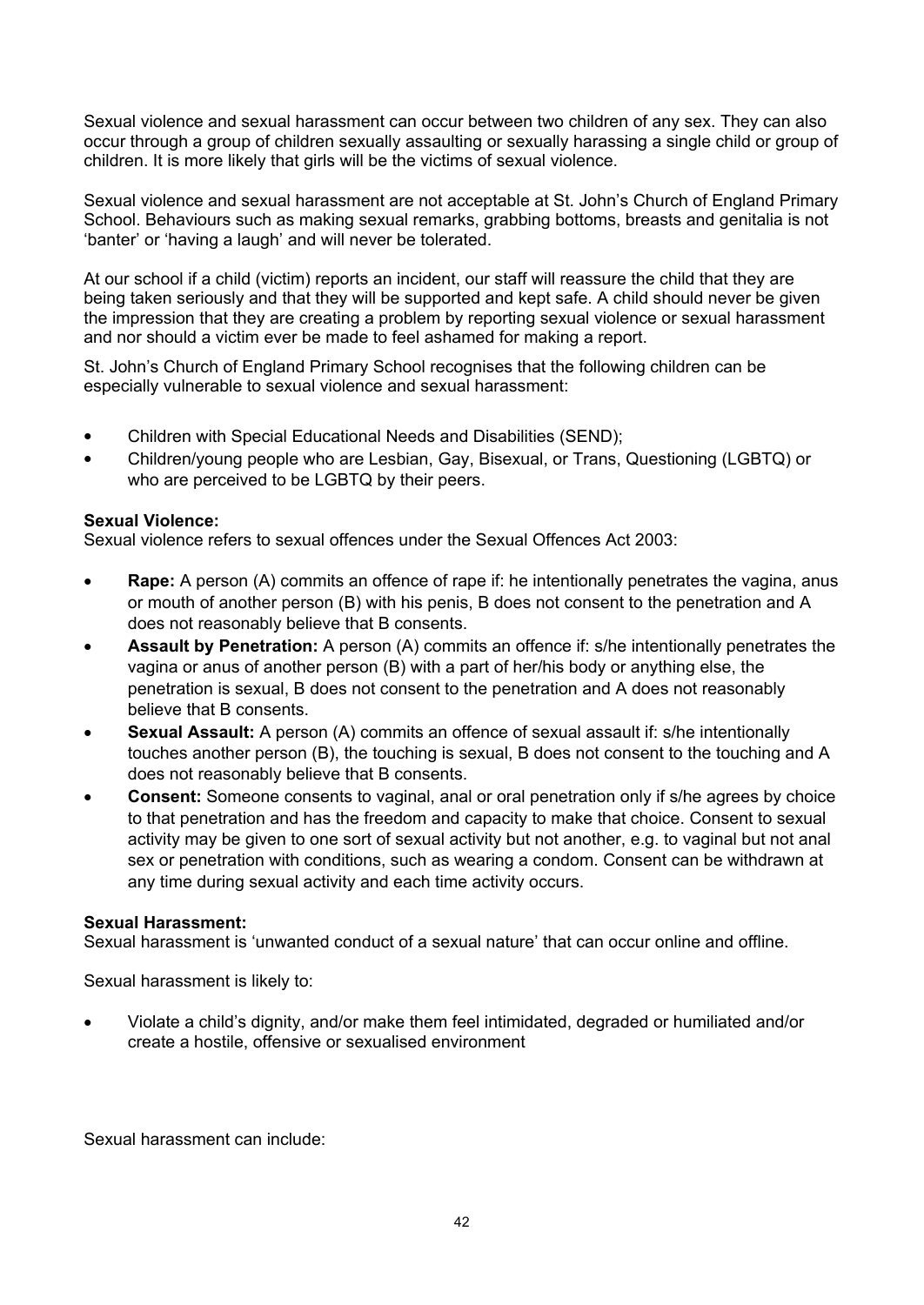Sexual violence and sexual harassment can occur between two children of any sex. They can also occur through a group of children sexually assaulting or sexually harassing a single child or group of children. It is more likely that girls will be the victims of sexual violence.

Sexual violence and sexual harassment are not acceptable at St. John's Church of England Primary School. Behaviours such as making sexual remarks, grabbing bottoms, breasts and genitalia is not 'banter' or 'having a laugh' and will never be tolerated.

At our school if a child (victim) reports an incident, our staff will reassure the child that they are being taken seriously and that they will be supported and kept safe. A child should never be given the impression that they are creating a problem by reporting sexual violence or sexual harassment and nor should a victim ever be made to feel ashamed for making a report.

St. John's Church of England Primary School recognises that the following children can be especially vulnerable to sexual violence and sexual harassment:

- Children with Special Educational Needs and Disabilities (SEND);
- Children/young people who are Lesbian, Gay, Bisexual, or Trans, Questioning (LGBTQ) or who are perceived to be LGBTQ by their peers.

**Sexual Violence:**
Sexual violence refers to sexual offences under the Sexual Offences Act 2003:

- **Rape:** A person (A) commits an offence of rape if: he intentionally penetrates the vagina, anus or mouth of another person (B) with his penis, B does not consent to the penetration and A does not reasonably believe that B consents.
- **Assault by Penetration:** A person (A) commits an offence if: s/he intentionally penetrates the vagina or anus of another person (B) with a part of her/his body or anything else, the penetration is sexual, B does not consent to the penetration and A does not reasonably believe that B consents.
- **Sexual Assault:** A person (A) commits an offence of sexual assault if: s/he intentionally touches another person (B), the touching is sexual, B does not consent to the touching and A does not reasonably believe that B consents.
- **Consent:** Someone consents to vaginal, anal or oral penetration only if s/he agrees by choice to that penetration and has the freedom and capacity to make that choice. Consent to sexual activity may be given to one sort of sexual activity but not another, e.g. to vaginal but not anal sex or penetration with conditions, such as wearing a condom. Consent can be withdrawn at any time during sexual activity and each time activity occurs.

**Sexual Harassment:**
Sexual harassment is 'unwanted conduct of a sexual nature' that can occur online and offline.

Sexual harassment is likely to:

- Violate a child's dignity, and/or make them feel intimidated, degraded or humiliated and/or create a hostile, offensive or sexualised environment

Sexual harassment can include: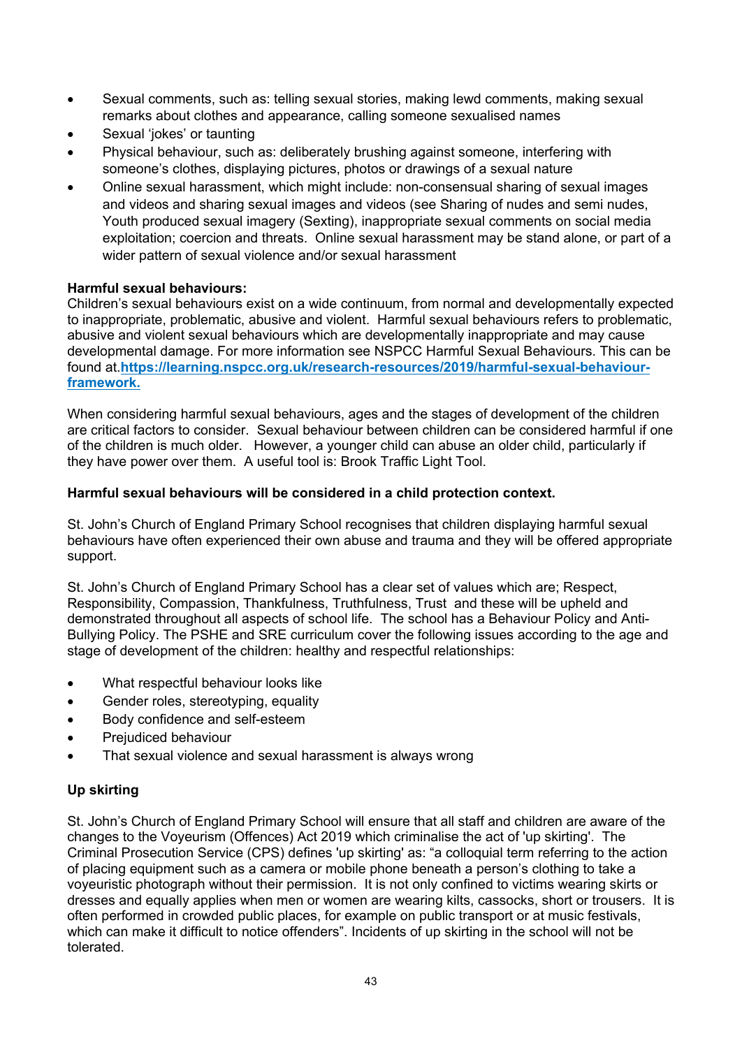- Sexual comments, such as: telling sexual stories, making lewd comments, making sexual remarks about clothes and appearance, calling someone sexualised names
- Sexual 'jokes' or taunting
- Physical behaviour, such as: deliberately brushing against someone, interfering with someone's clothes, displaying pictures, photos or drawings of a sexual nature
- Online sexual harassment, which might include: non-consensual sharing of sexual images and videos and sharing sexual images and videos (see Sharing of nudes and semi nudes, Youth produced sexual imagery (Sexting), inappropriate sexual comments on social media exploitation; coercion and threats. Online sexual harassment may be stand alone, or part of a wider pattern of sexual violence and/or sexual harassment

**Harmful sexual behaviours:**
Children's sexual behaviours exist on a wide continuum, from normal and developmentally expected to inappropriate, problematic, abusive and violent. Harmful sexual behaviours refers to problematic, abusive and violent sexual behaviours which are developmentally inappropriate and may cause developmental damage. For more information see NSPCC Harmful Sexual Behaviours. This can be found at.**https://learning.nspcc.org.uk/research-resources/2019/harmful-sexual-behaviour-framework.**

When considering harmful sexual behaviours, ages and the stages of development of the children are critical factors to consider. Sexual behaviour between children can be considered harmful if one of the children is much older. However, a younger child can abuse an older child, particularly if they have power over them. A useful tool is: Brook Traffic Light Tool.

**Harmful sexual behaviours will be considered in a child protection context.**

St. John's Church of England Primary School recognises that children displaying harmful sexual behaviours have often experienced their own abuse and trauma and they will be offered appropriate support.

St. John's Church of England Primary School has a clear set of values which are; Respect, Responsibility, Compassion, Thankfulness, Truthfulness, Trust and these will be upheld and demonstrated throughout all aspects of school life. The school has a Behaviour Policy and Anti-Bullying Policy. The PSHE and SRE curriculum cover the following issues according to the age and stage of development of the children: healthy and respectful relationships:

- What respectful behaviour looks like
- Gender roles, stereotyping, equality
- Body confidence and self-esteem
- Prejudiced behaviour
- That sexual violence and sexual harassment is always wrong

**Up skirting**

St. John's Church of England Primary School will ensure that all staff and children are aware of the changes to the Voyeurism (Offences) Act 2019 which criminalise the act of 'up skirting'. The Criminal Prosecution Service (CPS) defines 'up skirting' as: "a colloquial term referring to the action of placing equipment such as a camera or mobile phone beneath a person's clothing to take a voyeuristic photograph without their permission. It is not only confined to victims wearing skirts or dresses and equally applies when men or women are wearing kilts, cassocks, short or trousers. It is often performed in crowded public places, for example on public transport or at music festivals, which can make it difficult to notice offenders". Incidents of up skirting in the school will not be tolerated.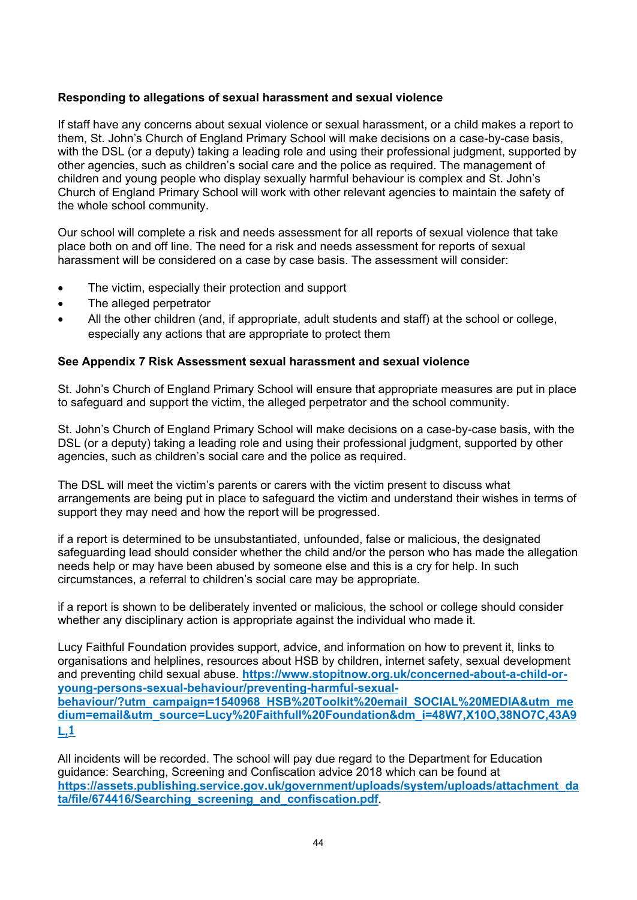**Responding to allegations of sexual harassment and sexual violence**

If staff have any concerns about sexual violence or sexual harassment, or a child makes a report to them, St. John's Church of England Primary School will make decisions on a case-by-case basis, with the DSL (or a deputy) taking a leading role and using their professional judgment, supported by other agencies, such as children's social care and the police as required. The management of children and young people who display sexually harmful behaviour is complex and St. John's Church of England Primary School will work with other relevant agencies to maintain the safety of the whole school community.

Our school will complete a risk and needs assessment for all reports of sexual violence that take place both on and off line. The need for a risk and needs assessment for reports of sexual harassment will be considered on a case by case basis. The assessment will consider:

- The victim, especially their protection and support
- The alleged perpetrator
- All the other children (and, if appropriate, adult students and staff) at the school or college, especially any actions that are appropriate to protect them

**See Appendix 7 Risk Assessment sexual harassment and sexual violence**

St. John's Church of England Primary School will ensure that appropriate measures are put in place to safeguard and support the victim, the alleged perpetrator and the school community.

St. John's Church of England Primary School will make decisions on a case-by-case basis, with the DSL (or a deputy) taking a leading role and using their professional judgment, supported by other agencies, such as children's social care and the police as required.

The DSL will meet the victim's parents or carers with the victim present to discuss what arrangements are being put in place to safeguard the victim and understand their wishes in terms of support they may need and how the report will be progressed.

if a report is determined to be unsubstantiated, unfounded, false or malicious, the designated safeguarding lead should consider whether the child and/or the person who has made the allegation needs help or may have been abused by someone else and this is a cry for help. In such circumstances, a referral to children's social care may be appropriate.

if a report is shown to be deliberately invented or malicious, the school or college should consider whether any disciplinary action is appropriate against the individual who made it.

Lucy Faithful Foundation provides support, advice, and information on how to prevent it, links to organisations and helplines, resources about HSB by children, internet safety, sexual development and preventing child sexual abuse. **https://www.stopitnow.org.uk/concerned-about-a-child-or-young-persons-sexual-behaviour/preventing-harmful-sexual-behaviour/?utm_campaign=1540968_HSB%20Toolkit%20email_SOCIAL%20MEDIA&utm_medium=email&utm_source=Lucy%20Faithfull%20Foundation&dm_i=48W7,X10O,38NO7C,43A9L,1**

All incidents will be recorded. The school will pay due regard to the Department for Education guidance: Searching, Screening and Confiscation advice 2018 which can be found at **https://assets.publishing.service.gov.uk/government/uploads/system/uploads/attachment_data/file/674416/Searching_screening_and_confiscation.pdf**.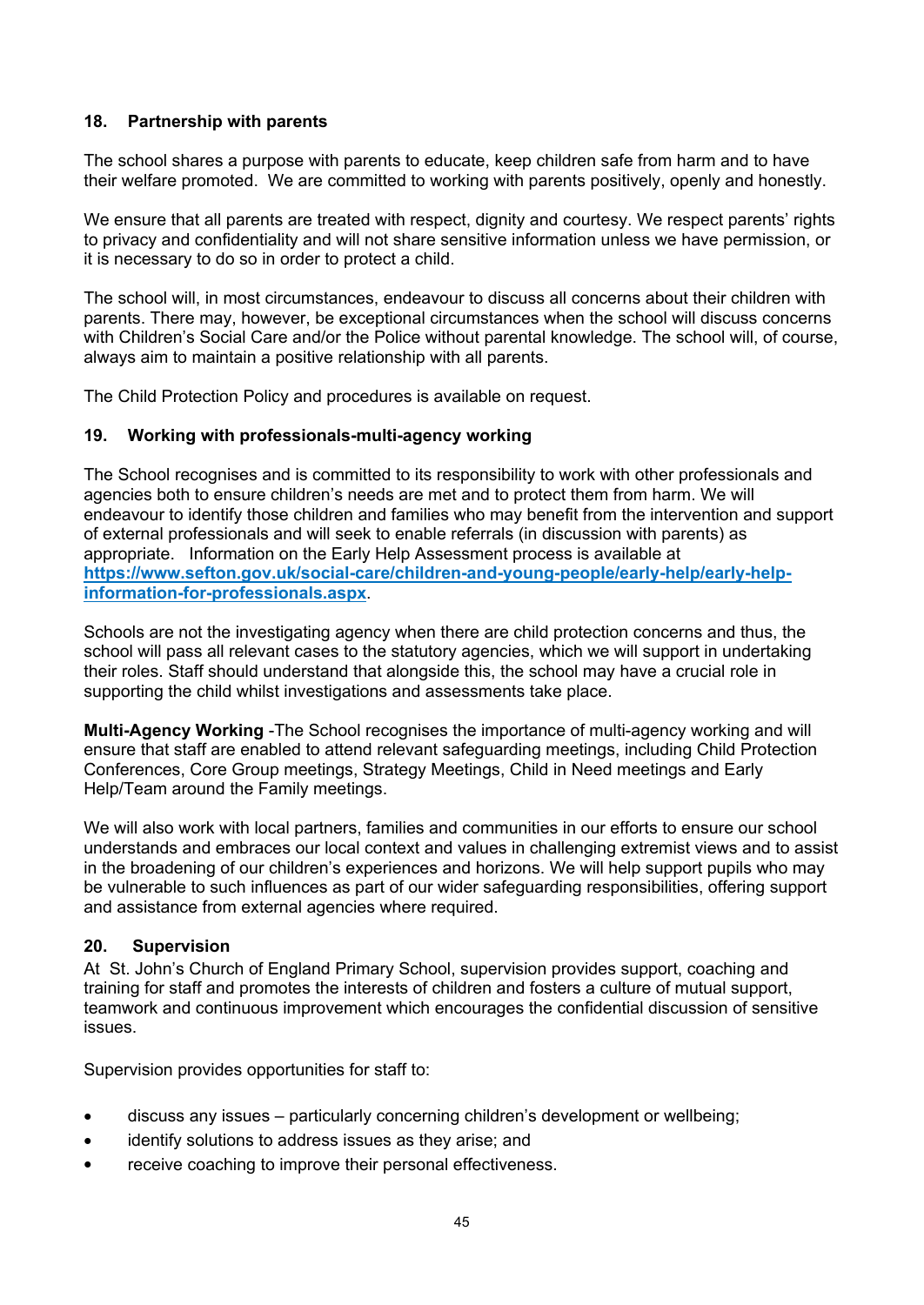## 18. Partnership with parents

The school shares a purpose with parents to educate, keep children safe from harm and to have their welfare promoted. We are committed to working with parents positively, openly and honestly.

We ensure that all parents are treated with respect, dignity and courtesy. We respect parents' rights to privacy and confidentiality and will not share sensitive information unless we have permission, or it is necessary to do so in order to protect a child.

The school will, in most circumstances, endeavour to discuss all concerns about their children with parents. There may, however, be exceptional circumstances when the school will discuss concerns with Children's Social Care and/or the Police without parental knowledge. The school will, of course, always aim to maintain a positive relationship with all parents.

The Child Protection Policy and procedures is available on request.

## 19. Working with professionals-multi-agency working

The School recognises and is committed to its responsibility to work with other professionals and agencies both to ensure children's needs are met and to protect them from harm. We will endeavour to identify those children and families who may benefit from the intervention and support of external professionals and will seek to enable referrals (in discussion with parents) as appropriate. Information on the Early Help Assessment process is available at [https://www.sefton.gov.uk/social-care/children-and-young-people/early-help/early-help-information-for-professionals.aspx](https://www.sefton.gov.uk/social-care/children-and-young-people/early-help/early-help-information-for-professionals.aspx).

Schools are not the investigating agency when there are child protection concerns and thus, the school will pass all relevant cases to the statutory agencies, which we will support in undertaking their roles. Staff should understand that alongside this, the school may have a crucial role in supporting the child whilst investigations and assessments take place.

**Multi-Agency Working** -The School recognises the importance of multi-agency working and will ensure that staff are enabled to attend relevant safeguarding meetings, including Child Protection Conferences, Core Group meetings, Strategy Meetings, Child in Need meetings and Early Help/Team around the Family meetings.

We will also work with local partners, families and communities in our efforts to ensure our school understands and embraces our local context and values in challenging extremist views and to assist in the broadening of our children's experiences and horizons. We will help support pupils who may be vulnerable to such influences as part of our wider safeguarding responsibilities, offering support and assistance from external agencies where required.

## 20. Supervision

At St. John's Church of England Primary School, supervision provides support, coaching and training for staff and promotes the interests of children and fosters a culture of mutual support, teamwork and continuous improvement which encourages the confidential discussion of sensitive issues.

Supervision provides opportunities for staff to:

- discuss any issues – particularly concerning children's development or wellbeing;
- identify solutions to address issues as they arise; and
- receive coaching to improve their personal effectiveness.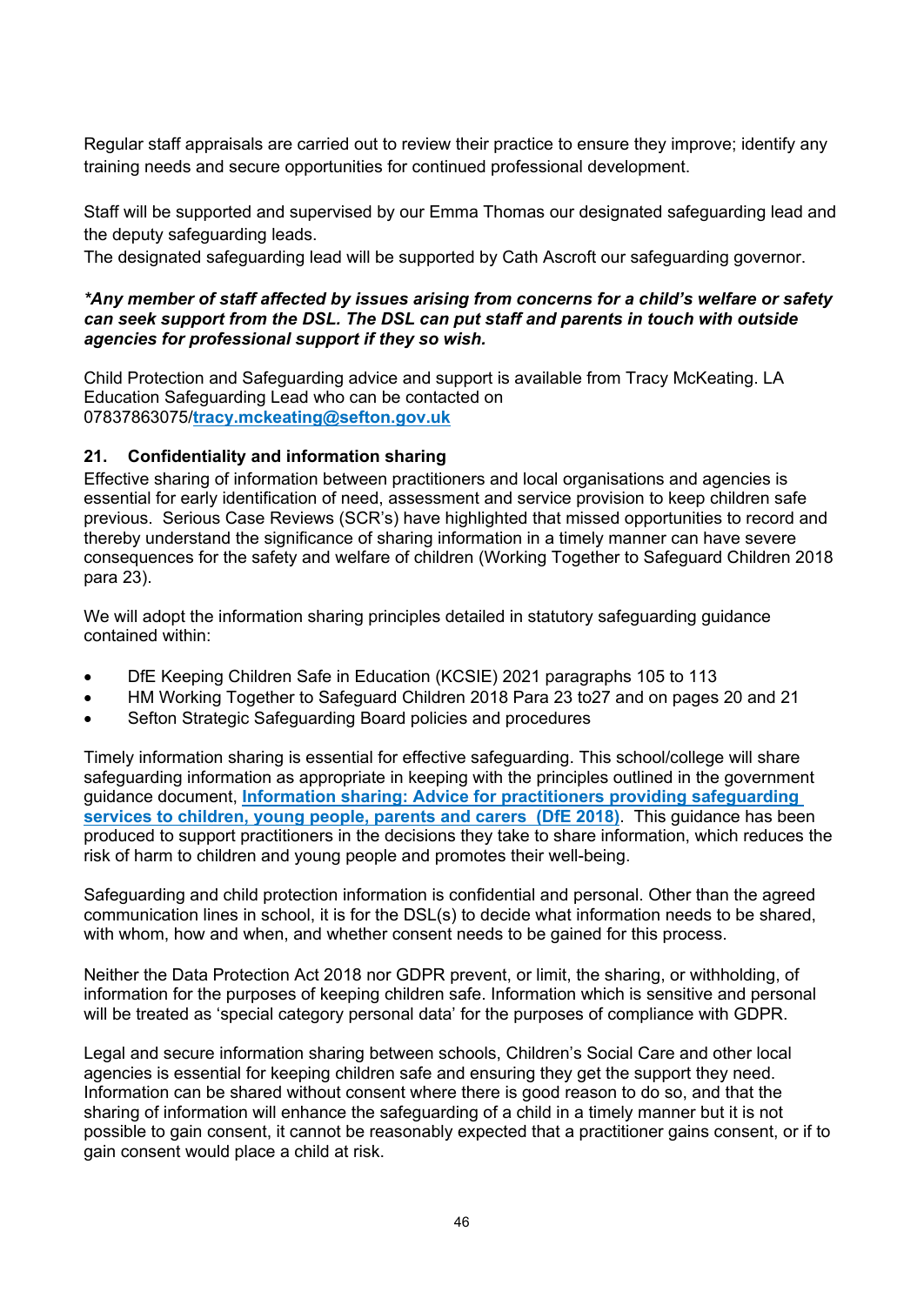Regular staff appraisals are carried out to review their practice to ensure they improve; identify any training needs and secure opportunities for continued professional development.

Staff will be supported and supervised by our Emma Thomas our designated safeguarding lead and the deputy safeguarding leads.
The designated safeguarding lead will be supported by Cath Ascroft our safeguarding governor.

***Any member of staff affected by issues arising from concerns for a child's welfare or safety can seek support from the DSL. The DSL can put staff and parents in touch with outside agencies for professional support if they so wish.***

Child Protection and Safeguarding advice and support is available from Tracy McKeating. LA Education Safeguarding Lead who can be contacted on 07837863075/**tracy.mckeating@sefton.gov.uk**

## 21. Confidentiality and information sharing

Effective sharing of information between practitioners and local organisations and agencies is essential for early identification of need, assessment and service provision to keep children safe previous. Serious Case Reviews (SCR's) have highlighted that missed opportunities to record and thereby understand the significance of sharing information in a timely manner can have severe consequences for the safety and welfare of children (Working Together to Safeguard Children 2018 para 23).

We will adopt the information sharing principles detailed in statutory safeguarding guidance contained within:

- DfE Keeping Children Safe in Education (KCSIE) 2021 paragraphs 105 to 113
- HM Working Together to Safeguard Children 2018 Para 23 to27 and on pages 20 and 21
- Sefton Strategic Safeguarding Board policies and procedures

Timely information sharing is essential for effective safeguarding. This school/college will share safeguarding information as appropriate in keeping with the principles outlined in the government guidance document, **Information sharing: Advice for practitioners providing safeguarding services to children, young people, parents and carers (DfE 2018)**. This guidance has been produced to support practitioners in the decisions they take to share information, which reduces the risk of harm to children and young people and promotes their well-being.

Safeguarding and child protection information is confidential and personal. Other than the agreed communication lines in school, it is for the DSL(s) to decide what information needs to be shared, with whom, how and when, and whether consent needs to be gained for this process.

Neither the Data Protection Act 2018 nor GDPR prevent, or limit, the sharing, or withholding, of information for the purposes of keeping children safe. Information which is sensitive and personal will be treated as 'special category personal data' for the purposes of compliance with GDPR.

Legal and secure information sharing between schools, Children's Social Care and other local agencies is essential for keeping children safe and ensuring they get the support they need. Information can be shared without consent where there is good reason to do so, and that the sharing of information will enhance the safeguarding of a child in a timely manner but it is not possible to gain consent, it cannot be reasonably expected that a practitioner gains consent, or if to gain consent would place a child at risk.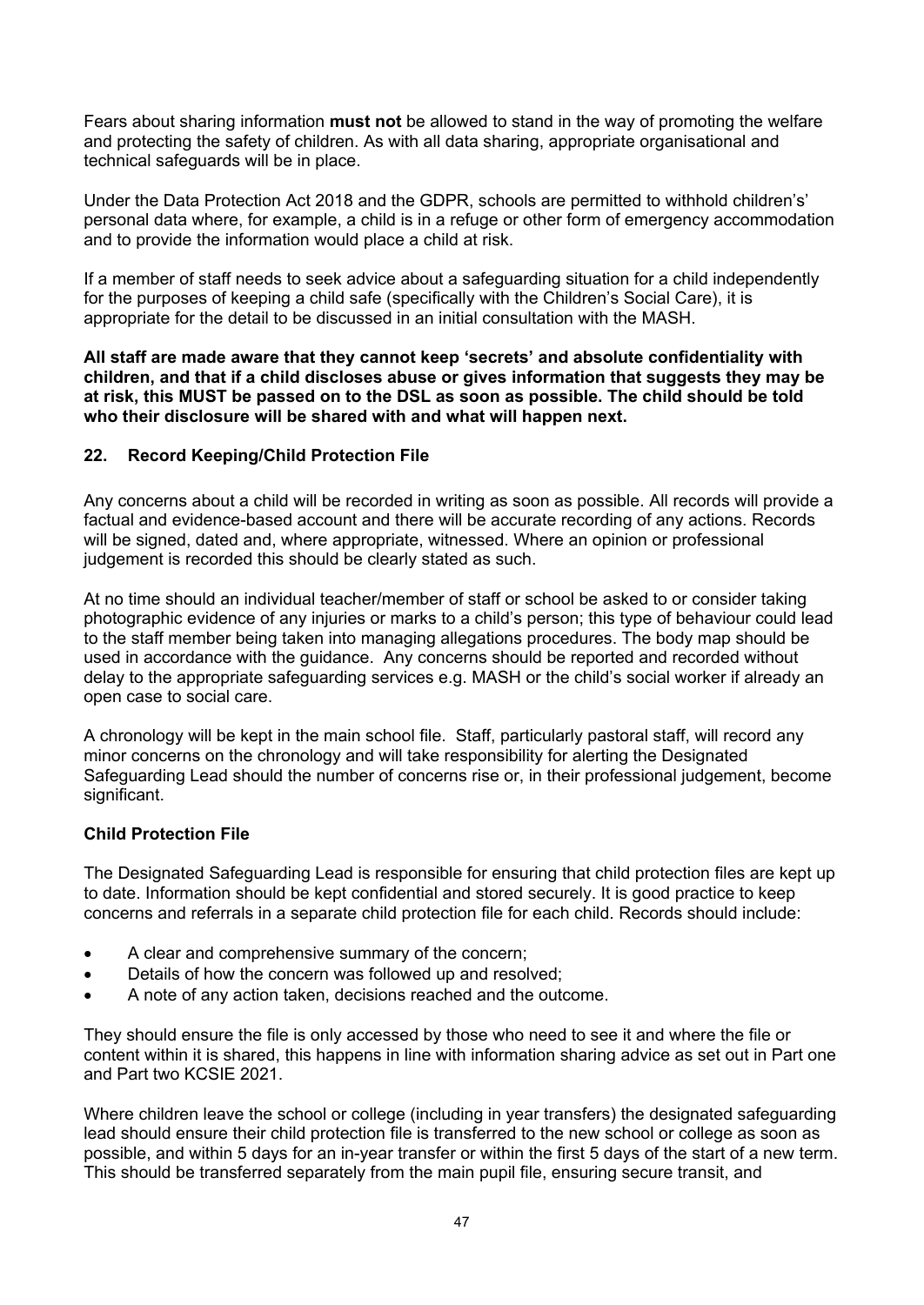Fears about sharing information **must not** be allowed to stand in the way of promoting the welfare and protecting the safety of children. As with all data sharing, appropriate organisational and technical safeguards will be in place.

Under the Data Protection Act 2018 and the GDPR, schools are permitted to withhold children's' personal data where, for example, a child is in a refuge or other form of emergency accommodation and to provide the information would place a child at risk.

If a member of staff needs to seek advice about a safeguarding situation for a child independently for the purposes of keeping a child safe (specifically with the Children's Social Care), it is appropriate for the detail to be discussed in an initial consultation with the MASH.

**All staff are made aware that they cannot keep 'secrets' and absolute confidentiality with children, and that if a child discloses abuse or gives information that suggests they may be at risk, this MUST be passed on to the DSL as soon as possible. The child should be told who their disclosure will be shared with and what will happen next.**

## 22. Record Keeping/Child Protection File

Any concerns about a child will be recorded in writing as soon as possible. All records will provide a factual and evidence-based account and there will be accurate recording of any actions. Records will be signed, dated and, where appropriate, witnessed. Where an opinion or professional judgement is recorded this should be clearly stated as such.

At no time should an individual teacher/member of staff or school be asked to or consider taking photographic evidence of any injuries or marks to a child's person; this type of behaviour could lead to the staff member being taken into managing allegations procedures. The body map should be used in accordance with the guidance. Any concerns should be reported and recorded without delay to the appropriate safeguarding services e.g. MASH or the child's social worker if already an open case to social care.

A chronology will be kept in the main school file. Staff, particularly pastoral staff, will record any minor concerns on the chronology and will take responsibility for alerting the Designated Safeguarding Lead should the number of concerns rise or, in their professional judgement, become significant.

### Child Protection File

The Designated Safeguarding Lead is responsible for ensuring that child protection files are kept up to date. Information should be kept confidential and stored securely. It is good practice to keep concerns and referrals in a separate child protection file for each child. Records should include:

- A clear and comprehensive summary of the concern;
- Details of how the concern was followed up and resolved;
- A note of any action taken, decisions reached and the outcome.

They should ensure the file is only accessed by those who need to see it and where the file or content within it is shared, this happens in line with information sharing advice as set out in Part one and Part two KCSIE 2021.

Where children leave the school or college (including in year transfers) the designated safeguarding lead should ensure their child protection file is transferred to the new school or college as soon as possible, and within 5 days for an in-year transfer or within the first 5 days of the start of a new term. This should be transferred separately from the main pupil file, ensuring secure transit, and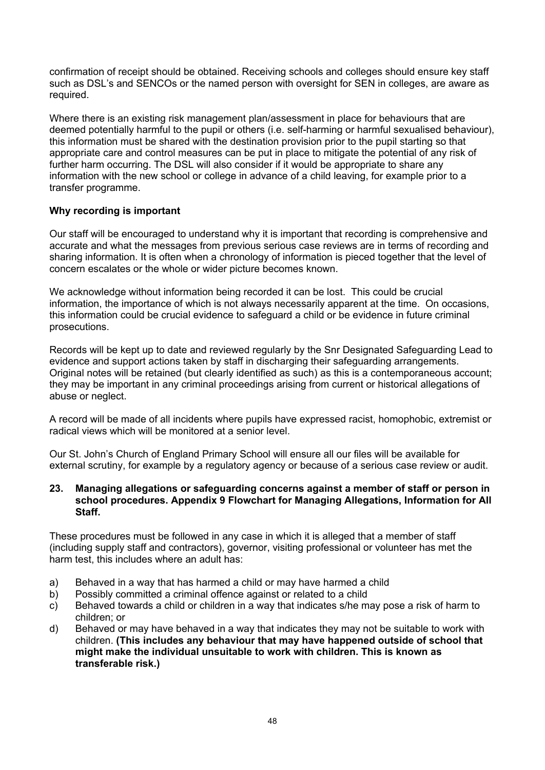confirmation of receipt should be obtained. Receiving schools and colleges should ensure key staff such as DSL's and SENCOs or the named person with oversight for SEN in colleges, are aware as required.

Where there is an existing risk management plan/assessment in place for behaviours that are deemed potentially harmful to the pupil or others (i.e. self-harming or harmful sexualised behaviour), this information must be shared with the destination provision prior to the pupil starting so that appropriate care and control measures can be put in place to mitigate the potential of any risk of further harm occurring. The DSL will also consider if it would be appropriate to share any information with the new school or college in advance of a child leaving, for example prior to a transfer programme.

### Why recording is important

Our staff will be encouraged to understand why it is important that recording is comprehensive and accurate and what the messages from previous serious case reviews are in terms of recording and sharing information. It is often when a chronology of information is pieced together that the level of concern escalates or the whole or wider picture becomes known.

We acknowledge without information being recorded it can be lost. This could be crucial information, the importance of which is not always necessarily apparent at the time. On occasions, this information could be crucial evidence to safeguard a child or be evidence in future criminal prosecutions.

Records will be kept up to date and reviewed regularly by the Snr Designated Safeguarding Lead to evidence and support actions taken by staff in discharging their safeguarding arrangements. Original notes will be retained (but clearly identified as such) as this is a contemporaneous account; they may be important in any criminal proceedings arising from current or historical allegations of abuse or neglect.

A record will be made of all incidents where pupils have expressed racist, homophobic, extremist or radical views which will be monitored at a senior level.

Our St. John's Church of England Primary School will ensure all our files will be available for external scrutiny, for example by a regulatory agency or because of a serious case review or audit.

## 23. Managing allegations or safeguarding concerns against a member of staff or person in school procedures. Appendix 9 Flowchart for Managing Allegations, Information for All Staff.

These procedures must be followed in any case in which it is alleged that a member of staff (including supply staff and contractors), governor, visiting professional or volunteer has met the harm test, this includes where an adult has:

a) Behaved in a way that has harmed a child or may have harmed a child
b) Possibly committed a criminal offence against or related to a child
c) Behaved towards a child or children in a way that indicates s/he may pose a risk of harm to children; or
d) Behaved or may have behaved in a way that indicates they may not be suitable to work with children. **(This includes any behaviour that may have happened outside of school that might make the individual unsuitable to work with children. This is known as transferable risk.)**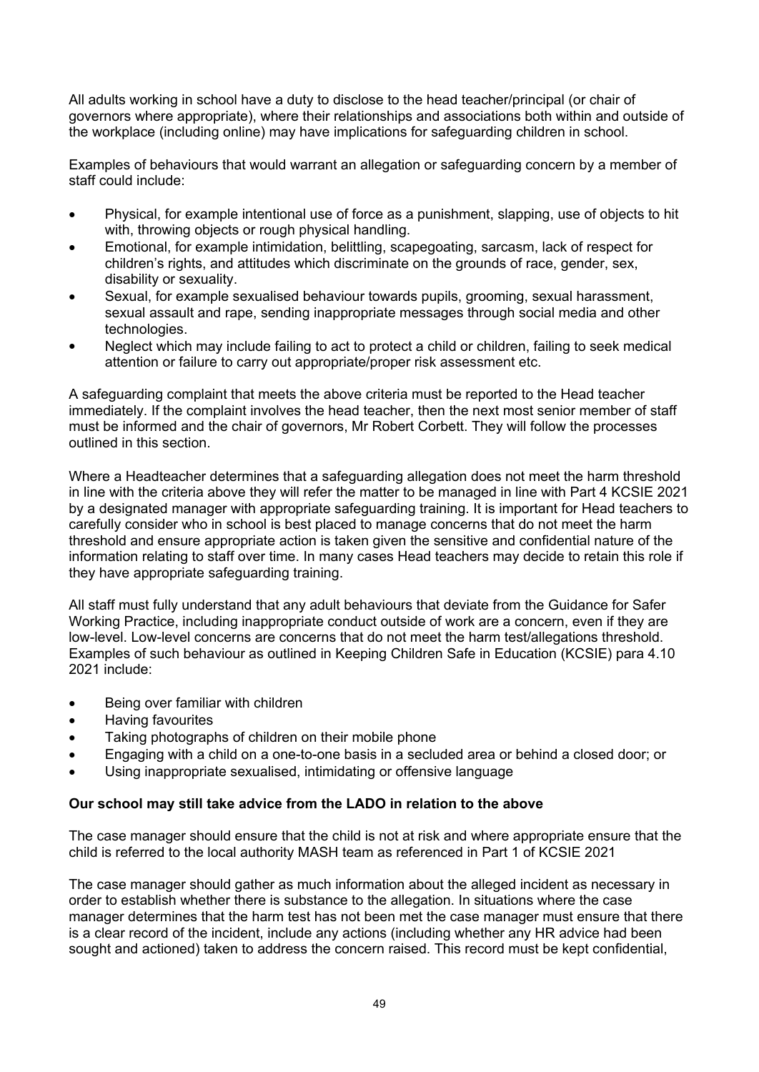All adults working in school have a duty to disclose to the head teacher/principal (or chair of governors where appropriate), where their relationships and associations both within and outside of the workplace (including online) may have implications for safeguarding children in school.

Examples of behaviours that would warrant an allegation or safeguarding concern by a member of staff could include:

- Physical, for example intentional use of force as a punishment, slapping, use of objects to hit with, throwing objects or rough physical handling.
- Emotional, for example intimidation, belittling, scapegoating, sarcasm, lack of respect for children's rights, and attitudes which discriminate on the grounds of race, gender, sex, disability or sexuality.
- Sexual, for example sexualised behaviour towards pupils, grooming, sexual harassment, sexual assault and rape, sending inappropriate messages through social media and other technologies.
- Neglect which may include failing to act to protect a child or children, failing to seek medical attention or failure to carry out appropriate/proper risk assessment etc.

A safeguarding complaint that meets the above criteria must be reported to the Head teacher immediately. If the complaint involves the head teacher, then the next most senior member of staff must be informed and the chair of governors, Mr Robert Corbett. They will follow the processes outlined in this section.

Where a Headteacher determines that a safeguarding allegation does not meet the harm threshold in line with the criteria above they will refer the matter to be managed in line with Part 4 KCSIE 2021 by a designated manager with appropriate safeguarding training. It is important for Head teachers to carefully consider who in school is best placed to manage concerns that do not meet the harm threshold and ensure appropriate action is taken given the sensitive and confidential nature of the information relating to staff over time. In many cases Head teachers may decide to retain this role if they have appropriate safeguarding training.

All staff must fully understand that any adult behaviours that deviate from the Guidance for Safer Working Practice, including inappropriate conduct outside of work are a concern, even if they are low-level. Low-level concerns are concerns that do not meet the harm test/allegations threshold. Examples of such behaviour as outlined in Keeping Children Safe in Education (KCSIE) para 4.10 2021 include:

- Being over familiar with children
- Having favourites
- Taking photographs of children on their mobile phone
- Engaging with a child on a one-to-one basis in a secluded area or behind a closed door; or
- Using inappropriate sexualised, intimidating or offensive language

**Our school may still take advice from the LADO in relation to the above**

The case manager should ensure that the child is not at risk and where appropriate ensure that the child is referred to the local authority MASH team as referenced in Part 1 of KCSIE 2021

The case manager should gather as much information about the alleged incident as necessary in order to establish whether there is substance to the allegation. In situations where the case manager determines that the harm test has not been met the case manager must ensure that there is a clear record of the incident, include any actions (including whether any HR advice had been sought and actioned) taken to address the concern raised. This record must be kept confidential,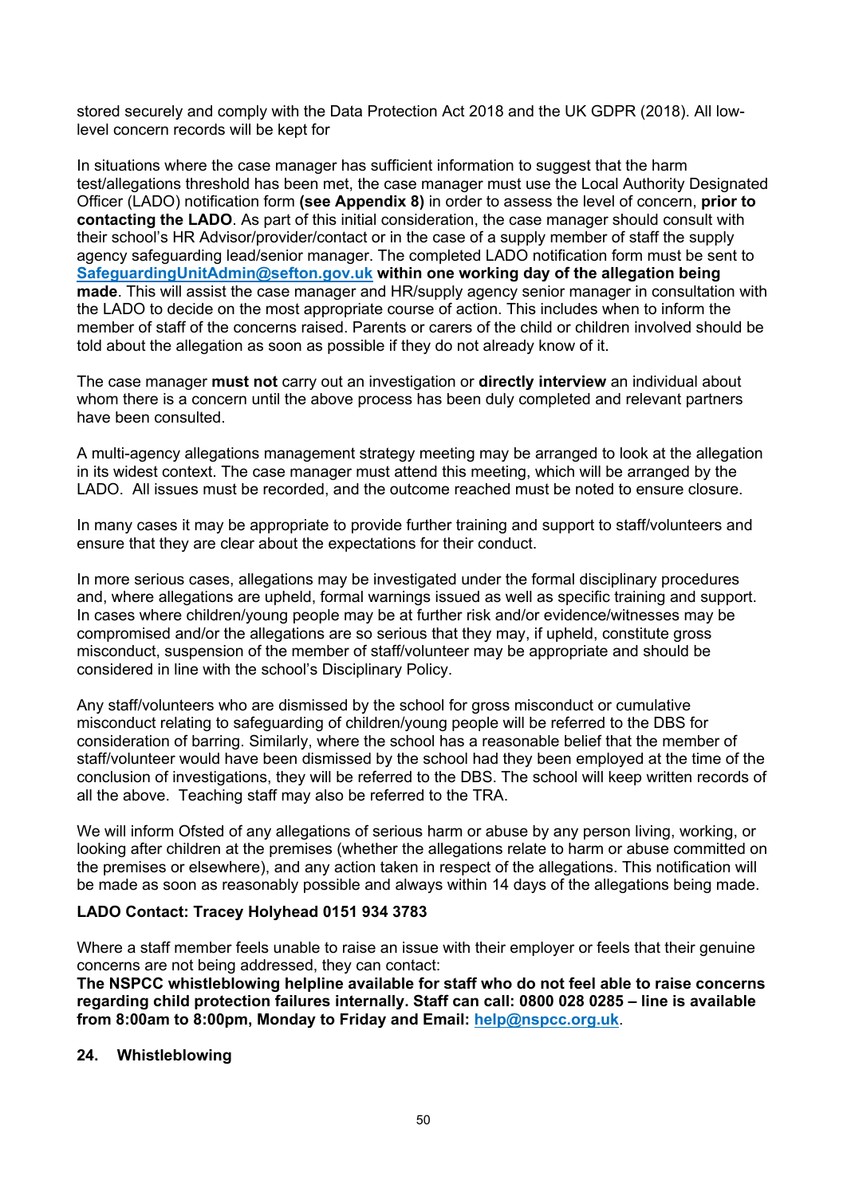stored securely and comply with the Data Protection Act 2018 and the UK GDPR (2018). All low-level concern records will be kept for

In situations where the case manager has sufficient information to suggest that the harm test/allegations threshold has been met, the case manager must use the Local Authority Designated Officer (LADO) notification form **(see Appendix 8)** in order to assess the level of concern, **prior to contacting the LADO**. As part of this initial consideration, the case manager should consult with their school's HR Advisor/provider/contact or in the case of a supply member of staff the supply agency safeguarding lead/senior manager. The completed LADO notification form must be sent to [SafeguardingUnitAdmin@sefton.gov.uk](mailto:SafeguardingUnitAdmin@sefton.gov.uk) **within one working day of the allegation being made**. This will assist the case manager and HR/supply agency senior manager in consultation with the LADO to decide on the most appropriate course of action. This includes when to inform the member of staff of the concerns raised. Parents or carers of the child or children involved should be told about the allegation as soon as possible if they do not already know of it.

The case manager **must not** carry out an investigation or **directly interview** an individual about whom there is a concern until the above process has been duly completed and relevant partners have been consulted.

A multi-agency allegations management strategy meeting may be arranged to look at the allegation in its widest context. The case manager must attend this meeting, which will be arranged by the LADO. All issues must be recorded, and the outcome reached must be noted to ensure closure.

In many cases it may be appropriate to provide further training and support to staff/volunteers and ensure that they are clear about the expectations for their conduct.

In more serious cases, allegations may be investigated under the formal disciplinary procedures and, where allegations are upheld, formal warnings issued as well as specific training and support. In cases where children/young people may be at further risk and/or evidence/witnesses may be compromised and/or the allegations are so serious that they may, if upheld, constitute gross misconduct, suspension of the member of staff/volunteer may be appropriate and should be considered in line with the school's Disciplinary Policy.

Any staff/volunteers who are dismissed by the school for gross misconduct or cumulative misconduct relating to safeguarding of children/young people will be referred to the DBS for consideration of barring. Similarly, where the school has a reasonable belief that the member of staff/volunteer would have been dismissed by the school had they been employed at the time of the conclusion of investigations, they will be referred to the DBS. The school will keep written records of all the above. Teaching staff may also be referred to the TRA.

We will inform Ofsted of any allegations of serious harm or abuse by any person living, working, or looking after children at the premises (whether the allegations relate to harm or abuse committed on the premises or elsewhere), and any action taken in respect of the allegations. This notification will be made as soon as reasonably possible and always within 14 days of the allegations being made.

**LADO Contact: Tracey Holyhead 0151 934 3783**

Where a staff member feels unable to raise an issue with their employer or feels that their genuine concerns are not being addressed, they can contact:
**The NSPCC whistleblowing helpline available for staff who do not feel able to raise concerns regarding child protection failures internally. Staff can call: 0800 028 0285 – line is available from 8:00am to 8:00pm, Monday to Friday and Email:** [help@nspcc.org.uk](mailto:help@nspcc.org.uk).

## 24. Whistleblowing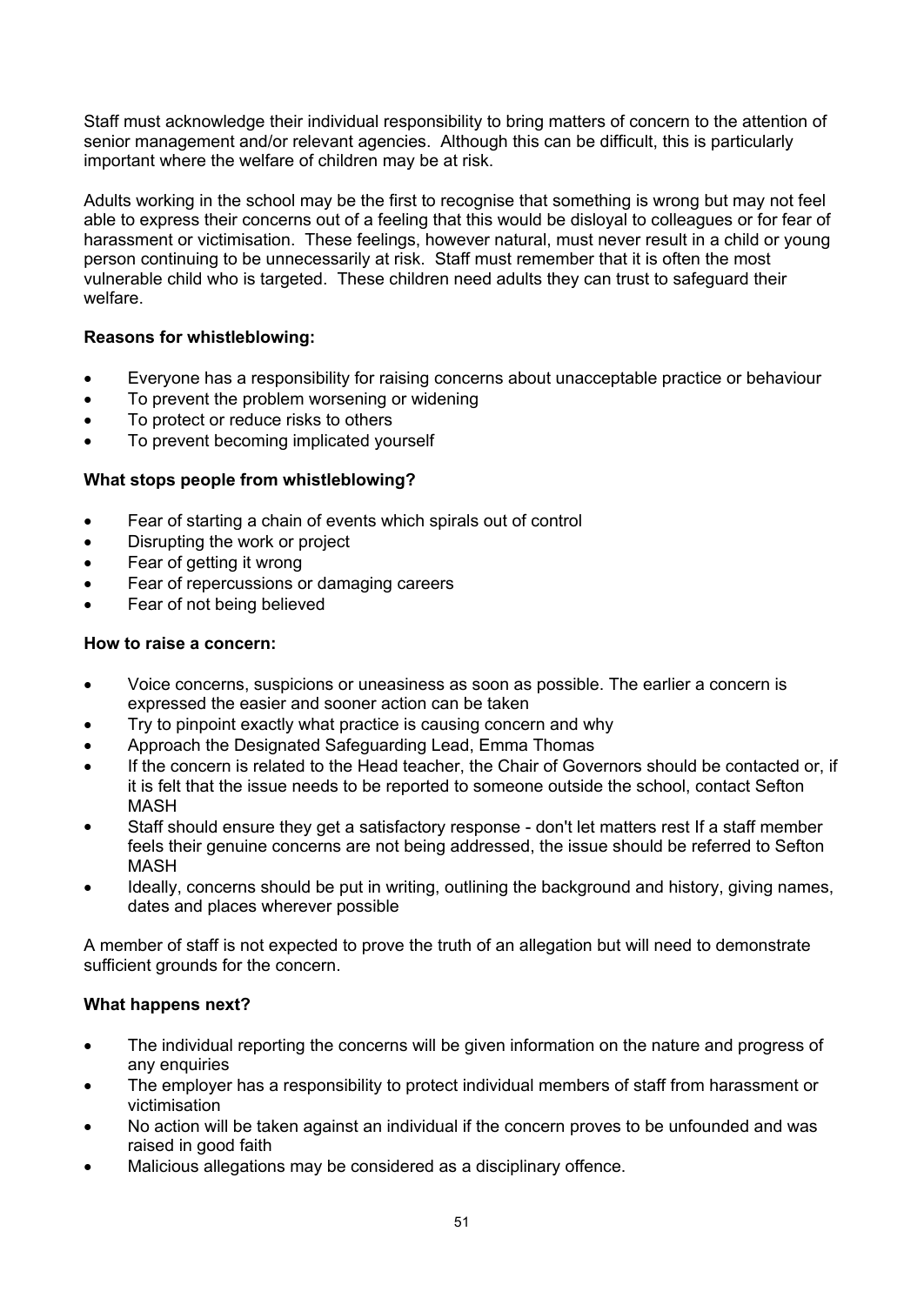Staff must acknowledge their individual responsibility to bring matters of concern to the attention of senior management and/or relevant agencies. Although this can be difficult, this is particularly important where the welfare of children may be at risk.

Adults working in the school may be the first to recognise that something is wrong but may not feel able to express their concerns out of a feeling that this would be disloyal to colleagues or for fear of harassment or victimisation. These feelings, however natural, must never result in a child or young person continuing to be unnecessarily at risk. Staff must remember that it is often the most vulnerable child who is targeted. These children need adults they can trust to safeguard their welfare.

**Reasons for whistleblowing:**

- Everyone has a responsibility for raising concerns about unacceptable practice or behaviour
- To prevent the problem worsening or widening
- To protect or reduce risks to others
- To prevent becoming implicated yourself

**What stops people from whistleblowing?**

- Fear of starting a chain of events which spirals out of control
- Disrupting the work or project
- Fear of getting it wrong
- Fear of repercussions or damaging careers
- Fear of not being believed

**How to raise a concern:**

- Voice concerns, suspicions or uneasiness as soon as possible. The earlier a concern is expressed the easier and sooner action can be taken
- Try to pinpoint exactly what practice is causing concern and why
- Approach the Designated Safeguarding Lead, Emma Thomas
- If the concern is related to the Head teacher, the Chair of Governors should be contacted or, if it is felt that the issue needs to be reported to someone outside the school, contact Sefton MASH
- Staff should ensure they get a satisfactory response - don't let matters rest If a staff member feels their genuine concerns are not being addressed, the issue should be referred to Sefton MASH
- Ideally, concerns should be put in writing, outlining the background and history, giving names, dates and places wherever possible

A member of staff is not expected to prove the truth of an allegation but will need to demonstrate sufficient grounds for the concern.

**What happens next?**

- The individual reporting the concerns will be given information on the nature and progress of any enquiries
- The employer has a responsibility to protect individual members of staff from harassment or victimisation
- No action will be taken against an individual if the concern proves to be unfounded and was raised in good faith
- Malicious allegations may be considered as a disciplinary offence.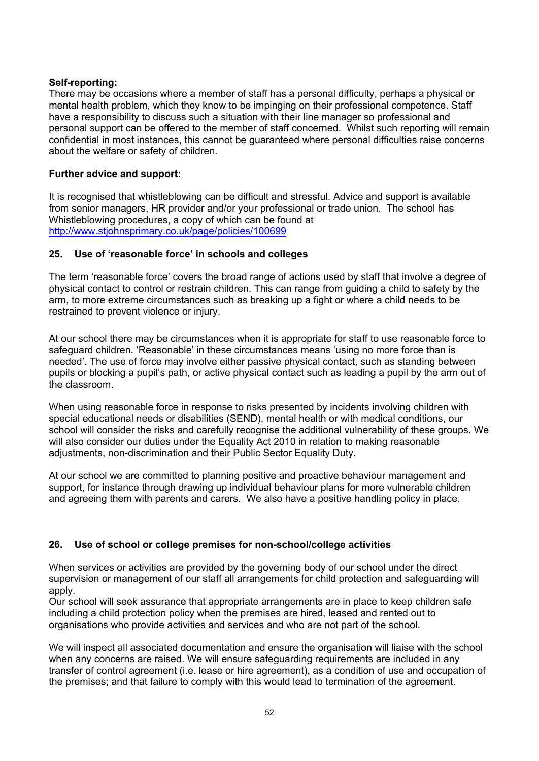**Self-reporting:**
There may be occasions where a member of staff has a personal difficulty, perhaps a physical or mental health problem, which they know to be impinging on their professional competence. Staff have a responsibility to discuss such a situation with their line manager so professional and personal support can be offered to the member of staff concerned. Whilst such reporting will remain confidential in most instances, this cannot be guaranteed where personal difficulties raise concerns about the welfare or safety of children.

**Further advice and support:**

It is recognised that whistleblowing can be difficult and stressful. Advice and support is available from senior managers, HR provider and/or your professional or trade union. The school has Whistleblowing procedures, a copy of which can be found at [http://www.stjohnsprimary.co.uk/page/policies/100699](http://www.stjohnsprimary.co.uk/page/policies/100699)

## 25. Use of 'reasonable force' in schools and colleges

The term 'reasonable force' covers the broad range of actions used by staff that involve a degree of physical contact to control or restrain children. This can range from guiding a child to safety by the arm, to more extreme circumstances such as breaking up a fight or where a child needs to be restrained to prevent violence or injury.

At our school there may be circumstances when it is appropriate for staff to use reasonable force to safeguard children. 'Reasonable' in these circumstances means 'using no more force than is needed'. The use of force may involve either passive physical contact, such as standing between pupils or blocking a pupil's path, or active physical contact such as leading a pupil by the arm out of the classroom.

When using reasonable force in response to risks presented by incidents involving children with special educational needs or disabilities (SEND), mental health or with medical conditions, our school will consider the risks and carefully recognise the additional vulnerability of these groups. We will also consider our duties under the Equality Act 2010 in relation to making reasonable adjustments, non-discrimination and their Public Sector Equality Duty.

At our school we are committed to planning positive and proactive behaviour management and support, for instance through drawing up individual behaviour plans for more vulnerable children and agreeing them with parents and carers. We also have a positive handling policy in place.

## 26. Use of school or college premises for non-school/college activities

When services or activities are provided by the governing body of our school under the direct supervision or management of our staff all arrangements for child protection and safeguarding will apply.
Our school will seek assurance that appropriate arrangements are in place to keep children safe including a child protection policy when the premises are hired, leased and rented out to organisations who provide activities and services and who are not part of the school.

We will inspect all associated documentation and ensure the organisation will liaise with the school when any concerns are raised. We will ensure safeguarding requirements are included in any transfer of control agreement (i.e. lease or hire agreement), as a condition of use and occupation of the premises; and that failure to comply with this would lead to termination of the agreement.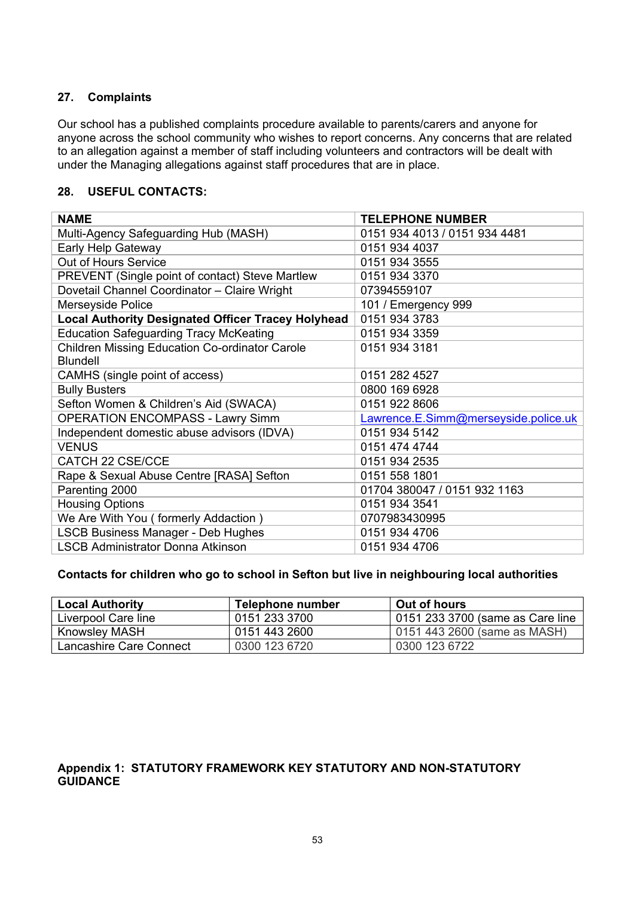## 27. Complaints

Our school has a published complaints procedure available to parents/carers and anyone for anyone across the school community who wishes to report concerns. Any concerns that are related to an allegation against a member of staff including volunteers and contractors will be dealt with under the Managing allegations against staff procedures that are in place.

## 28. USEFUL CONTACTS:

| NAME | TELEPHONE NUMBER |
|---|---|
| Multi-Agency Safeguarding Hub (MASH) | 0151 934 4013 / 0151 934 4481 |
| Early Help Gateway | 0151 934 4037 |
| Out of Hours Service | 0151 934 3555 |
| PREVENT (Single point of contact) Steve Martlew | 0151 934 3370 |
| Dovetail Channel Coordinator – Claire Wright | 07394559107 |
| Merseyside Police | 101 / Emergency 999 |
| **Local Authority Designated Officer Tracey Holyhead** | 0151 934 3783 |
| Education Safeguarding Tracy McKeating | 0151 934 3359 |
| Children Missing Education Co-ordinator Carole Blundell | 0151 934 3181 |
| CAMHS (single point of access) | 0151 282 4527 |
| Bully Busters | 0800 169 6928 |
| Sefton Women & Children's Aid (SWACA) | 0151 922 8606 |
| OPERATION ENCOMPASS - Lawry Simm | Lawrence.E.Simm@merseyside.police.uk |
| Independent domestic abuse advisors (IDVA) | 0151 934 5142 |
| VENUS | 0151 474 4744 |
| CATCH 22 CSE/CCE | 0151 934 2535 |
| Rape & Sexual Abuse Centre [RASA] Sefton | 0151 558 1801 |
| Parenting 2000 | 01704 380047 / 0151 932 1163 |
| Housing Options | 0151 934 3541 |
| We Are With You ( formerly Addaction ) | 0707983430995 |
| LSCB Business Manager - Deb Hughes | 0151 934 4706 |
| LSCB Administrator Donna Atkinson | 0151 934 4706 |

**Contacts for children who go to school in Sefton but live in neighbouring local authorities**

| Local Authority | Telephone number | Out of hours |
|---|---|---|
| Liverpool Care line | 0151 233 3700 | 0151 233 3700 (same as Care line |
| Knowsley MASH | 0151 443 2600 | 0151 443 2600 (same as MASH) |
| Lancashire Care Connect | 0300 123 6720 | 0300 123 6722 |

**Appendix 1: STATUTORY FRAMEWORK KEY STATUTORY AND NON-STATUTORY GUIDANCE**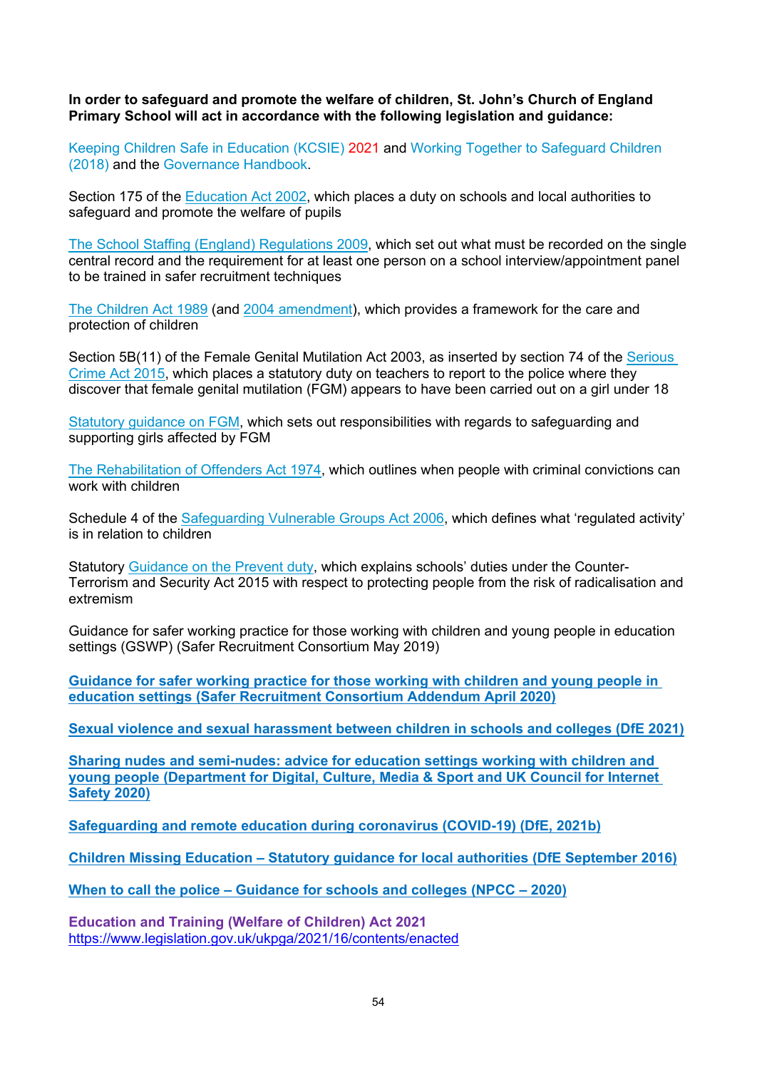**In order to safeguard and promote the welfare of children, St. John's Church of England Primary School will act in accordance with the following legislation and guidance:**

Keeping Children Safe in Education (KCSIE) 2021 and Working Together to Safeguard Children (2018) and the Governance Handbook.

Section 175 of the Education Act 2002, which places a duty on schools and local authorities to safeguard and promote the welfare of pupils

The School Staffing (England) Regulations 2009, which set out what must be recorded on the single central record and the requirement for at least one person on a school interview/appointment panel to be trained in safer recruitment techniques

The Children Act 1989 (and 2004 amendment), which provides a framework for the care and protection of children

Section 5B(11) of the Female Genital Mutilation Act 2003, as inserted by section 74 of the Serious Crime Act 2015, which places a statutory duty on teachers to report to the police where they discover that female genital mutilation (FGM) appears to have been carried out on a girl under 18

Statutory guidance on FGM, which sets out responsibilities with regards to safeguarding and supporting girls affected by FGM

The Rehabilitation of Offenders Act 1974, which outlines when people with criminal convictions can work with children

Schedule 4 of the Safeguarding Vulnerable Groups Act 2006, which defines what 'regulated activity' is in relation to children

Statutory Guidance on the Prevent duty, which explains schools' duties under the Counter-Terrorism and Security Act 2015 with respect to protecting people from the risk of radicalisation and extremism

Guidance for safer working practice for those working with children and young people in education settings (GSWP) (Safer Recruitment Consortium May 2019)

**Guidance for safer working practice for those working with children and young people in education settings (Safer Recruitment Consortium Addendum April 2020)**

**Sexual violence and sexual harassment between children in schools and colleges (DfE 2021)**

**Sharing nudes and semi-nudes: advice for education settings working with children and young people (Department for Digital, Culture, Media & Sport and UK Council for Internet Safety 2020)**

**Safeguarding and remote education during coronavirus (COVID-19) (DfE, 2021b)**

**Children Missing Education – Statutory guidance for local authorities (DfE September 2016)**

**When to call the police – Guidance for schools and colleges (NPCC – 2020)**

**Education and Training (Welfare of Children) Act 2021**
https://www.legislation.gov.uk/ukpga/2021/16/contents/enacted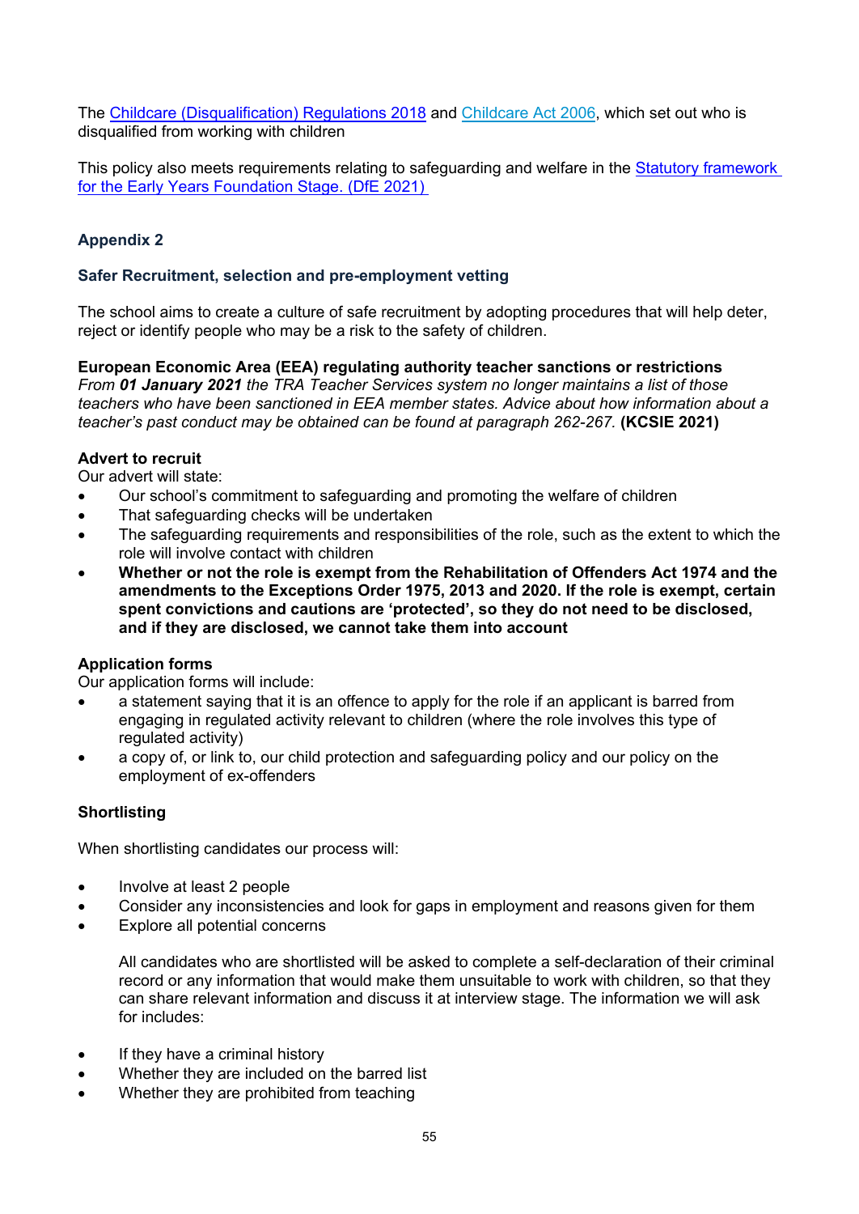The [Childcare (Disqualification) Regulations 2018] and [Childcare Act 2006], which set out who is disqualified from working with children

This policy also meets requirements relating to safeguarding and welfare in the [Statutory framework for the Early Years Foundation Stage. (DfE 2021)]

## Appendix 2

### Safer Recruitment, selection and pre-employment vetting

The school aims to create a culture of safe recruitment by adopting procedures that will help deter, reject or identify people who may be a risk to the safety of children.

**European Economic Area (EEA) regulating authority teacher sanctions or restrictions**
*From **01 January 2021** the TRA Teacher Services system no longer maintains a list of those teachers who have been sanctioned in EEA member states. Advice about how information about a teacher's past conduct may be obtained can be found at paragraph 262-267.* **(KCSIE 2021)**

**Advert to recruit**
Our advert will state:

- Our school's commitment to safeguarding and promoting the welfare of children
- That safeguarding checks will be undertaken
- The safeguarding requirements and responsibilities of the role, such as the extent to which the role will involve contact with children
- **Whether or not the role is exempt from the Rehabilitation of Offenders Act 1974 and the amendments to the Exceptions Order 1975, 2013 and 2020. If the role is exempt, certain spent convictions and cautions are 'protected', so they do not need to be disclosed, and if they are disclosed, we cannot take them into account**

**Application forms**
Our application forms will include:

- a statement saying that it is an offence to apply for the role if an applicant is barred from engaging in regulated activity relevant to children (where the role involves this type of regulated activity)
- a copy of, or link to, our child protection and safeguarding policy and our policy on the employment of ex-offenders

**Shortlisting**

When shortlisting candidates our process will:

- Involve at least 2 people
- Consider any inconsistencies and look for gaps in employment and reasons given for them
- Explore all potential concerns

  All candidates who are shortlisted will be asked to complete a self-declaration of their criminal record or any information that would make them unsuitable to work with children, so that they can share relevant information and discuss it at interview stage. The information we will ask for includes:

- If they have a criminal history
- Whether they are included on the barred list
- Whether they are prohibited from teaching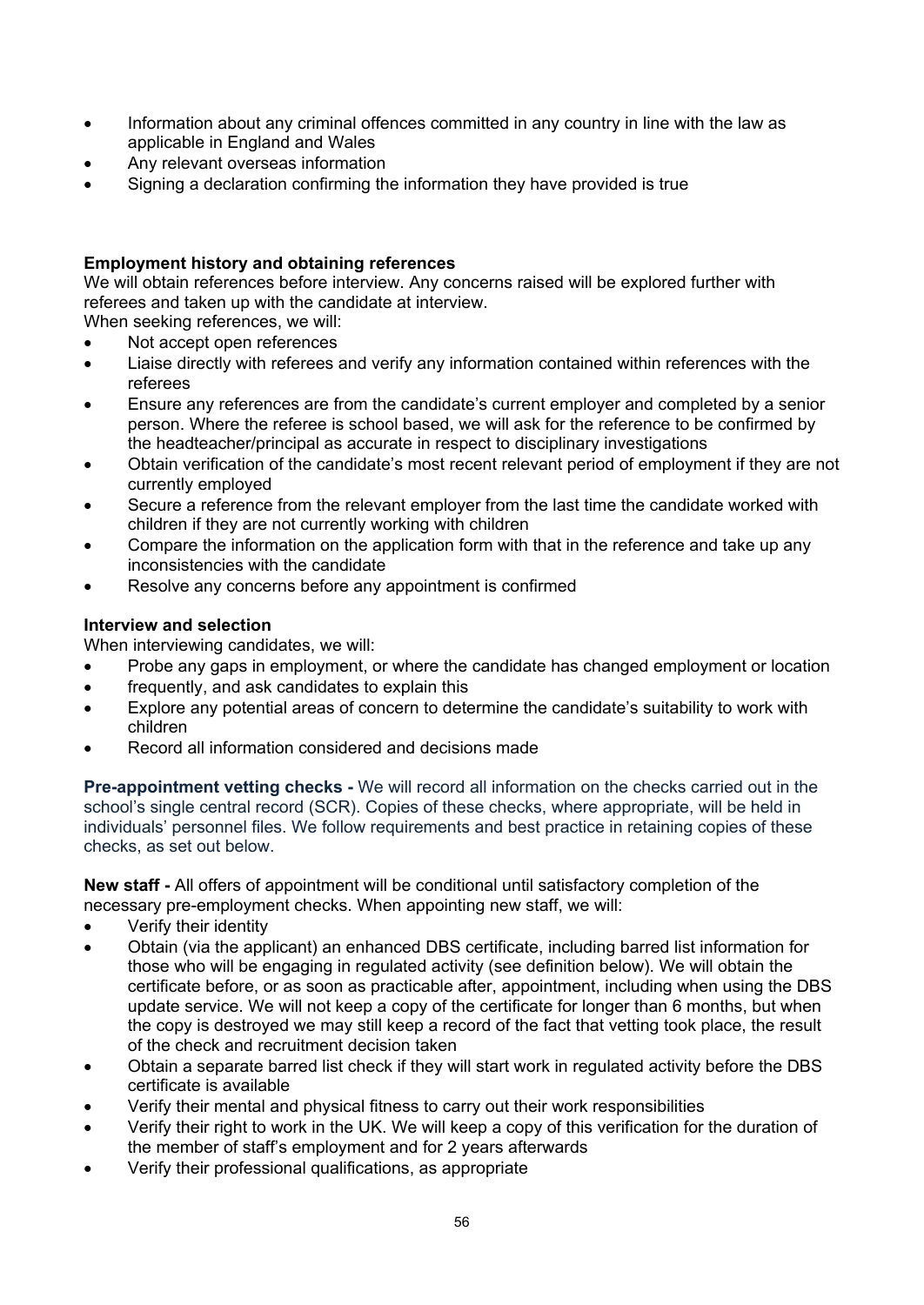- Information about any criminal offences committed in any country in line with the law as applicable in England and Wales
- Any relevant overseas information
- Signing a declaration confirming the information they have provided is true

**Employment history and obtaining references**

We will obtain references before interview. Any concerns raised will be explored further with referees and taken up with the candidate at interview.

When seeking references, we will:

- Not accept open references
- Liaise directly with referees and verify any information contained within references with the referees
- Ensure any references are from the candidate's current employer and completed by a senior person. Where the referee is school based, we will ask for the reference to be confirmed by the headteacher/principal as accurate in respect to disciplinary investigations
- Obtain verification of the candidate's most recent relevant period of employment if they are not currently employed
- Secure a reference from the relevant employer from the last time the candidate worked with children if they are not currently working with children
- Compare the information on the application form with that in the reference and take up any inconsistencies with the candidate
- Resolve any concerns before any appointment is confirmed

**Interview and selection**

When interviewing candidates, we will:

- Probe any gaps in employment, or where the candidate has changed employment or location
- frequently, and ask candidates to explain this
- Explore any potential areas of concern to determine the candidate's suitability to work with children
- Record all information considered and decisions made

**Pre-appointment vetting checks -** We will record all information on the checks carried out in the school's single central record (SCR). Copies of these checks, where appropriate, will be held in individuals' personnel files. We follow requirements and best practice in retaining copies of these checks, as set out below.

**New staff -** All offers of appointment will be conditional until satisfactory completion of the necessary pre-employment checks. When appointing new staff, we will:

- Verify their identity
- Obtain (via the applicant) an enhanced DBS certificate, including barred list information for those who will be engaging in regulated activity (see definition below). We will obtain the certificate before, or as soon as practicable after, appointment, including when using the DBS update service. We will not keep a copy of the certificate for longer than 6 months, but when the copy is destroyed we may still keep a record of the fact that vetting took place, the result of the check and recruitment decision taken
- Obtain a separate barred list check if they will start work in regulated activity before the DBS certificate is available
- Verify their mental and physical fitness to carry out their work responsibilities
- Verify their right to work in the UK. We will keep a copy of this verification for the duration of the member of staff's employment and for 2 years afterwards
- Verify their professional qualifications, as appropriate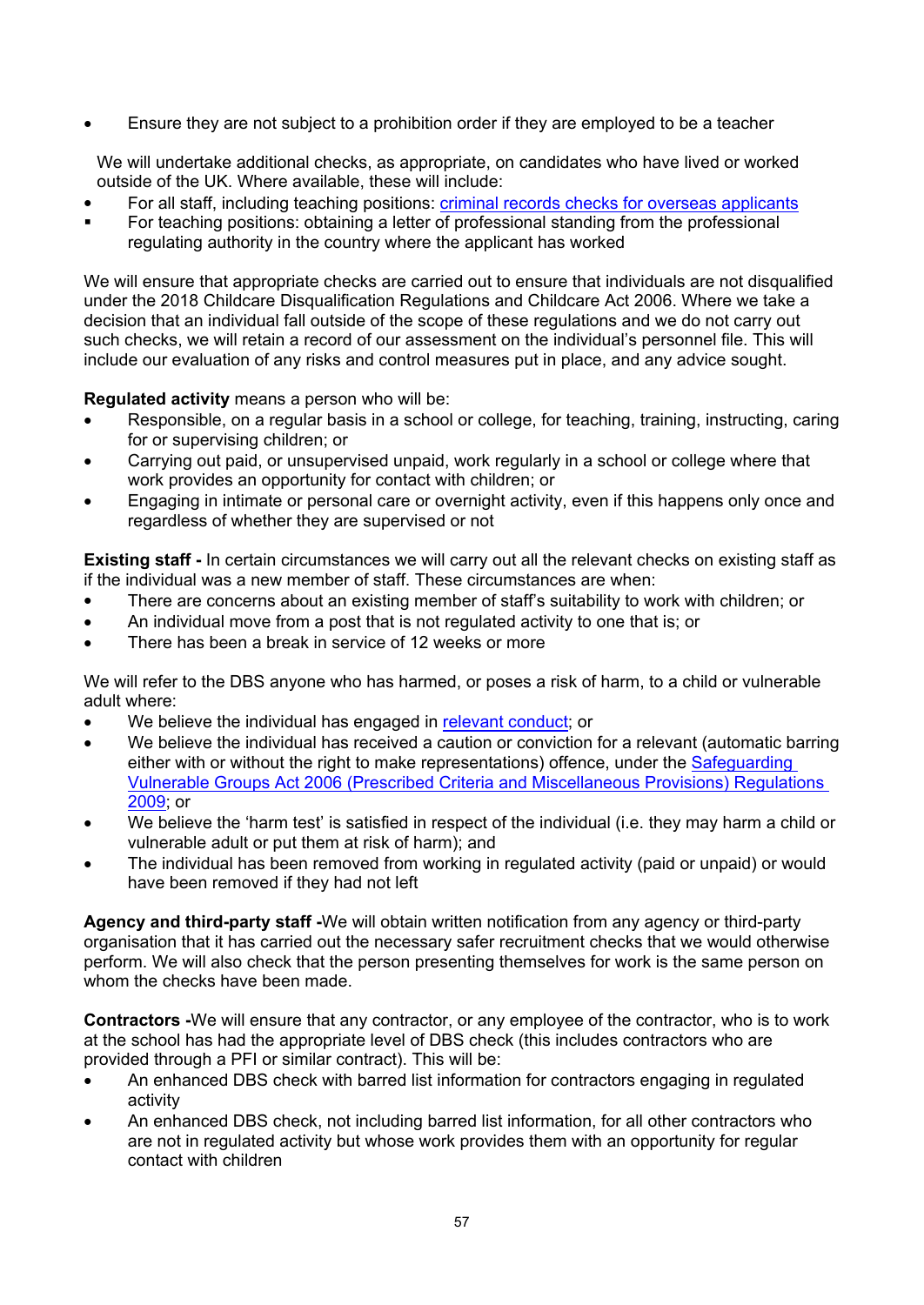- Ensure they are not subject to a prohibition order if they are employed to be a teacher

We will undertake additional checks, as appropriate, on candidates who have lived or worked outside of the UK. Where available, these will include:

- For all staff, including teaching positions: criminal records checks for overseas applicants
- For teaching positions: obtaining a letter of professional standing from the professional regulating authority in the country where the applicant has worked

We will ensure that appropriate checks are carried out to ensure that individuals are not disqualified under the 2018 Childcare Disqualification Regulations and Childcare Act 2006. Where we take a decision that an individual fall outside of the scope of these regulations and we do not carry out such checks, we will retain a record of our assessment on the individual's personnel file. This will include our evaluation of any risks and control measures put in place, and any advice sought.

**Regulated activity** means a person who will be:

- Responsible, on a regular basis in a school or college, for teaching, training, instructing, caring for or supervising children; or
- Carrying out paid, or unsupervised unpaid, work regularly in a school or college where that work provides an opportunity for contact with children; or
- Engaging in intimate or personal care or overnight activity, even if this happens only once and regardless of whether they are supervised or not

**Existing staff -** In certain circumstances we will carry out all the relevant checks on existing staff as if the individual was a new member of staff. These circumstances are when:

- There are concerns about an existing member of staff's suitability to work with children; or
- An individual move from a post that is not regulated activity to one that is; or
- There has been a break in service of 12 weeks or more

We will refer to the DBS anyone who has harmed, or poses a risk of harm, to a child or vulnerable adult where:

- We believe the individual has engaged in relevant conduct; or
- We believe the individual has received a caution or conviction for a relevant (automatic barring either with or without the right to make representations) offence, under the Safeguarding Vulnerable Groups Act 2006 (Prescribed Criteria and Miscellaneous Provisions) Regulations 2009; or
- We believe the 'harm test' is satisfied in respect of the individual (i.e. they may harm a child or vulnerable adult or put them at risk of harm); and
- The individual has been removed from working in regulated activity (paid or unpaid) or would have been removed if they had not left

**Agency and third-party staff -**We will obtain written notification from any agency or third-party organisation that it has carried out the necessary safer recruitment checks that we would otherwise perform. We will also check that the person presenting themselves for work is the same person on whom the checks have been made.

**Contractors -**We will ensure that any contractor, or any employee of the contractor, who is to work at the school has had the appropriate level of DBS check (this includes contractors who are provided through a PFI or similar contract). This will be:

- An enhanced DBS check with barred list information for contractors engaging in regulated activity
- An enhanced DBS check, not including barred list information, for all other contractors who are not in regulated activity but whose work provides them with an opportunity for regular contact with children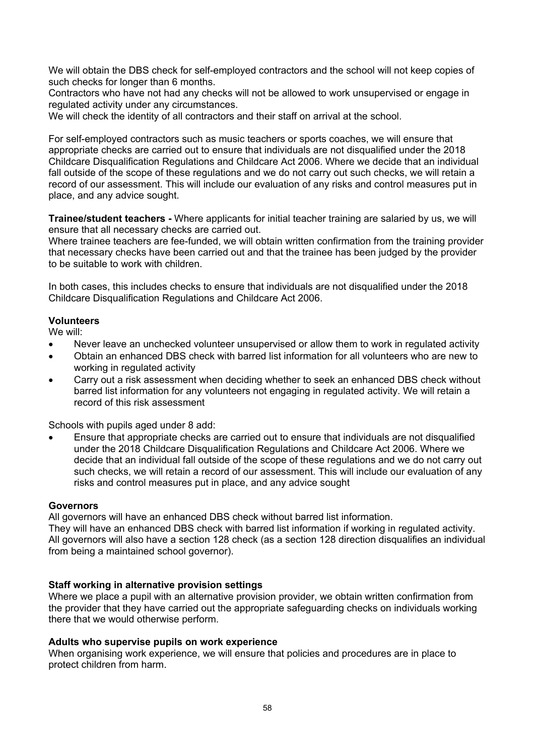We will obtain the DBS check for self-employed contractors and the school will not keep copies of such checks for longer than 6 months.
Contractors who have not had any checks will not be allowed to work unsupervised or engage in regulated activity under any circumstances.
We will check the identity of all contractors and their staff on arrival at the school.

For self-employed contractors such as music teachers or sports coaches, we will ensure that appropriate checks are carried out to ensure that individuals are not disqualified under the 2018 Childcare Disqualification Regulations and Childcare Act 2006. Where we decide that an individual fall outside of the scope of these regulations and we do not carry out such checks, we will retain a record of our assessment. This will include our evaluation of any risks and control measures put in place, and any advice sought.

**Trainee/student teachers -** Where applicants for initial teacher training are salaried by us, we will ensure that all necessary checks are carried out.
Where trainee teachers are fee-funded, we will obtain written confirmation from the training provider that necessary checks have been carried out and that the trainee has been judged by the provider to be suitable to work with children.

In both cases, this includes checks to ensure that individuals are not disqualified under the 2018 Childcare Disqualification Regulations and Childcare Act 2006.

**Volunteers**

We will:

- Never leave an unchecked volunteer unsupervised or allow them to work in regulated activity
- Obtain an enhanced DBS check with barred list information for all volunteers who are new to working in regulated activity
- Carry out a risk assessment when deciding whether to seek an enhanced DBS check without barred list information for any volunteers not engaging in regulated activity. We will retain a record of this risk assessment

Schools with pupils aged under 8 add:

- Ensure that appropriate checks are carried out to ensure that individuals are not disqualified under the 2018 Childcare Disqualification Regulations and Childcare Act 2006. Where we decide that an individual fall outside of the scope of these regulations and we do not carry out such checks, we will retain a record of our assessment. This will include our evaluation of any risks and control measures put in place, and any advice sought

**Governors**

All governors will have an enhanced DBS check without barred list information.
They will have an enhanced DBS check with barred list information if working in regulated activity.
All governors will also have a section 128 check (as a section 128 direction disqualifies an individual from being a maintained school governor).

**Staff working in alternative provision settings**

Where we place a pupil with an alternative provision provider, we obtain written confirmation from the provider that they have carried out the appropriate safeguarding checks on individuals working there that we would otherwise perform.

**Adults who supervise pupils on work experience**

When organising work experience, we will ensure that policies and procedures are in place to protect children from harm.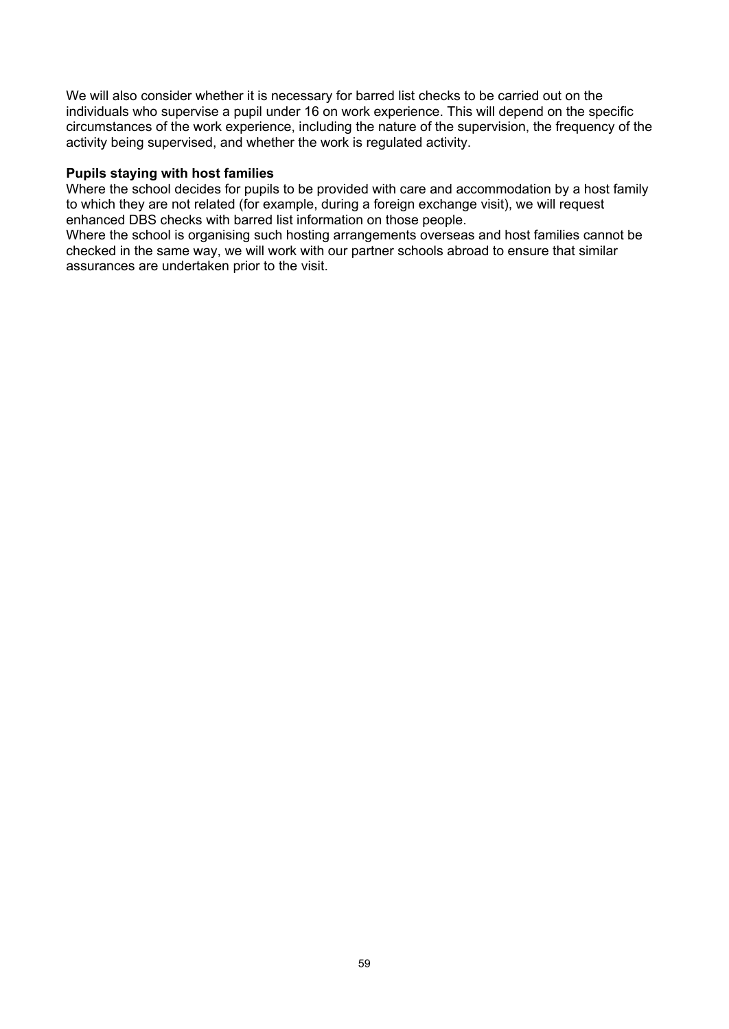We will also consider whether it is necessary for barred list checks to be carried out on the individuals who supervise a pupil under 16 on work experience. This will depend on the specific circumstances of the work experience, including the nature of the supervision, the frequency of the activity being supervised, and whether the work is regulated activity.

**Pupils staying with host families**

Where the school decides for pupils to be provided with care and accommodation by a host family to which they are not related (for example, during a foreign exchange visit), we will request enhanced DBS checks with barred list information on those people.

Where the school is organising such hosting arrangements overseas and host families cannot be checked in the same way, we will work with our partner schools abroad to ensure that similar assurances are undertaken prior to the visit.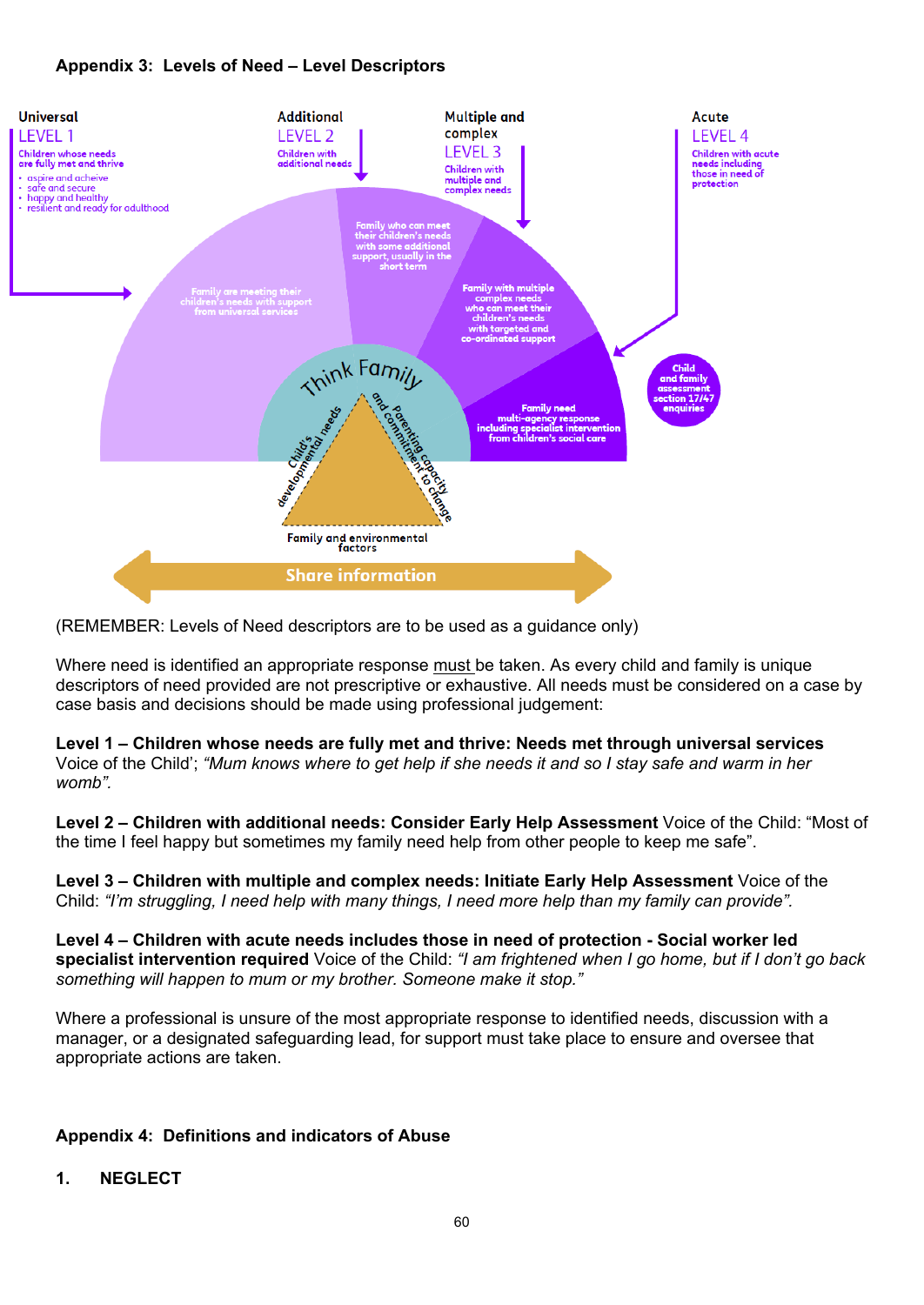## Appendix 3: Levels of Need – Level Descriptors

Universal
LEVEL 1
Children whose needs are fully met and thrive
- aspire and acheive
- safe and secure
- happy and healthy
- resilient and ready for adulthood

Additional
LEVEL 2
Children with additional needs

Multiple and complex
LEVEL 3
Children with multiple and complex needs

Acute
LEVEL 4
Children with acute needs including those in need of protection

Family are meeting their children's needs with support from universal services

Family who can meet their children's needs with some additional support, usually in the short term

Family with multiple complex needs who can meet their children's needs with targeted and co-ordinated support

Family need multi-agency response including specialist intervention from children's social care

Child and family assessment section 17/47 enquiries

Think Family

Child's developmental needs

Parenting capacity and commitment to change

Family and environmental factors

Share information

(REMEMBER: Levels of Need descriptors are to be used as a guidance only)

Where need is identified an appropriate response must be taken. As every child and family is unique descriptors of need provided are not prescriptive or exhaustive. All needs must be considered on a case by case basis and decisions should be made using professional judgement:

**Level 1 – Children whose needs are fully met and thrive: Needs met through universal services** Voice of the Child'; *"Mum knows where to get help if she needs it and so I stay safe and warm in her womb".*

**Level 2 – Children with additional needs: Consider Early Help Assessment** Voice of the Child: "Most of the time I feel happy but sometimes my family need help from other people to keep me safe".

**Level 3 – Children with multiple and complex needs: Initiate Early Help Assessment** Voice of the Child: *"I'm struggling, I need help with many things, I need more help than my family can provide".*

**Level 4 – Children with acute needs includes those in need of protection - Social worker led specialist intervention required** Voice of the Child: *"I am frightened when I go home, but if I don't go back something will happen to mum or my brother. Someone make it stop."*

Where a professional is unsure of the most appropriate response to identified needs, discussion with a manager, or a designated safeguarding lead, for support must take place to ensure and oversee that appropriate actions are taken.

## Appendix 4: Definitions and indicators of Abuse

### 1. NEGLECT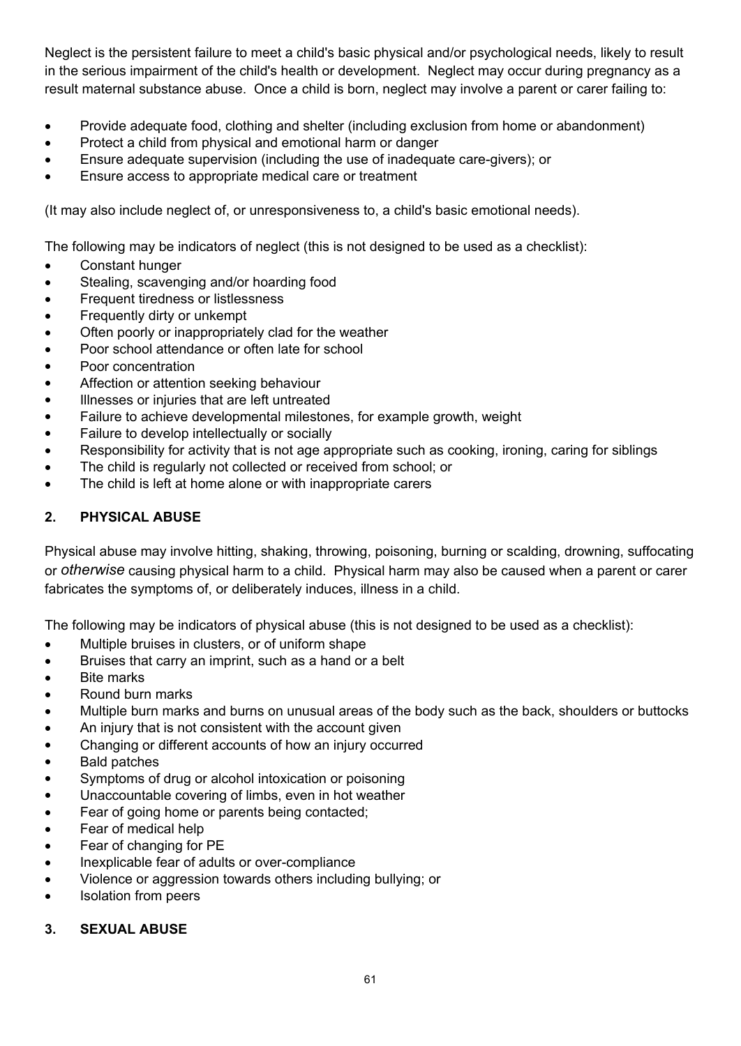Neglect is the persistent failure to meet a child's basic physical and/or psychological needs, likely to result in the serious impairment of the child's health or development. Neglect may occur during pregnancy as a result maternal substance abuse. Once a child is born, neglect may involve a parent or carer failing to:

- Provide adequate food, clothing and shelter (including exclusion from home or abandonment)
- Protect a child from physical and emotional harm or danger
- Ensure adequate supervision (including the use of inadequate care-givers); or
- Ensure access to appropriate medical care or treatment

(It may also include neglect of, or unresponsiveness to, a child's basic emotional needs).

The following may be indicators of neglect (this is not designed to be used as a checklist):

- Constant hunger
- Stealing, scavenging and/or hoarding food
- Frequent tiredness or listlessness
- Frequently dirty or unkempt
- Often poorly or inappropriately clad for the weather
- Poor school attendance or often late for school
- Poor concentration
- Affection or attention seeking behaviour
- Illnesses or injuries that are left untreated
- Failure to achieve developmental milestones, for example growth, weight
- Failure to develop intellectually or socially
- Responsibility for activity that is not age appropriate such as cooking, ironing, caring for siblings
- The child is regularly not collected or received from school; or
- The child is left at home alone or with inappropriate carers

## 2. PHYSICAL ABUSE

Physical abuse may involve hitting, shaking, throwing, poisoning, burning or scalding, drowning, suffocating or *otherwise* causing physical harm to a child. Physical harm may also be caused when a parent or carer fabricates the symptoms of, or deliberately induces, illness in a child.

The following may be indicators of physical abuse (this is not designed to be used as a checklist):

- Multiple bruises in clusters, or of uniform shape
- Bruises that carry an imprint, such as a hand or a belt
- Bite marks
- Round burn marks
- Multiple burn marks and burns on unusual areas of the body such as the back, shoulders or buttocks
- An injury that is not consistent with the account given
- Changing or different accounts of how an injury occurred
- Bald patches
- Symptoms of drug or alcohol intoxication or poisoning
- Unaccountable covering of limbs, even in hot weather
- Fear of going home or parents being contacted;
- Fear of medical help
- Fear of changing for PE
- Inexplicable fear of adults or over-compliance
- Violence or aggression towards others including bullying; or
- Isolation from peers

## 3. SEXUAL ABUSE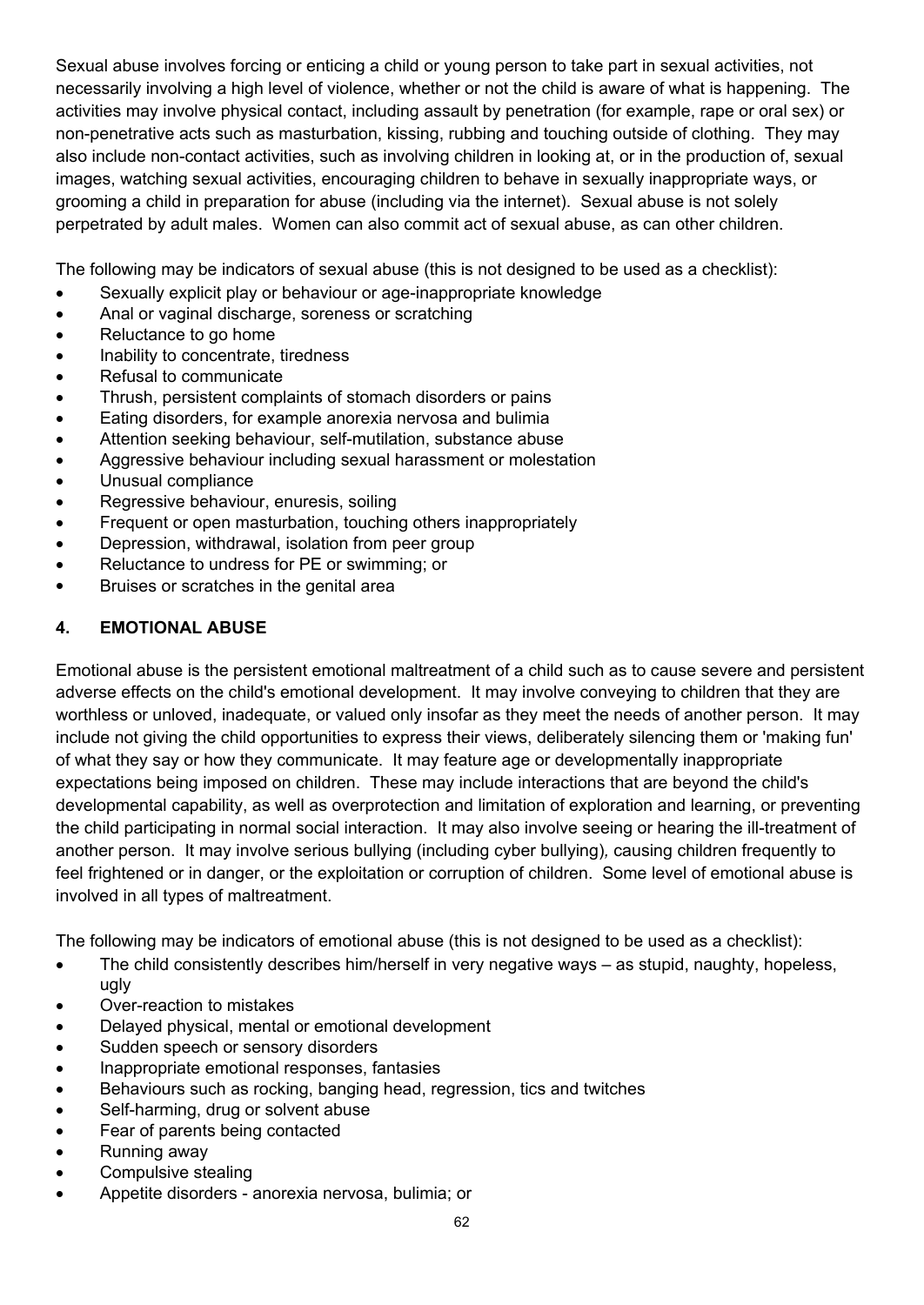Sexual abuse involves forcing or enticing a child or young person to take part in sexual activities, not necessarily involving a high level of violence, whether or not the child is aware of what is happening. The activities may involve physical contact, including assault by penetration (for example, rape or oral sex) or non-penetrative acts such as masturbation, kissing, rubbing and touching outside of clothing. They may also include non-contact activities, such as involving children in looking at, or in the production of, sexual images, watching sexual activities, encouraging children to behave in sexually inappropriate ways, or grooming a child in preparation for abuse (including via the internet). Sexual abuse is not solely perpetrated by adult males. Women can also commit act of sexual abuse, as can other children.

The following may be indicators of sexual abuse (this is not designed to be used as a checklist):

- Sexually explicit play or behaviour or age-inappropriate knowledge
- Anal or vaginal discharge, soreness or scratching
- Reluctance to go home
- Inability to concentrate, tiredness
- Refusal to communicate
- Thrush, persistent complaints of stomach disorders or pains
- Eating disorders, for example anorexia nervosa and bulimia
- Attention seeking behaviour, self-mutilation, substance abuse
- Aggressive behaviour including sexual harassment or molestation
- Unusual compliance
- Regressive behaviour, enuresis, soiling
- Frequent or open masturbation, touching others inappropriately
- Depression, withdrawal, isolation from peer group
- Reluctance to undress for PE or swimming; or
- Bruises or scratches in the genital area

## 4. EMOTIONAL ABUSE

Emotional abuse is the persistent emotional maltreatment of a child such as to cause severe and persistent adverse effects on the child's emotional development. It may involve conveying to children that they are worthless or unloved, inadequate, or valued only insofar as they meet the needs of another person. It may include not giving the child opportunities to express their views, deliberately silencing them or 'making fun' of what they say or how they communicate. It may feature age or developmentally inappropriate expectations being imposed on children. These may include interactions that are beyond the child's developmental capability, as well as overprotection and limitation of exploration and learning, or preventing the child participating in normal social interaction. It may also involve seeing or hearing the ill-treatment of another person. It may involve serious bullying (including cyber bullying), causing children frequently to feel frightened or in danger, or the exploitation or corruption of children. Some level of emotional abuse is involved in all types of maltreatment.

The following may be indicators of emotional abuse (this is not designed to be used as a checklist):

- The child consistently describes him/herself in very negative ways – as stupid, naughty, hopeless, ugly
- Over-reaction to mistakes
- Delayed physical, mental or emotional development
- Sudden speech or sensory disorders
- Inappropriate emotional responses, fantasies
- Behaviours such as rocking, banging head, regression, tics and twitches
- Self-harming, drug or solvent abuse
- Fear of parents being contacted
- Running away
- Compulsive stealing
- Appetite disorders - anorexia nervosa, bulimia; or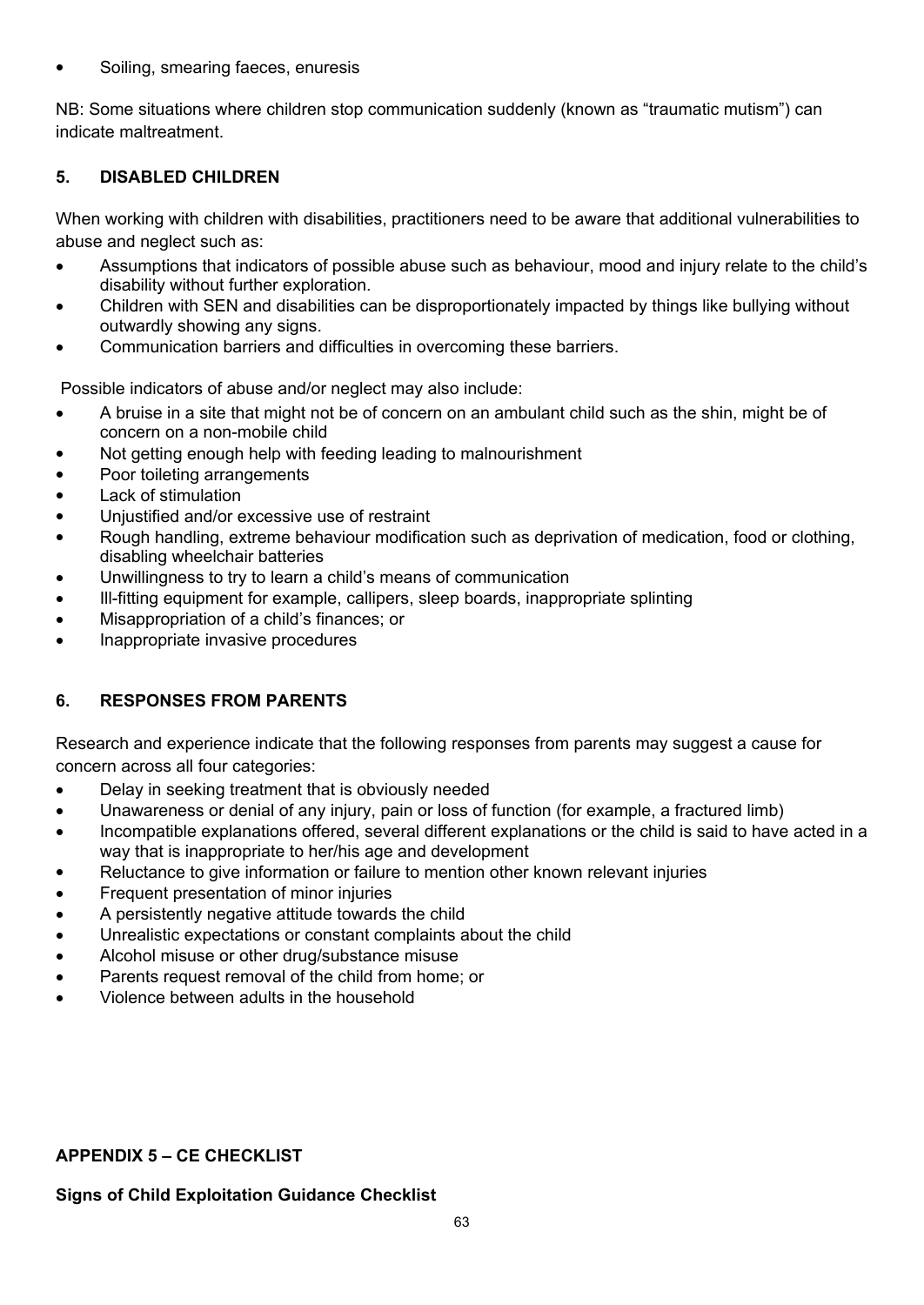- Soiling, smearing faeces, enuresis

NB: Some situations where children stop communication suddenly (known as "traumatic mutism") can indicate maltreatment.

## 5. DISABLED CHILDREN

When working with children with disabilities, practitioners need to be aware that additional vulnerabilities to abuse and neglect such as:

- Assumptions that indicators of possible abuse such as behaviour, mood and injury relate to the child's disability without further exploration.
- Children with SEN and disabilities can be disproportionately impacted by things like bullying without outwardly showing any signs.
- Communication barriers and difficulties in overcoming these barriers.

Possible indicators of abuse and/or neglect may also include:

- A bruise in a site that might not be of concern on an ambulant child such as the shin, might be of concern on a non-mobile child
- Not getting enough help with feeding leading to malnourishment
- Poor toileting arrangements
- Lack of stimulation
- Unjustified and/or excessive use of restraint
- Rough handling, extreme behaviour modification such as deprivation of medication, food or clothing, disabling wheelchair batteries
- Unwillingness to try to learn a child's means of communication
- Ill-fitting equipment for example, callipers, sleep boards, inappropriate splinting
- Misappropriation of a child's finances; or
- Inappropriate invasive procedures

## 6. RESPONSES FROM PARENTS

Research and experience indicate that the following responses from parents may suggest a cause for concern across all four categories:

- Delay in seeking treatment that is obviously needed
- Unawareness or denial of any injury, pain or loss of function (for example, a fractured limb)
- Incompatible explanations offered, several different explanations or the child is said to have acted in a way that is inappropriate to her/his age and development
- Reluctance to give information or failure to mention other known relevant injuries
- Frequent presentation of minor injuries
- A persistently negative attitude towards the child
- Unrealistic expectations or constant complaints about the child
- Alcohol misuse or other drug/substance misuse
- Parents request removal of the child from home; or
- Violence between adults in the household

## APPENDIX 5 – CE CHECKLIST

**Signs of Child Exploitation Guidance Checklist**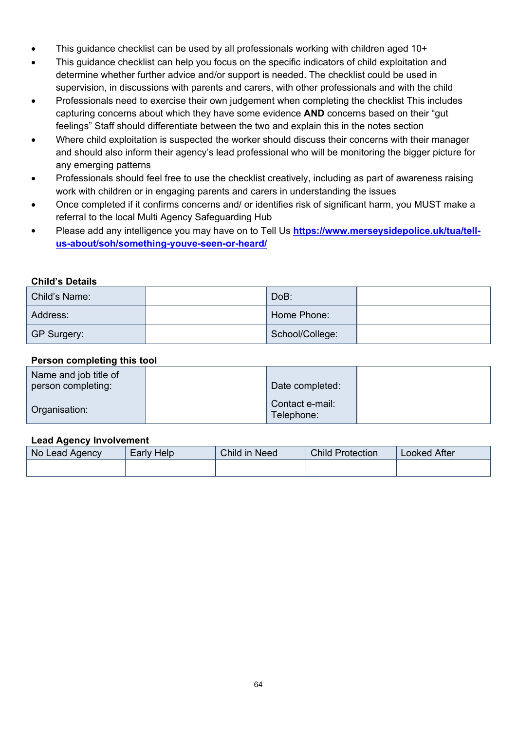- This guidance checklist can be used by all professionals working with children aged 10+
- This guidance checklist can help you focus on the specific indicators of child exploitation and determine whether further advice and/or support is needed. The checklist could be used in supervision, in discussions with parents and carers, with other professionals and with the child
- Professionals need to exercise their own judgement when completing the checklist This includes capturing concerns about which they have some evidence **AND** concerns based on their "gut feelings" Staff should differentiate between the two and explain this in the notes section
- Where child exploitation is suspected the worker should discuss their concerns with their manager and should also inform their agency's lead professional who will be monitoring the bigger picture for any emerging patterns
- Professionals should feel free to use the checklist creatively, including as part of awareness raising work with children or in engaging parents and carers in understanding the issues
- Once completed if it confirms concerns and/ or identifies risk of significant harm, you MUST make a referral to the local Multi Agency Safeguarding Hub
- Please add any intelligence you may have on to Tell Us **[https://www.merseysidepolice.uk/tua/tell-us-about/soh/something-youve-seen-or-heard/](https://www.merseysidepolice.uk/tua/tell-us-about/soh/something-youve-seen-or-heard/)**

**Child's Details**

| Child's Name: | | DoB: | |
|---|---|---|---|
| Address: | | Home Phone: | |
| GP Surgery: | | School/College: | |

**Person completing this tool**

| Name and job title of person completing: | | Date completed: | |
|---|---|---|---|
| Organisation: | | Contact e-mail: Telephone: | |

**Lead Agency Involvement**

| No Lead Agency | Early Help | Child in Need | Child Protection | Looked After |
|---|---|---|---|---|
| | | | | |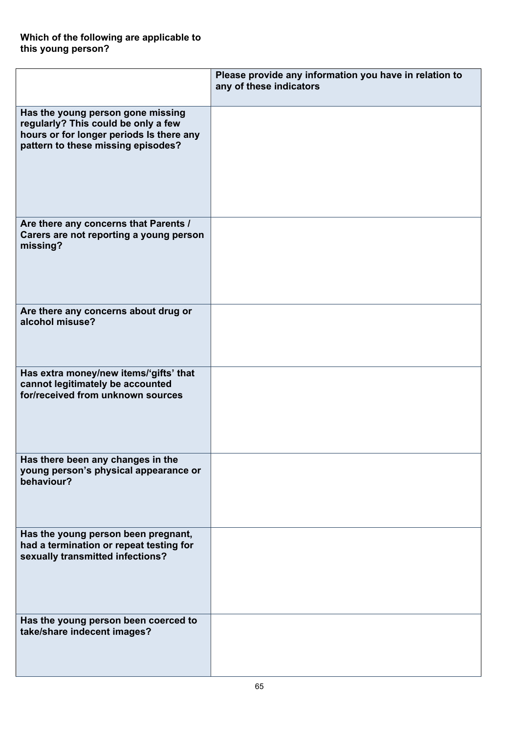**Which of the following are applicable to this young person?**

| | Please provide any information you have in relation to any of these indicators |
|---|---|
| **Has the young person gone missing regularly? This could be only a few hours or for longer periods Is there any pattern to these missing episodes?** | |
| **Are there any concerns that Parents / Carers are not reporting a young person missing?** | |
| **Are there any concerns about drug or alcohol misuse?** | |
| **Has extra money/new items/'gifts' that cannot legitimately be accounted for/received from unknown sources** | |
| **Has there been any changes in the young person's physical appearance or behaviour?** | |
| **Has the young person been pregnant, had a termination or repeat testing for sexually transmitted infections?** | |
| **Has the young person been coerced to take/share indecent images?** | |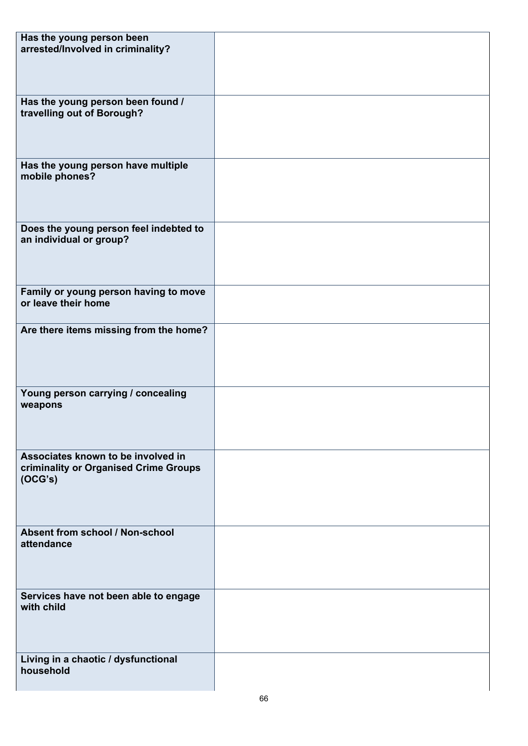| | |
|---|---|
| **Has the young person been arrested/Involved in criminality?** | |
| **Has the young person been found / travelling out of Borough?** | |
| **Has the young person have multiple mobile phones?** | |
| **Does the young person feel indebted to an individual or group?** | |
| **Family or young person having to move or leave their home** | |
| **Are there items missing from the home?** | |
| **Young person carrying / concealing weapons** | |
| **Associates known to be involved in criminality or Organised Crime Groups (OCG's)** | |
| **Absent from school / Non-school attendance** | |
| **Services have not been able to engage with child** | |
| **Living in a chaotic / dysfunctional household** | |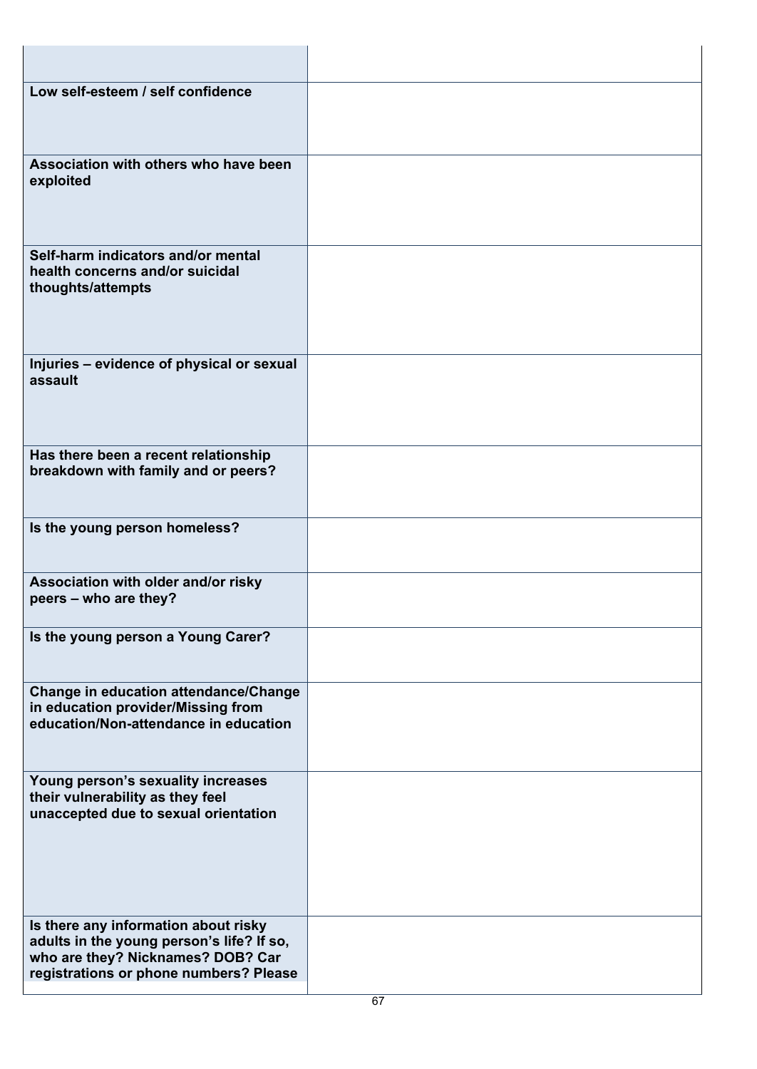| | |
|---|---|
| | |
| **Low self-esteem / self confidence** | |
| **Association with others who have been exploited** | |
| **Self-harm indicators and/or mental health concerns and/or suicidal thoughts/attempts** | |
| **Injuries – evidence of physical or sexual assault** | |
| **Has there been a recent relationship breakdown with family and or peers?** | |
| **Is the young person homeless?** | |
| **Association with older and/or risky peers – who are they?** | |
| **Is the young person a Young Carer?** | |
| **Change in education attendance/Change in education provider/Missing from education/Non-attendance in education** | |
| **Young person's sexuality increases their vulnerability as they feel unaccepted due to sexual orientation** | |
| **Is there any information about risky adults in the young person's life? If so, who are they? Nicknames? DOB? Car registrations or phone numbers? Please** | |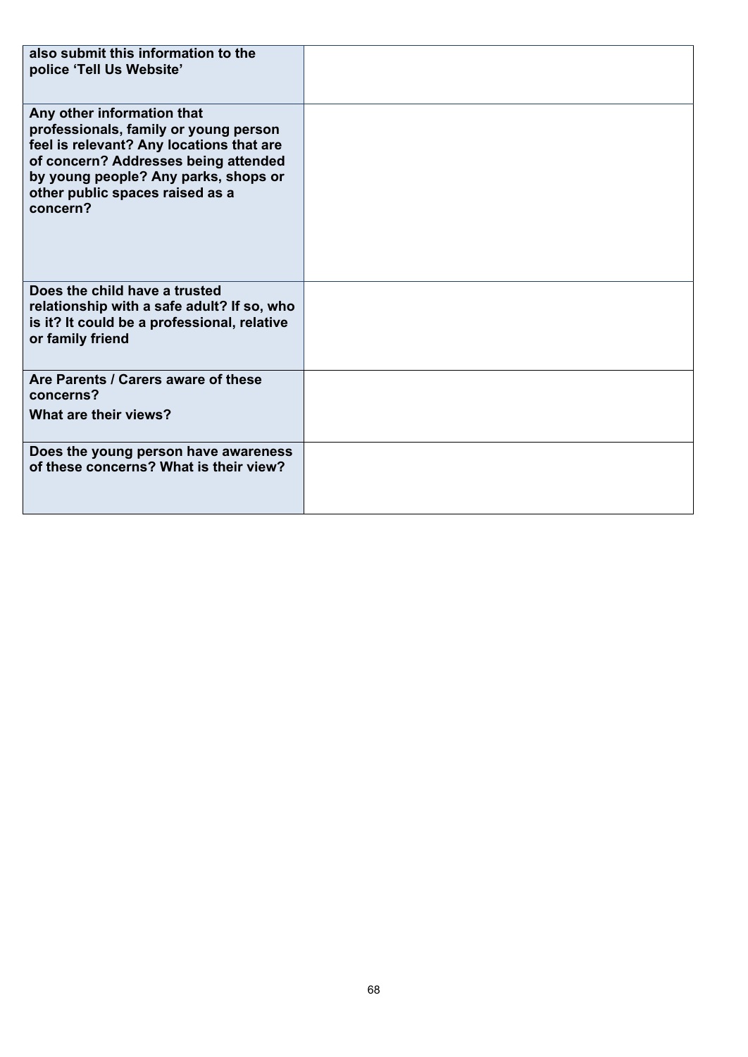| | |
|---|---|
| **also submit this information to the police 'Tell Us Website'** | |
| **Any other information that professionals, family or young person feel is relevant? Any locations that are of concern? Addresses being attended by young people? Any parks, shops or other public spaces raised as a concern?** | |
| **Does the child have a trusted relationship with a safe adult? If so, who is it? It could be a professional, relative or family friend** | |
| **Are Parents / Carers aware of these concerns?**<br>**What are their views?** | |
| **Does the young person have awareness of these concerns? What is their view?** | |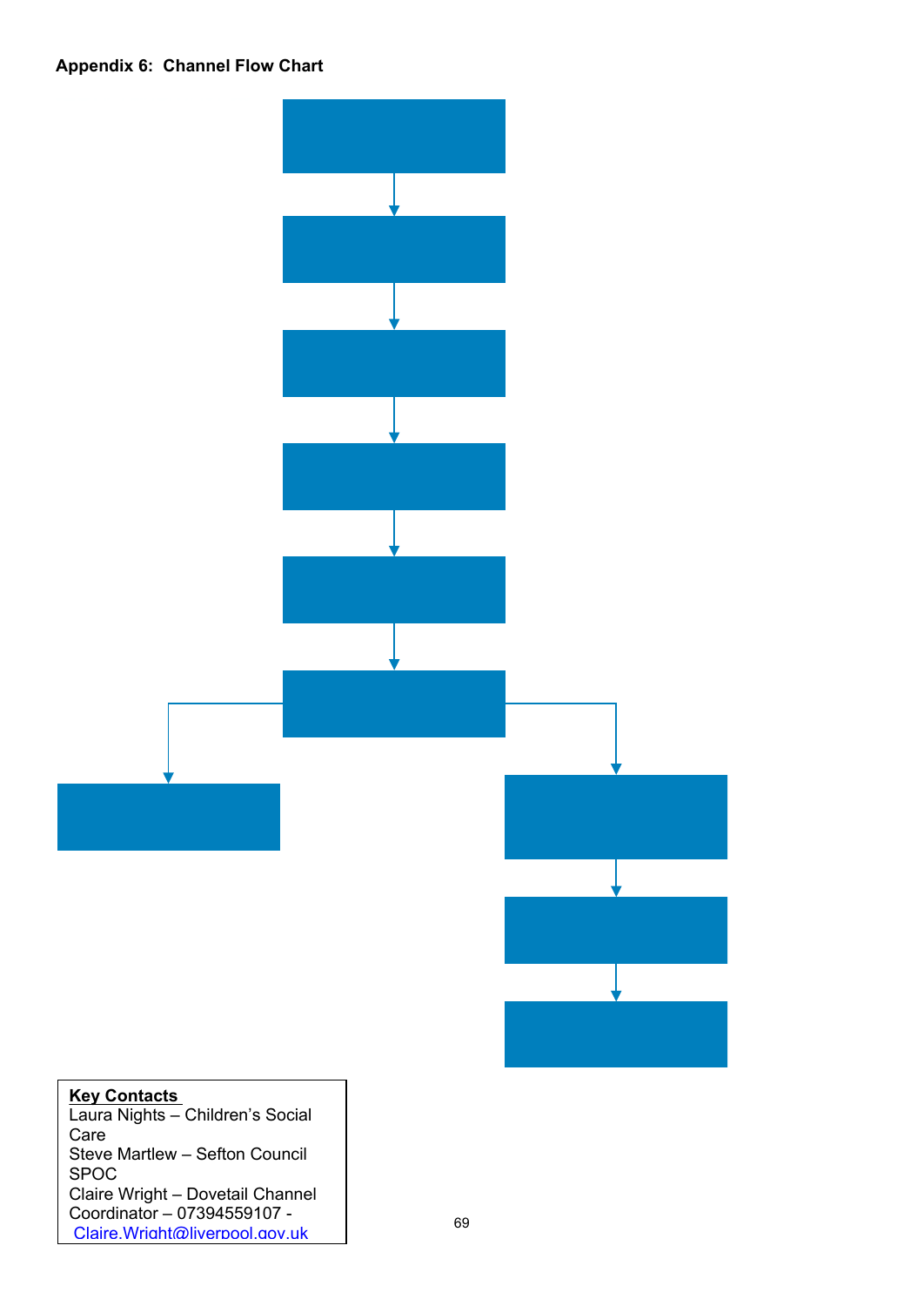**Appendix 6: Channel Flow Chart**

**Key Contacts**

Laura Nights – Children's Social Care

Steve Martlew – Sefton Council SPOC

Claire Wright – Dovetail Channel Coordinator – 07394559107 - Claire.Wright@liverpool.gov.uk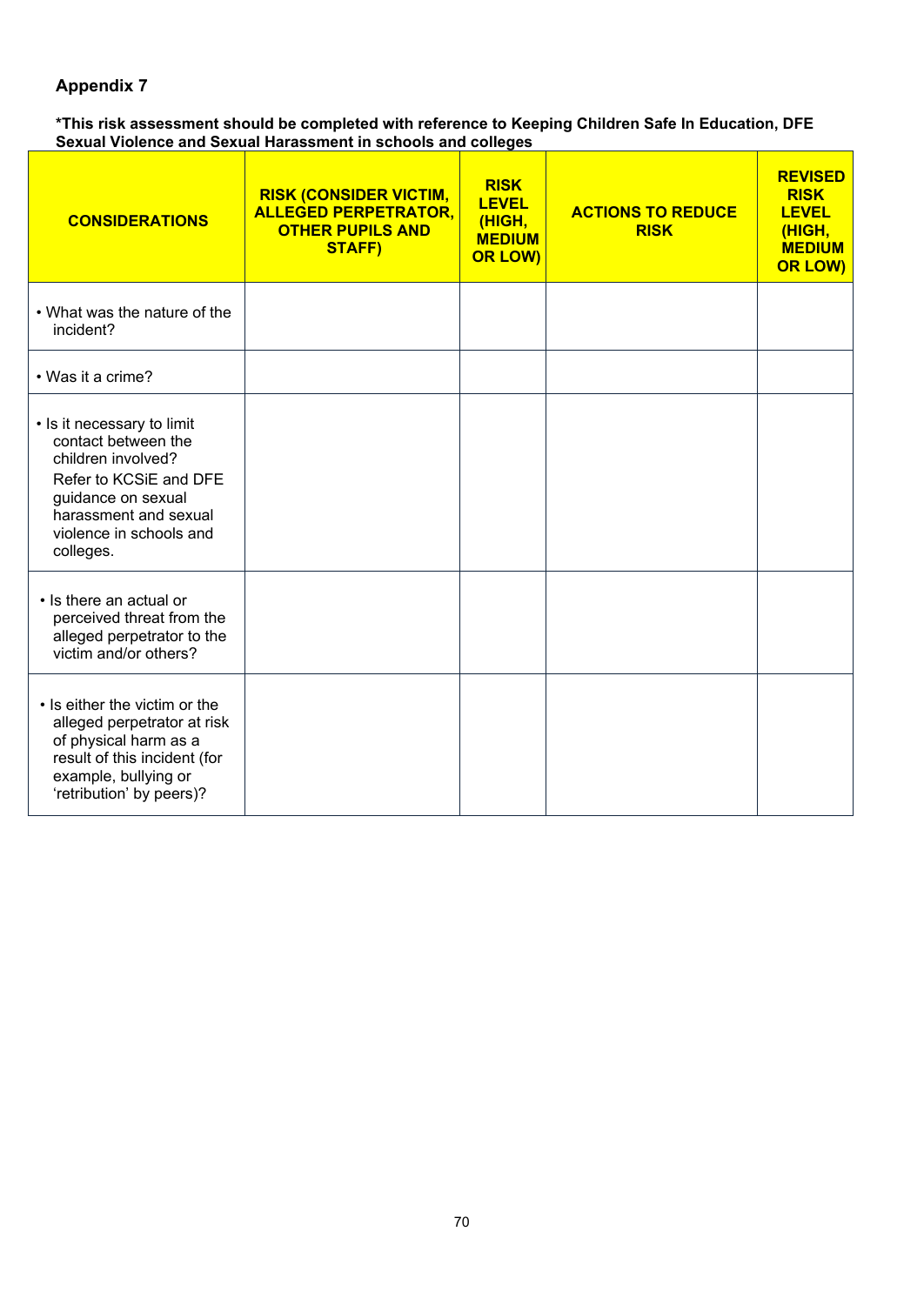## Appendix 7

**\*This risk assessment should be completed with reference to Keeping Children Safe In Education, DFE Sexual Violence and Sexual Harassment in schools and colleges**

| CONSIDERATIONS | RISK (CONSIDER VICTIM, ALLEGED PERPETRATOR, OTHER PUPILS AND STAFF) | RISK LEVEL (HIGH, MEDIUM OR LOW) | ACTIONS TO REDUCE RISK | REVISED RISK LEVEL (HIGH, MEDIUM OR LOW) |
|---|---|---|---|---|
| • What was the nature of the incident? | | | | |
| • Was it a crime? | | | | |
| • Is it necessary to limit contact between the children involved? Refer to KCSiE and DFE guidance on sexual harassment and sexual violence in schools and colleges. | | | | |
| • Is there an actual or perceived threat from the alleged perpetrator to the victim and/or others? | | | | |
| • Is either the victim or the alleged perpetrator at risk of physical harm as a result of this incident (for example, bullying or 'retribution' by peers)? | | | | |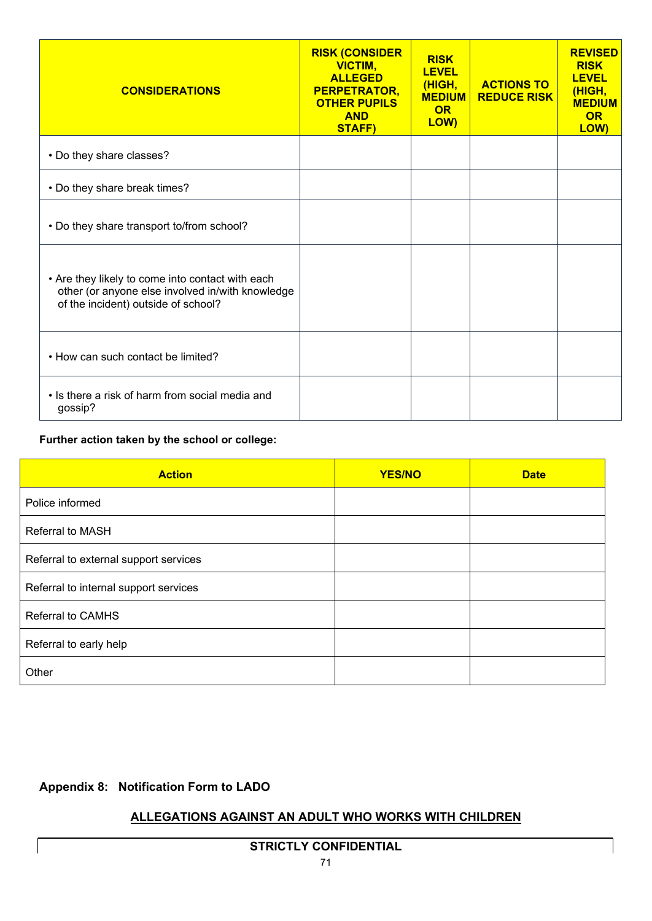| CONSIDERATIONS | RISK (CONSIDER VICTIM, ALLEGED PERPETRATOR, OTHER PUPILS AND STAFF) | RISK LEVEL (HIGH, MEDIUM OR LOW) | ACTIONS TO REDUCE RISK | REVISED RISK LEVEL (HIGH, MEDIUM OR LOW) |
|---|---|---|---|---|
| • Do they share classes? | | | | |
| • Do they share break times? | | | | |
| • Do they share transport to/from school? | | | | |
| • Are they likely to come into contact with each other (or anyone else involved in/with knowledge of the incident) outside of school? | | | | |
| • How can such contact be limited? | | | | |
| • Is there a risk of harm from social media and gossip? | | | | |

**Further action taken by the school or college:**

| Action | YES/NO | Date |
|---|---|---|
| Police informed | | |
| Referral to MASH | | |
| Referral to external support services | | |
| Referral to internal support services | | |
| Referral to CAMHS | | |
| Referral to early help | | |
| Other | | |

## Appendix 8: Notification Form to LADO

**ALLEGATIONS AGAINST AN ADULT WHO WORKS WITH CHILDREN**

**STRICTLY CONFIDENTIAL**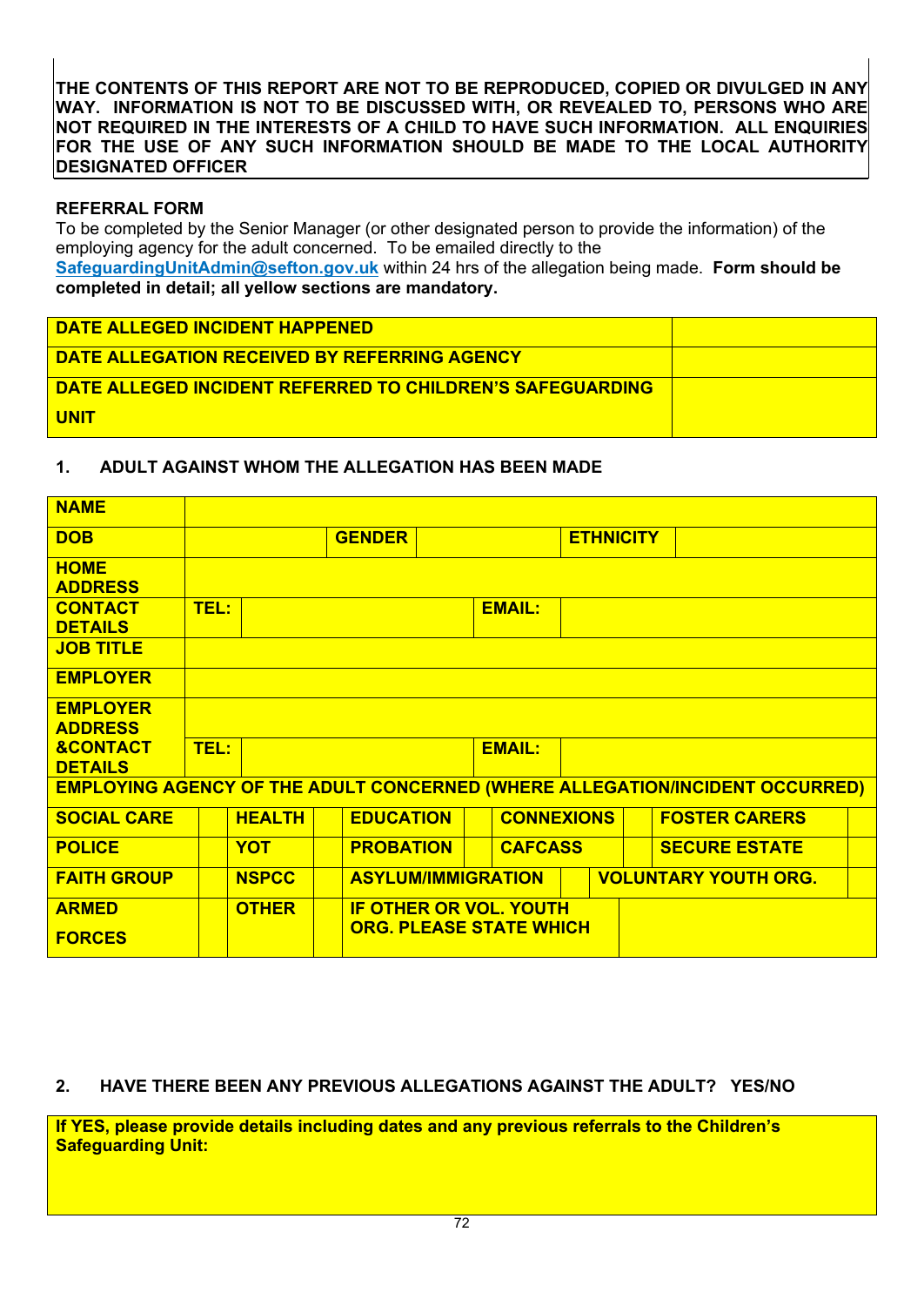**THE CONTENTS OF THIS REPORT ARE NOT TO BE REPRODUCED, COPIED OR DIVULGED IN ANY WAY. INFORMATION IS NOT TO BE DISCUSSED WITH, OR REVEALED TO, PERSONS WHO ARE NOT REQUIRED IN THE INTERESTS OF A CHILD TO HAVE SUCH INFORMATION. ALL ENQUIRIES FOR THE USE OF ANY SUCH INFORMATION SHOULD BE MADE TO THE LOCAL AUTHORITY DESIGNATED OFFICER**

**REFERRAL FORM**

To be completed by the Senior Manager (or other designated person to provide the information) of the employing agency for the adult concerned. To be emailed directly to the **SafeguardingUnitAdmin@sefton.gov.uk** within 24 hrs of the allegation being made. **Form should be completed in detail; all yellow sections are mandatory.**

| | |
|---|---|
| **DATE ALLEGED INCIDENT HAPPENED** | |
| **DATE ALLEGATION RECEIVED BY REFERRING AGENCY** | |
| **DATE ALLEGED INCIDENT REFERRED TO CHILDREN'S SAFEGUARDING UNIT** | |

## 1. ADULT AGAINST WHOM THE ALLEGATION HAS BEEN MADE

| | | | | | |
|---|---|---|---|---|---|
| **NAME** | | | | | |
| **DOB** | | **GENDER** | | **ETHNICITY** | |
| **HOME ADDRESS** | | | | | |
| **CONTACT DETAILS** | **TEL:** | | **EMAIL:** | | |
| **JOB TITLE** | | | | | |
| **EMPLOYER** | | | | | |
| **EMPLOYER ADDRESS &CONTACT DETAILS** | | | | | |
| | **TEL:** | | **EMAIL:** | | |

**EMPLOYING AGENCY OF THE ADULT CONCERNED (WHERE ALLEGATION/INCIDENT OCCURRED)**

| | | | | | | | | | |
|---|---|---|---|---|---|---|---|---|---|
| **SOCIAL CARE** | | **HEALTH** | | **EDUCATION** | | **CONNEXIONS** | | **FOSTER CARERS** | |
| **POLICE** | | **YOT** | | **PROBATION** | | **CAFCASS** | | **SECURE ESTATE** | |
| **FAITH GROUP** | | **NSPCC** | | **ASYLUM/IMMIGRATION** | | | | **VOLUNTARY YOUTH ORG.** | |
| **ARMED FORCES** | | **OTHER** | | **IF OTHER OR VOL. YOUTH ORG. PLEASE STATE WHICH** | | | | | |

## 2. HAVE THERE BEEN ANY PREVIOUS ALLEGATIONS AGAINST THE ADULT? YES/NO

| |
|---|
| **If YES, please provide details including dates and any previous referrals to the Children's Safeguarding Unit:** |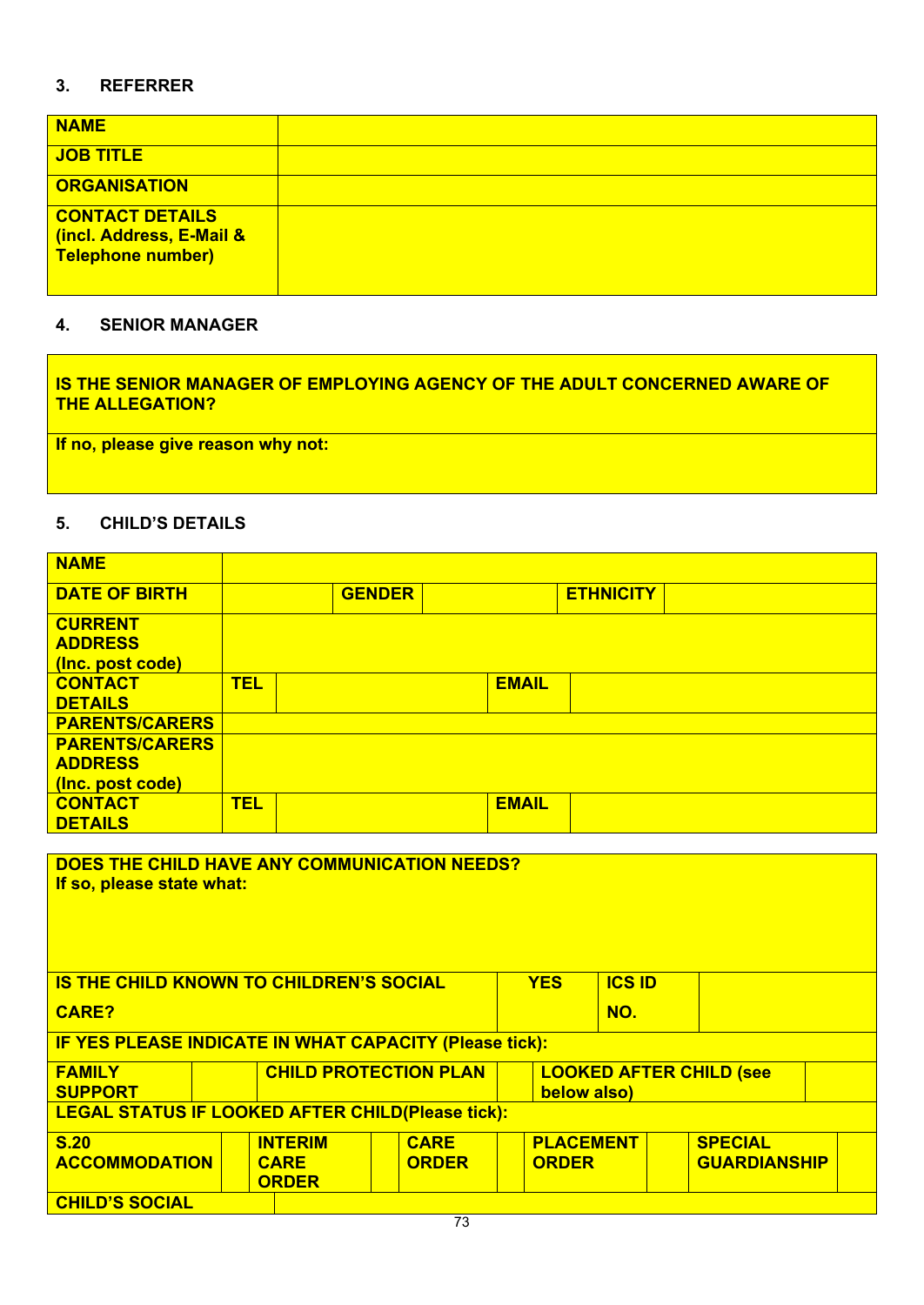### 3. REFERRER

| NAME | |
|---|---|
| JOB TITLE | |
| ORGANISATION | |
| CONTACT DETAILS (incl. Address, E-Mail & Telephone number) | |

### 4. SENIOR MANAGER

| IS THE SENIOR MANAGER OF EMPLOYING AGENCY OF THE ADULT CONCERNED AWARE OF THE ALLEGATION? |
|---|
| If no, please give reason why not: |

### 5. CHILD'S DETAILS

| NAME | | | | | |
|---|---|---|---|---|---|
| DATE OF BIRTH | | GENDER | | ETHNICITY | |
| CURRENT ADDRESS (Inc. post code) | | | | | |
| CONTACT DETAILS | TEL | | EMAIL | | |
| PARENTS/CARERS | | | | | |
| PARENTS/CARERS ADDRESS (Inc. post code) | | | | | |
| CONTACT DETAILS | TEL | | EMAIL | | |

| DOES THE CHILD HAVE ANY COMMUNICATION NEEDS? If so, please state what: | | | | | | | | | |
|---|---|---|---|---|---|---|---|---|---|
| IS THE CHILD KNOWN TO CHILDREN'S SOCIAL CARE? | | | | YES | | ICS ID NO. | | | |
| IF YES PLEASE INDICATE IN WHAT CAPACITY (Please tick): | | | | | | | | | |
| FAMILY SUPPORT | | CHILD PROTECTION PLAN | | LOOKED AFTER CHILD (see below also) | | | | | |
| LEGAL STATUS IF LOOKED AFTER CHILD(Please tick): | | | | | | | | | |
| S.20 ACCOMMODATION | | INTERIM CARE ORDER | | CARE ORDER | | PLACEMENT ORDER | | SPECIAL GUARDIANSHIP | |
| CHILD'S SOCIAL | | | | | | | | | |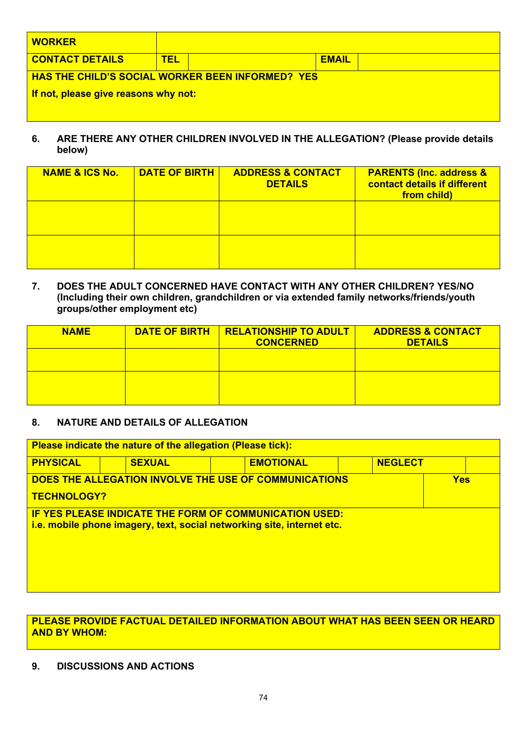| **WORKER** | | | |
|---|---|---|---|
| **CONTACT DETAILS** | **TEL** | | **EMAIL** | |
| **HAS THE CHILD'S SOCIAL WORKER BEEN INFORMED? YES** | | | | |
| **If not, please give reasons why not:** | | | | |

**6. ARE THERE ANY OTHER CHILDREN INVOLVED IN THE ALLEGATION? (Please provide details below)**

| NAME & ICS No. | DATE OF BIRTH | ADDRESS & CONTACT DETAILS | PARENTS (Inc. address & contact details if different from child) |
|---|---|---|---|
| | | | |
| | | | |

**7. DOES THE ADULT CONCERNED HAVE CONTACT WITH ANY OTHER CHILDREN? YES/NO (Including their own children, grandchildren or via extended family networks/friends/youth groups/other employment etc)**

| NAME | DATE OF BIRTH | RELATIONSHIP TO ADULT CONCERNED | ADDRESS & CONTACT DETAILS |
|---|---|---|---|
| | | | |
| | | | |

**8. NATURE AND DETAILS OF ALLEGATION**

| **Please indicate the nature of the allegation (Please tick):** | | | | | | | |
|---|---|---|---|---|---|---|---|
| **PHYSICAL** | | **SEXUAL** | | **EMOTIONAL** | | **NEGLECT** | |
| **DOES THE ALLEGATION INVOLVE THE USE OF COMMUNICATIONS TECHNOLOGY?** | | | | | | | **Yes** |
| **IF YES PLEASE INDICATE THE FORM OF COMMUNICATION USED: i.e. mobile phone imagery, text, social networking site, internet etc.** | | | | | | | |

| **PLEASE PROVIDE FACTUAL DETAILED INFORMATION ABOUT WHAT HAS BEEN SEEN OR HEARD AND BY WHOM:** |
|---|

**9. DISCUSSIONS AND ACTIONS**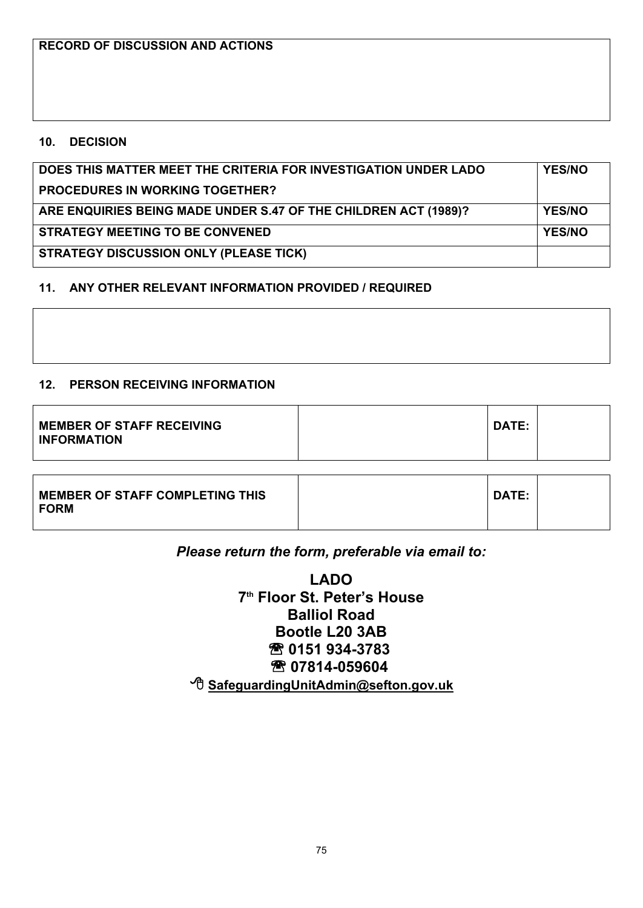| RECORD OF DISCUSSION AND ACTIONS |
|---|
| |

## 10. DECISION

| | |
|---|---|
| DOES THIS MATTER MEET THE CRITERIA FOR INVESTIGATION UNDER LADO PROCEDURES IN WORKING TOGETHER? | YES/NO |
| ARE ENQUIRIES BEING MADE UNDER S.47 OF THE CHILDREN ACT (1989)? | YES/NO |
| STRATEGY MEETING TO BE CONVENED | YES/NO |
| STRATEGY DISCUSSION ONLY (PLEASE TICK) | |

## 11. ANY OTHER RELEVANT INFORMATION PROVIDED / REQUIRED

| |
|---|
| |

## 12. PERSON RECEIVING INFORMATION

| | | | |
|---|---|---|---|
| MEMBER OF STAFF RECEIVING INFORMATION | | DATE: | |

| | | | |
|---|---|---|---|
| MEMBER OF STAFF COMPLETING THIS FORM | | DATE: | |

***Please return the form, preferable via email to:***

**LADO**
**7th Floor St. Peter's House**
**Balliol Road**
**Bootle L20 3AB**
**☎ 0151 934-3783**
**☎ 07814-059604**
**SafeguardingUnitAdmin@sefton.gov.uk**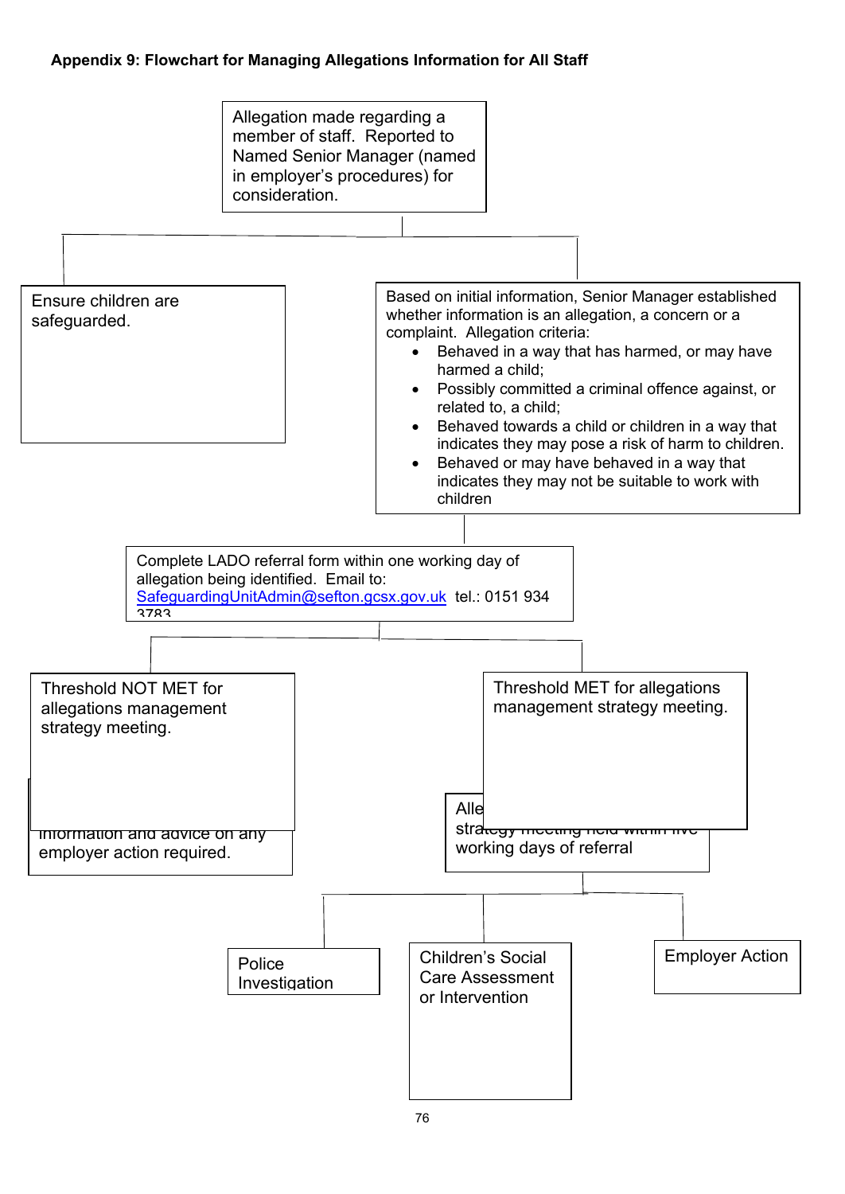**Appendix 9: Flowchart for Managing Allegations Information for All Staff**

Allegation made regarding a member of staff. Reported to Named Senior Manager (named in employer's procedures) for consideration.

Ensure children are safeguarded.

Based on initial information, Senior Manager established whether information is an allegation, a concern or a complaint. Allegation criteria:

- Behaved in a way that has harmed, or may have harmed a child;
- Possibly committed a criminal offence against, or related to, a child;
- Behaved towards a child or children in a way that indicates they may pose a risk of harm to children.
- Behaved or may have behaved in a way that indicates they may not be suitable to work with children

Complete LADO referral form within one working day of allegation being identified. Email to: SafeguardingUnitAdmin@sefton.gcsx.gov.uk tel.: 0151 934 3783

Threshold NOT MET for allegations management strategy meeting.

information and advice on any employer action required.

Threshold MET for allegations management strategy meeting.

Alle strategy meeting held within five working days of referral

Police Investigation

Children's Social Care Assessment or Intervention

Employer Action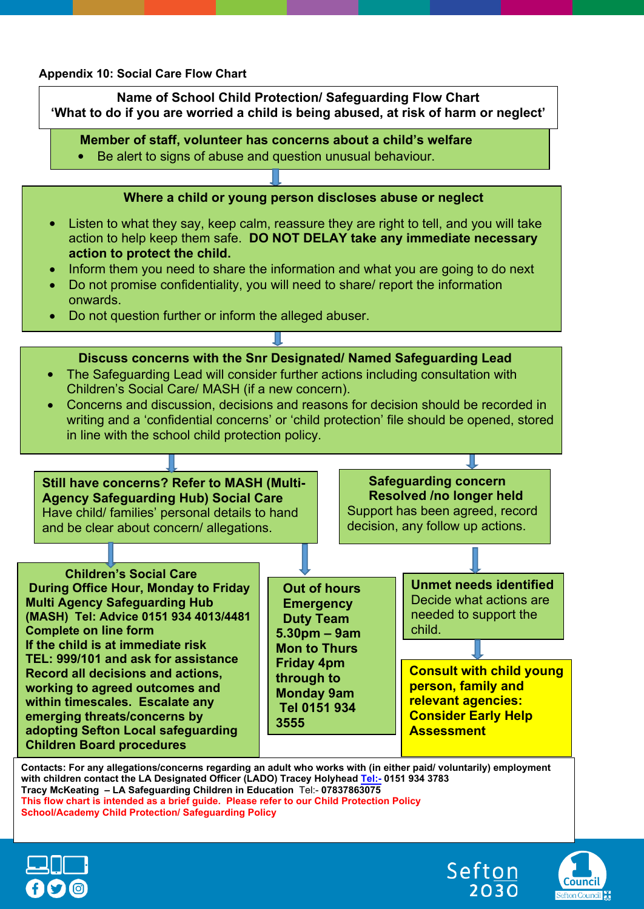**Appendix 10: Social Care Flow Chart**

**Name of School Child Protection/ Safeguarding Flow Chart**
**'What to do if you are worried a child is being abused, at risk of harm or neglect'**

**Member of staff, volunteer has concerns about a child's welfare**

- Be alert to signs of abuse and question unusual behaviour.

**Where a child or young person discloses abuse or neglect**

- Listen to what they say, keep calm, reassure they are right to tell, and you will take action to help keep them safe. **DO NOT DELAY take any immediate necessary action to protect the child.**
- Inform them you need to share the information and what you are going to do next
- Do not promise confidentiality, you will need to share/ report the information onwards.
- Do not question further or inform the alleged abuser.

**Discuss concerns with the Snr Designated/ Named Safeguarding Lead**

- The Safeguarding Lead will consider further actions including consultation with Children's Social Care/ MASH (if a new concern).
- Concerns and discussion, decisions and reasons for decision should be recorded in writing and a 'confidential concerns' or 'child protection' file should be opened, stored in line with the school child protection policy.

**Still have concerns? Refer to MASH (Multi-Agency Safeguarding Hub) Social Care**
Have child/ families' personal details to hand and be clear about concern/ allegations.

**Children's Social Care**
**During Office Hour, Monday to Friday**
**Multi Agency Safeguarding Hub (MASH) Tel: Advice 0151 934 4013/4481**
**Complete on line form**
**If the child is at immediate risk TEL: 999/101 and ask for assistance**
**Record all decisions and actions, working to agreed outcomes and within timescales. Escalate any emerging threats/concerns by adopting Sefton Local safeguarding Children Board procedures**

**Out of hours Emergency Duty Team**
**5.30pm – 9am Mon to Thurs**
**Friday 4pm through to Monday 9am**
**Tel 0151 934 3555**

**Safeguarding concern Resolved /no longer held**
Support has been agreed, record decision, any follow up actions.

**Unmet needs identified**
Decide what actions are needed to support the child.

**Consult with child young person, family and relevant agencies: Consider Early Help Assessment**

**Contacts: For any allegations/concerns regarding an adult who works with (in either paid/ voluntarily) employment with children contact the LA Designated Officer (LADO) Tracey Holyhead Tel:- 0151 934 3783**
**Tracy McKeating – LA Safeguarding Children in Education Tel:- 07837863075**
**This flow chart is intended as a brief guide. Please refer to our Child Protection Policy**
**School/Academy Child Protection/ Safeguarding Policy**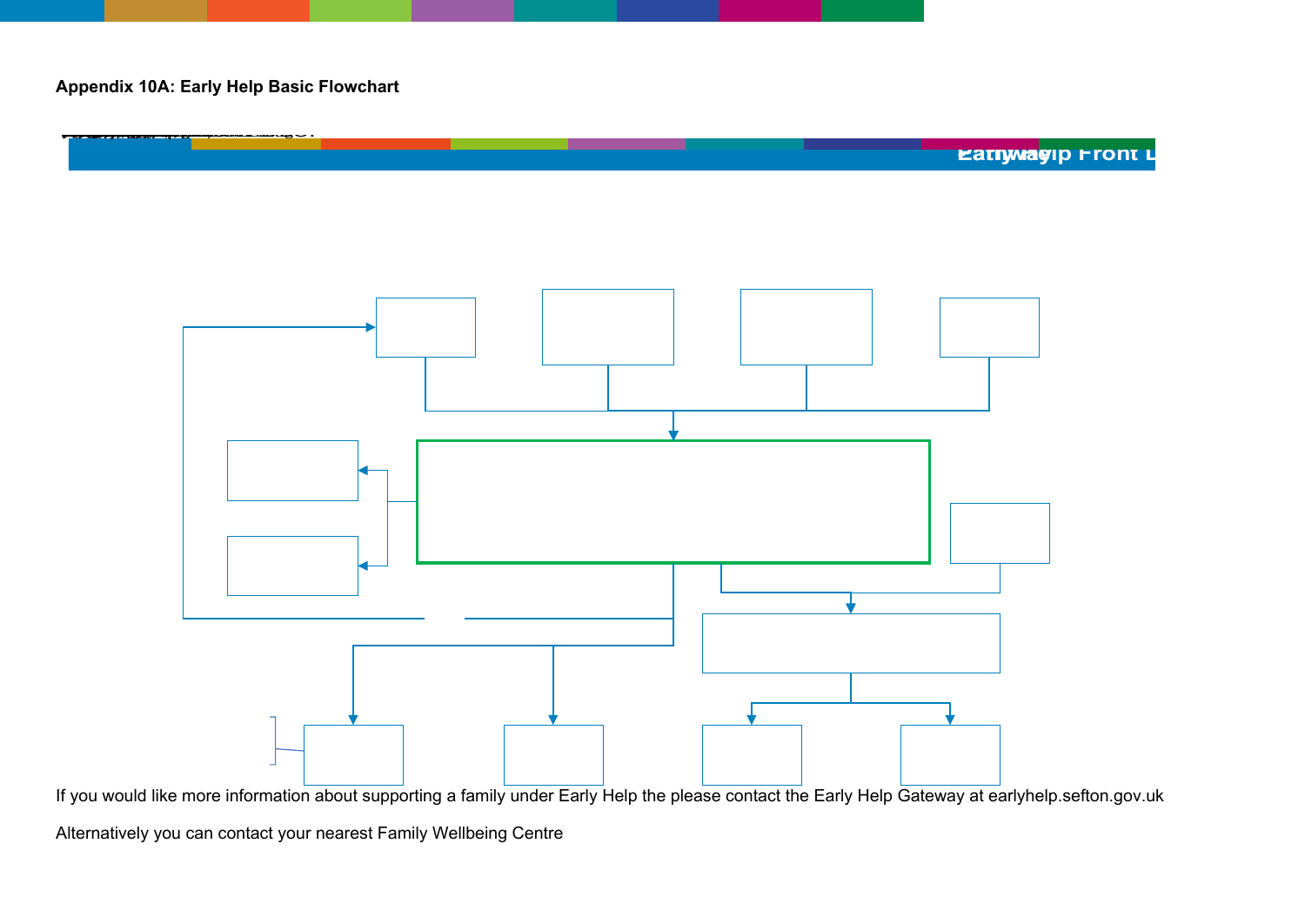**Appendix 10A: Early Help Basic Flowchart**

If you would like more information about supporting a family under Early Help the please contact the Early Help Gateway at earlyhelp.sefton.gov.uk

Alternatively you can contact your nearest Family Wellbeing Centre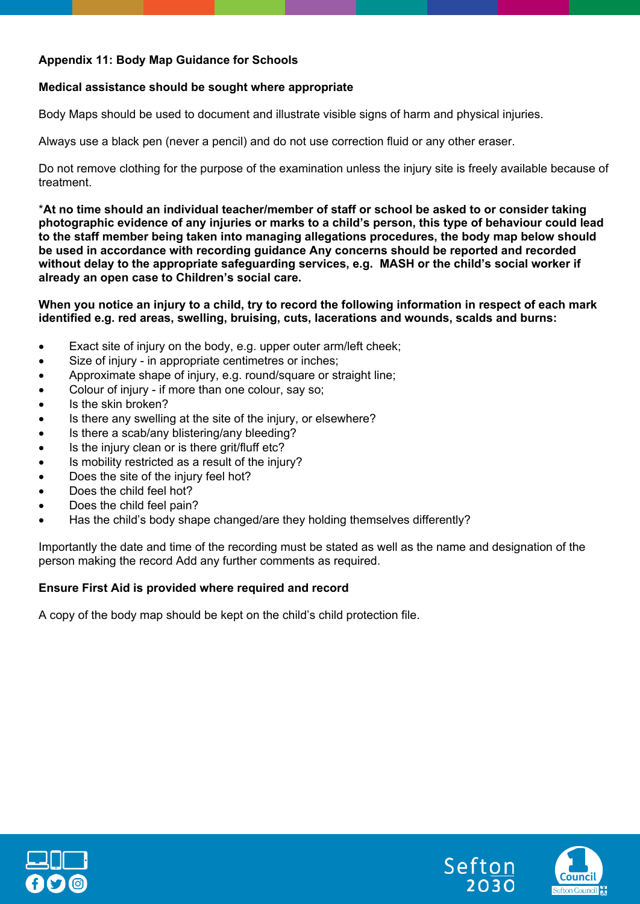## Appendix 11: Body Map Guidance for Schools

**Medical assistance should be sought where appropriate**

Body Maps should be used to document and illustrate visible signs of harm and physical injuries.

Always use a black pen (never a pencil) and do not use correction fluid or any other eraser.

Do not remove clothing for the purpose of the examination unless the injury site is freely available because of treatment.

***At no time should an individual teacher/member of staff or school be asked to or consider taking photographic evidence of any injuries or marks to a child's person, this type of behaviour could lead to the staff member being taken into managing allegations procedures, the body map below should be used in accordance with recording guidance Any concerns should be reported and recorded without delay to the appropriate safeguarding services, e.g. MASH or the child's social worker if already an open case to Children's social care.**

**When you notice an injury to a child, try to record the following information in respect of each mark identified e.g. red areas, swelling, bruising, cuts, lacerations and wounds, scalds and burns:**

- Exact site of injury on the body, e.g. upper outer arm/left cheek;
- Size of injury - in appropriate centimetres or inches;
- Approximate shape of injury, e.g. round/square or straight line;
- Colour of injury - if more than one colour, say so;
- Is the skin broken?
- Is there any swelling at the site of the injury, or elsewhere?
- Is there a scab/any blistering/any bleeding?
- Is the injury clean or is there grit/fluff etc?
- Is mobility restricted as a result of the injury?
- Does the site of the injury feel hot?
- Does the child feel hot?
- Does the child feel pain?
- Has the child's body shape changed/are they holding themselves differently?

Importantly the date and time of the recording must be stated as well as the name and designation of the person making the record Add any further comments as required.

**Ensure First Aid is provided where required and record**

A copy of the body map should be kept on the child's child protection file.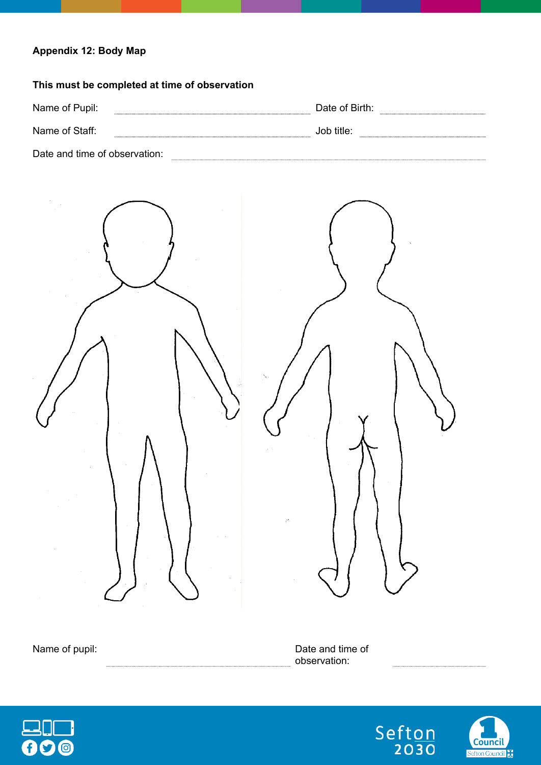**Appendix 12: Body Map**

**This must be completed at time of observation**

Name of Pupil: ................................................ Date of Birth: ....................

Name of Staff: ................................................ Job title: ....................

Date and time of observation: ................................................

Name of pupil: ................................................ Date and time of observation: ....................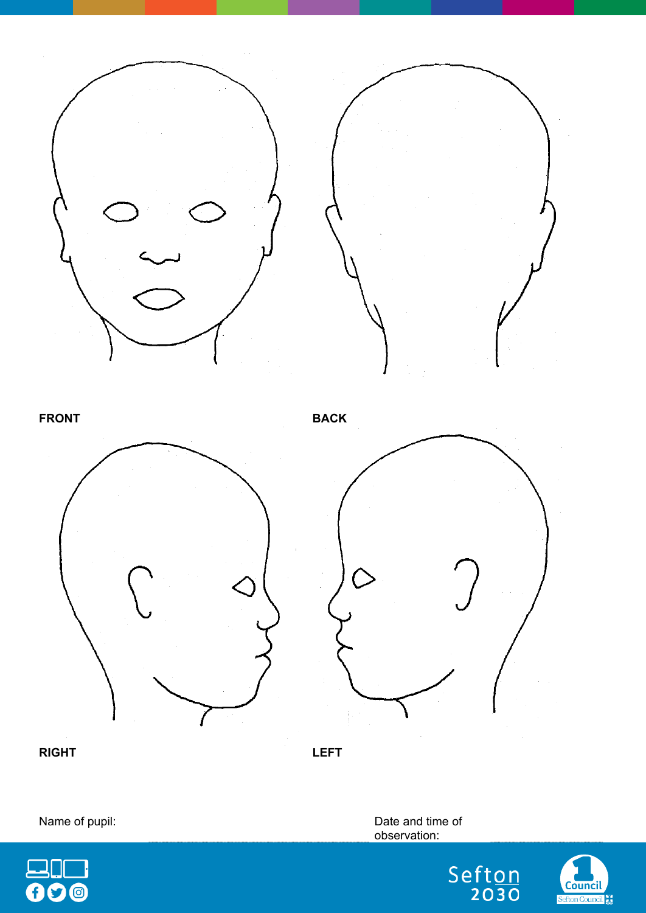**FRONT**

**BACK**

**RIGHT**

**LEFT**

Name of pupil:

Date and time of observation: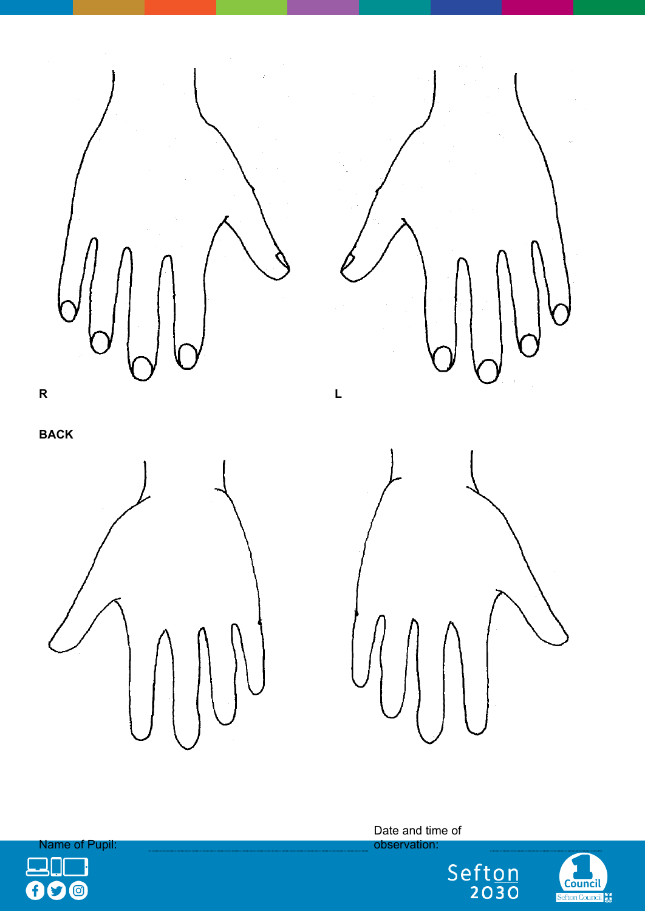R

L

BACK

Name of Pupil: ..............................................................

Date and time of observation: ..............................................................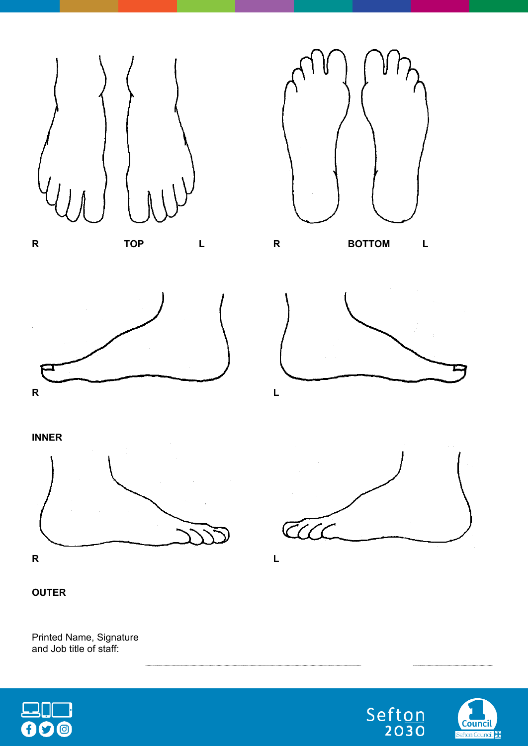R TOP L

R BOTTOM L

R

L

**INNER**

R

L

**OUTER**

Printed Name, Signature and Job title of staff: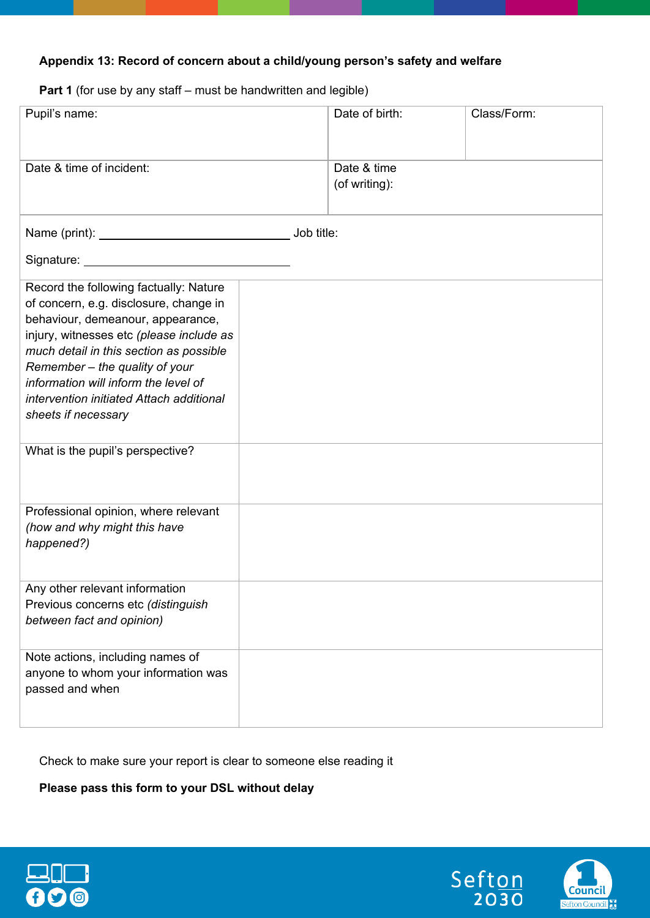**Appendix 13: Record of concern about a child/young person's safety and welfare**

**Part 1** (for use by any staff – must be handwritten and legible)

| Pupil's name: | Date of birth: | Class/Form: |
|---|---|---|
| Date & time of incident: | Date & time (of writing): | |

Name (print): ______________________________ Job title:

Signature: ______________________________

| | |
|---|---|
| Record the following factually: Nature of concern, e.g. disclosure, change in behaviour, demeanour, appearance, injury, witnesses etc *(please include as much detail in this section as possible Remember – the quality of your information will inform the level of intervention initiated Attach additional sheets if necessary* | |
| What is the pupil's perspective? | |
| Professional opinion, where relevant *(how and why might this have happened?)* | |
| Any other relevant information Previous concerns etc *(distinguish between fact and opinion)* | |
| Note actions, including names of anyone to whom your information was passed and when | |

Check to make sure your report is clear to someone else reading it

**Please pass this form to your DSL without delay**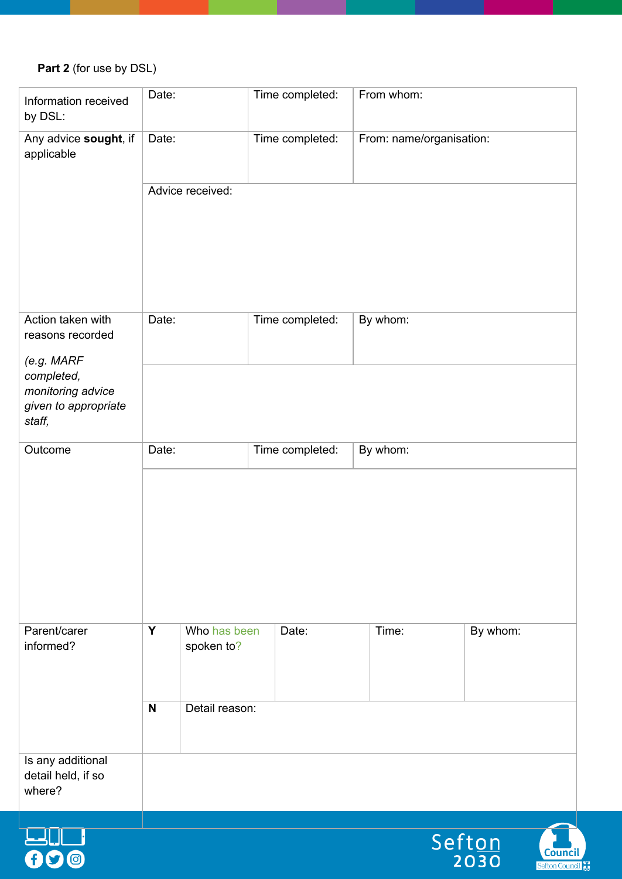**Part 2** (for use by DSL)

| Information received by DSL: | Date: | Time completed: | From whom: | | |
|---|---|---|---|---|---|
| Any advice **sought**, if applicable | Date: | Time completed: | From: name/organisation: | | |
| | Advice received: | | | | |
| Action taken with reasons recorded<br><br>*(e.g. MARF completed, monitoring advice given to appropriate staff,* | Date: | Time completed: | By whom: | | |
| | | | | | |
| Outcome | Date: | Time completed: | By whom: | | |
| | | | | | |
| Parent/carer informed? | **Y** | Who has been spoken to? | Date: | Time: | By whom: |
| | **N** | Detail reason: | | | |
| Is any additional detail held, if so where? | | | | | |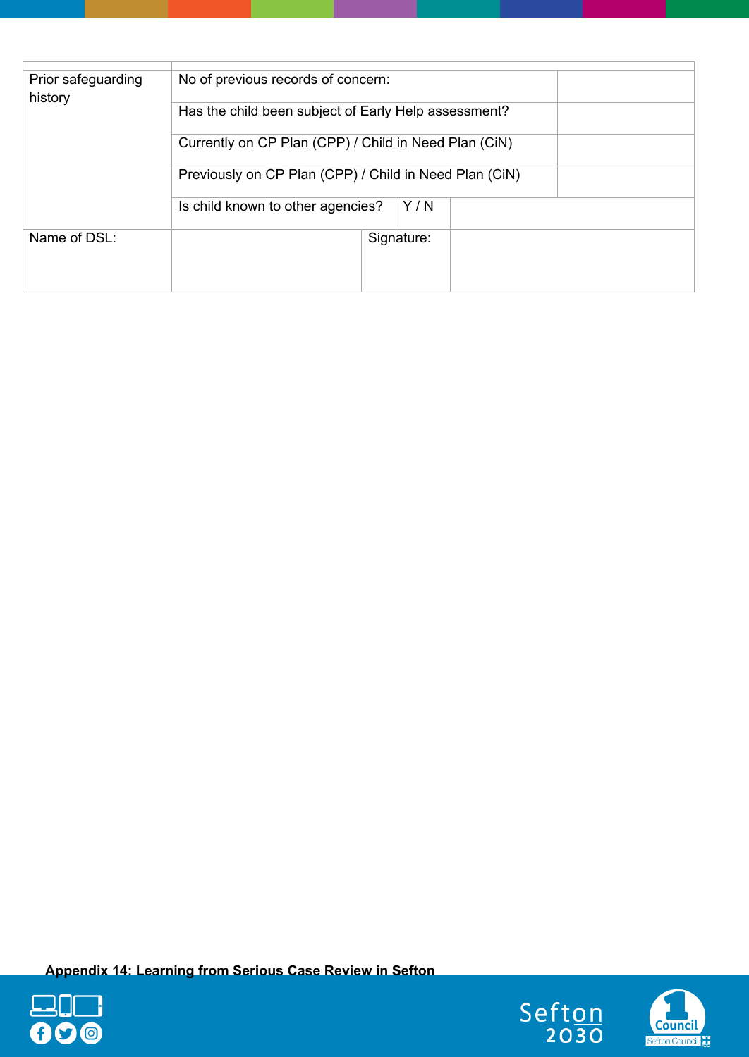| | | | |
|---|---|---|---|
| Prior safeguarding history | No of previous records of concern: | | |
| | Has the child been subject of Early Help assessment? | | |
| | Currently on CP Plan (CPP) / Child in Need Plan (CiN) | | |
| | Previously on CP Plan (CPP) / Child in Need Plan (CiN) | | |
| | Is child known to other agencies? | Y / N | |
| Name of DSL: | | Signature: | |

**Appendix 14: Learning from Serious Case Review in Sefton**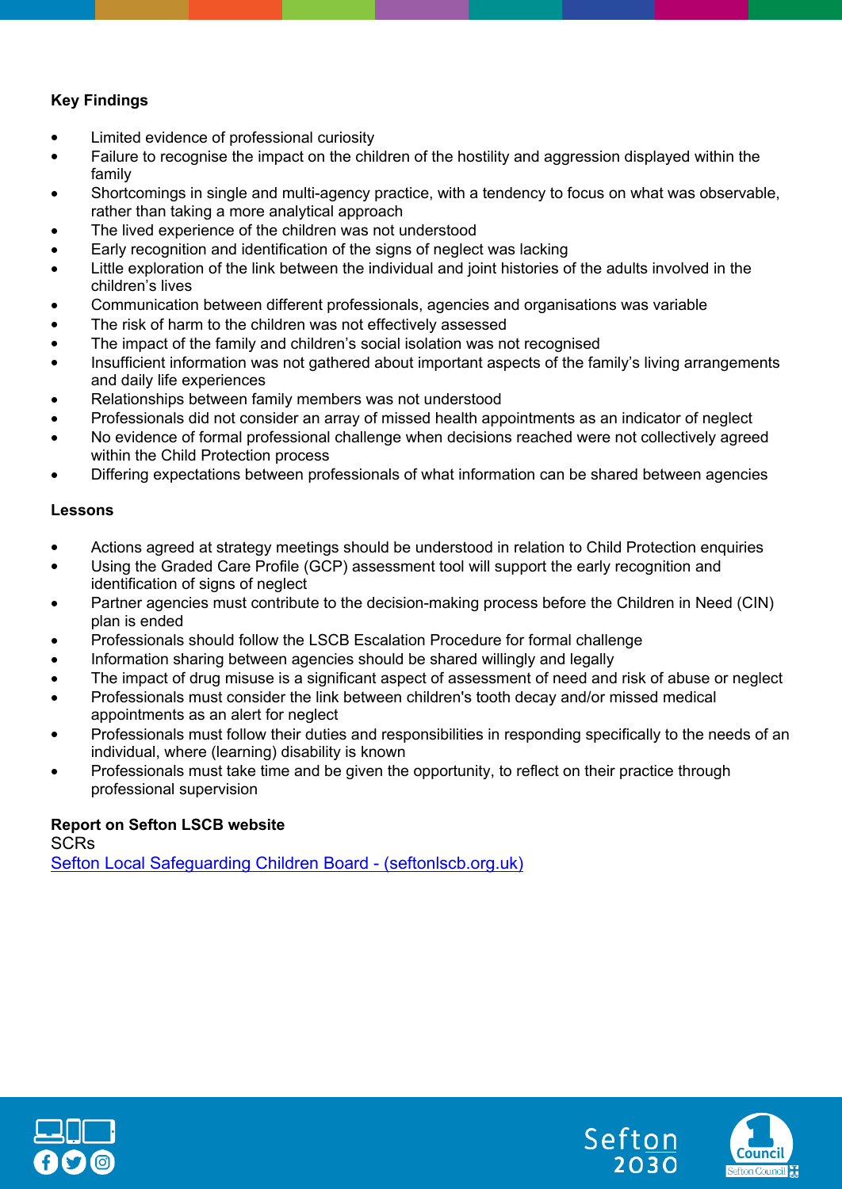**Key Findings**

- Limited evidence of professional curiosity
- Failure to recognise the impact on the children of the hostility and aggression displayed within the family
- Shortcomings in single and multi-agency practice, with a tendency to focus on what was observable, rather than taking a more analytical approach
- The lived experience of the children was not understood
- Early recognition and identification of the signs of neglect was lacking
- Little exploration of the link between the individual and joint histories of the adults involved in the children's lives
- Communication between different professionals, agencies and organisations was variable
- The risk of harm to the children was not effectively assessed
- The impact of the family and children's social isolation was not recognised
- Insufficient information was not gathered about important aspects of the family's living arrangements and daily life experiences
- Relationships between family members was not understood
- Professionals did not consider an array of missed health appointments as an indicator of neglect
- No evidence of formal professional challenge when decisions reached were not collectively agreed within the Child Protection process
- Differing expectations between professionals of what information can be shared between agencies

**Lessons**

- Actions agreed at strategy meetings should be understood in relation to Child Protection enquiries
- Using the Graded Care Profile (GCP) assessment tool will support the early recognition and identification of signs of neglect
- Partner agencies must contribute to the decision-making process before the Children in Need (CIN) plan is ended
- Professionals should follow the LSCB Escalation Procedure for formal challenge
- Information sharing between agencies should be shared willingly and legally
- The impact of drug misuse is a significant aspect of assessment of need and risk of abuse or neglect
- Professionals must consider the link between children's tooth decay and/or missed medical appointments as an alert for neglect
- Professionals must follow their duties and responsibilities in responding specifically to the needs of an individual, where (learning) disability is known
- Professionals must take time and be given the opportunity, to reflect on their practice through professional supervision

**Report on Sefton LSCB website**
SCRs
[Sefton Local Safeguarding Children Board - (seftonlscb.org.uk)](https://seftonlscb.org.uk)